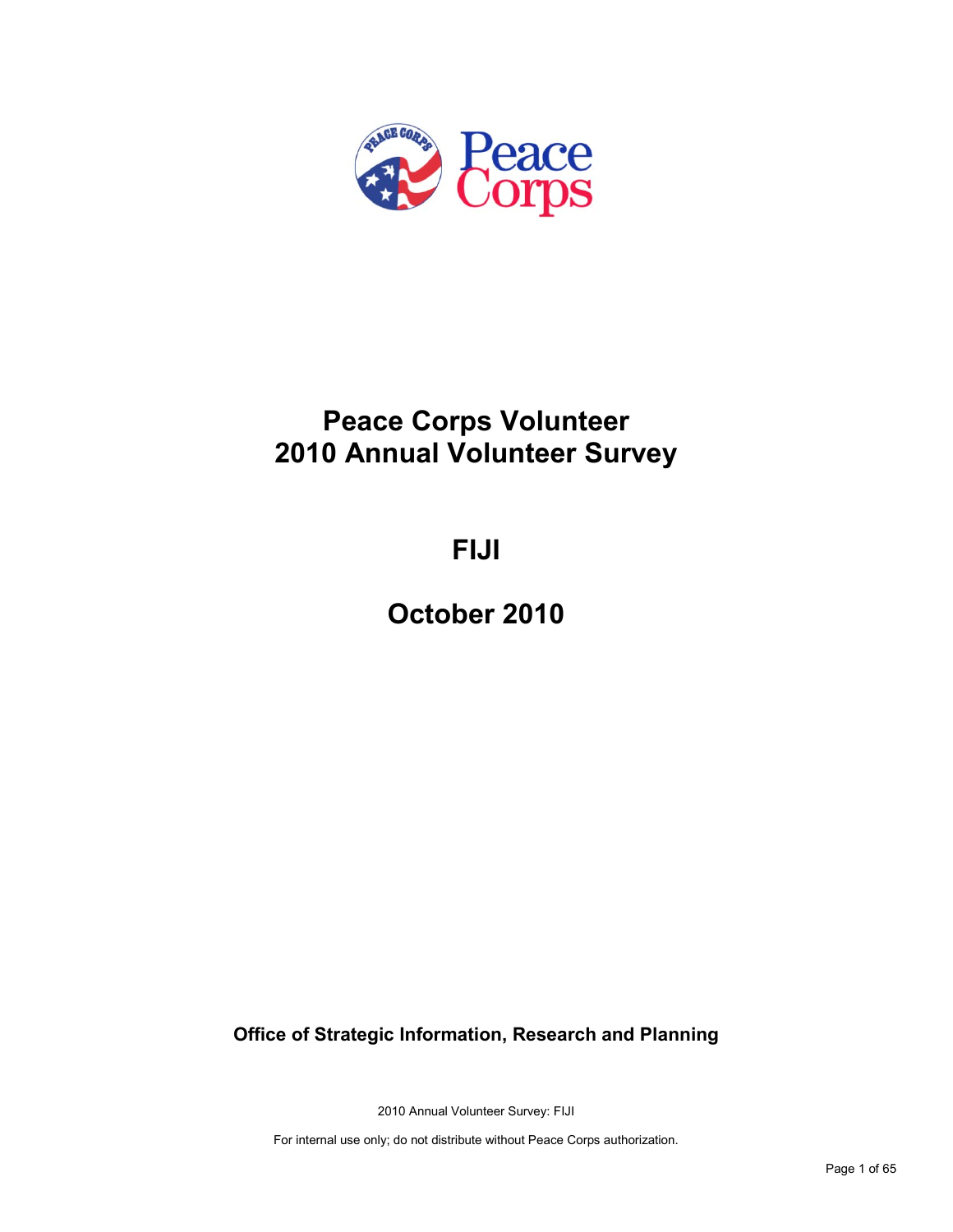# Peace Corps Volunteer
# 2010 Annual Volunteer Survey

## FIJI

## October 2010

**Office of Strategic Information, Research and Planning**

For internal use only; do not distribute without Peace Corps authorization.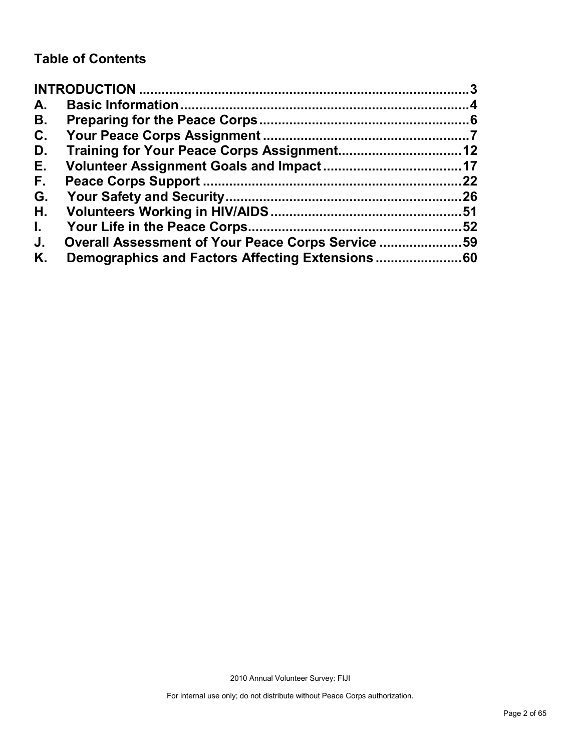## Table of Contents

**INTRODUCTION** ........................................................................ **3**

**A. Basic Information** ........................................................................ **4**

**B. Preparing for the Peace Corps** ........................................................ **6**

**C. Your Peace Corps Assignment** ......................................................... **7**

**D. Training for Your Peace Corps Assignment** ...................................... **12**

**E. Volunteer Assignment Goals and Impact** ......................................... **17**

**F. Peace Corps Support** ..................................................................... **22**

**G. Your Safety and Security** ............................................................... **26**

**H. Volunteers Working in HIV/AIDS** ................................................... **51**

**I. Your Life in the Peace Corps** ........................................................... **52**

**J. Overall Assessment of Your Peace Corps Service** ............................. **59**

**K. Demographics and Factors Affecting Extensions** ............................. **60**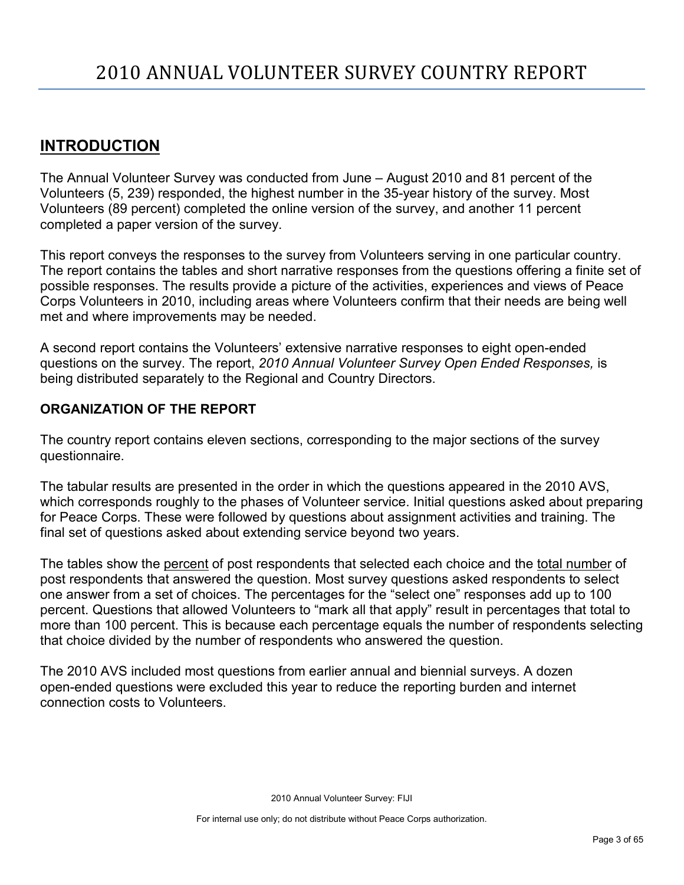# 2010 ANNUAL VOLUNTEER SURVEY COUNTRY REPORT

## INTRODUCTION

The Annual Volunteer Survey was conducted from June – August 2010 and 81 percent of the Volunteers (5, 239) responded, the highest number in the 35-year history of the survey. Most Volunteers (89 percent) completed the online version of the survey, and another 11 percent completed a paper version of the survey.

This report conveys the responses to the survey from Volunteers serving in one particular country. The report contains the tables and short narrative responses from the questions offering a finite set of possible responses. The results provide a picture of the activities, experiences and views of Peace Corps Volunteers in 2010, including areas where Volunteers confirm that their needs are being well met and where improvements may be needed.

A second report contains the Volunteers' extensive narrative responses to eight open-ended questions on the survey. The report, *2010 Annual Volunteer Survey Open Ended Responses,* is being distributed separately to the Regional and Country Directors.

### ORGANIZATION OF THE REPORT

The country report contains eleven sections, corresponding to the major sections of the survey questionnaire.

The tabular results are presented in the order in which the questions appeared in the 2010 AVS, which corresponds roughly to the phases of Volunteer service. Initial questions asked about preparing for Peace Corps. These were followed by questions about assignment activities and training. The final set of questions asked about extending service beyond two years.

The tables show the percent of post respondents that selected each choice and the total number of post respondents that answered the question. Most survey questions asked respondents to select one answer from a set of choices. The percentages for the "select one" responses add up to 100 percent. Questions that allowed Volunteers to "mark all that apply" result in percentages that total to more than 100 percent. This is because each percentage equals the number of respondents selecting that choice divided by the number of respondents who answered the question.

The 2010 AVS included most questions from earlier annual and biennial surveys. A dozen open-ended questions were excluded this year to reduce the reporting burden and internet connection costs to Volunteers.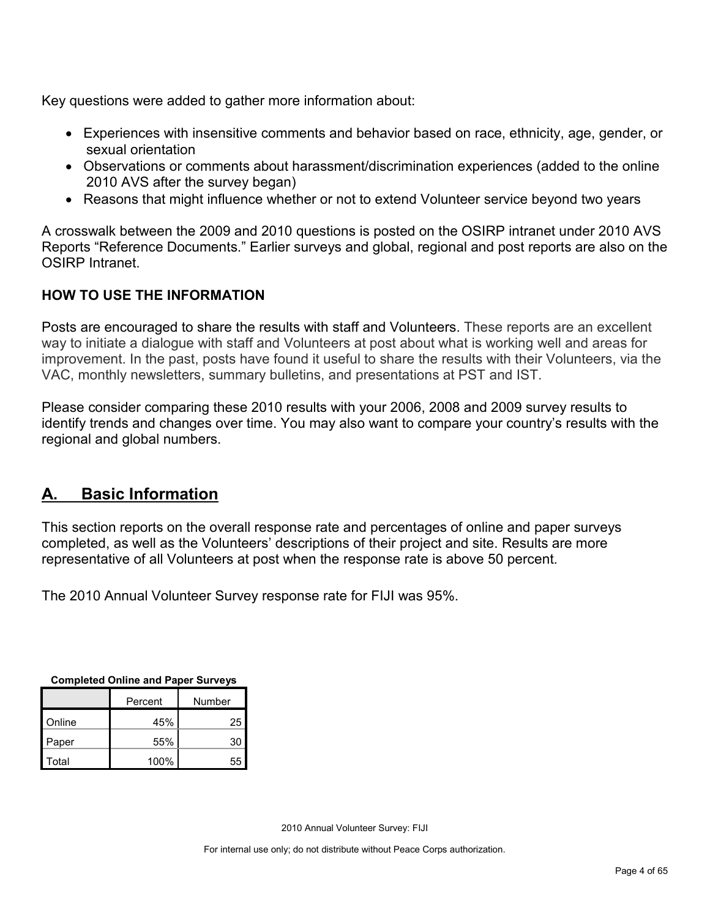Key questions were added to gather more information about:

- Experiences with insensitive comments and behavior based on race, ethnicity, age, gender, or sexual orientation
- Observations or comments about harassment/discrimination experiences (added to the online 2010 AVS after the survey began)
- Reasons that might influence whether or not to extend Volunteer service beyond two years

A crosswalk between the 2009 and 2010 questions is posted on the OSIRP intranet under 2010 AVS Reports "Reference Documents." Earlier surveys and global, regional and post reports are also on the OSIRP Intranet.

**HOW TO USE THE INFORMATION**

Posts are encouraged to share the results with staff and Volunteers. These reports are an excellent way to initiate a dialogue with staff and Volunteers at post about what is working well and areas for improvement. In the past, posts have found it useful to share the results with their Volunteers, via the VAC, monthly newsletters, summary bulletins, and presentations at PST and IST.

Please consider comparing these 2010 results with your 2006, 2008 and 2009 survey results to identify trends and changes over time. You may also want to compare your country's results with the regional and global numbers.

## A. Basic Information

This section reports on the overall response rate and percentages of online and paper surveys completed, as well as the Volunteers' descriptions of their project and site. Results are more representative of all Volunteers at post when the response rate is above 50 percent.

The 2010 Annual Volunteer Survey response rate for FIJI was 95%.

**Completed Online and Paper Surveys**

| | Percent | Number |
|---|---|---|
| Online | 45% | 25 |
| Paper | 55% | 30 |
| Total | 100% | 55 |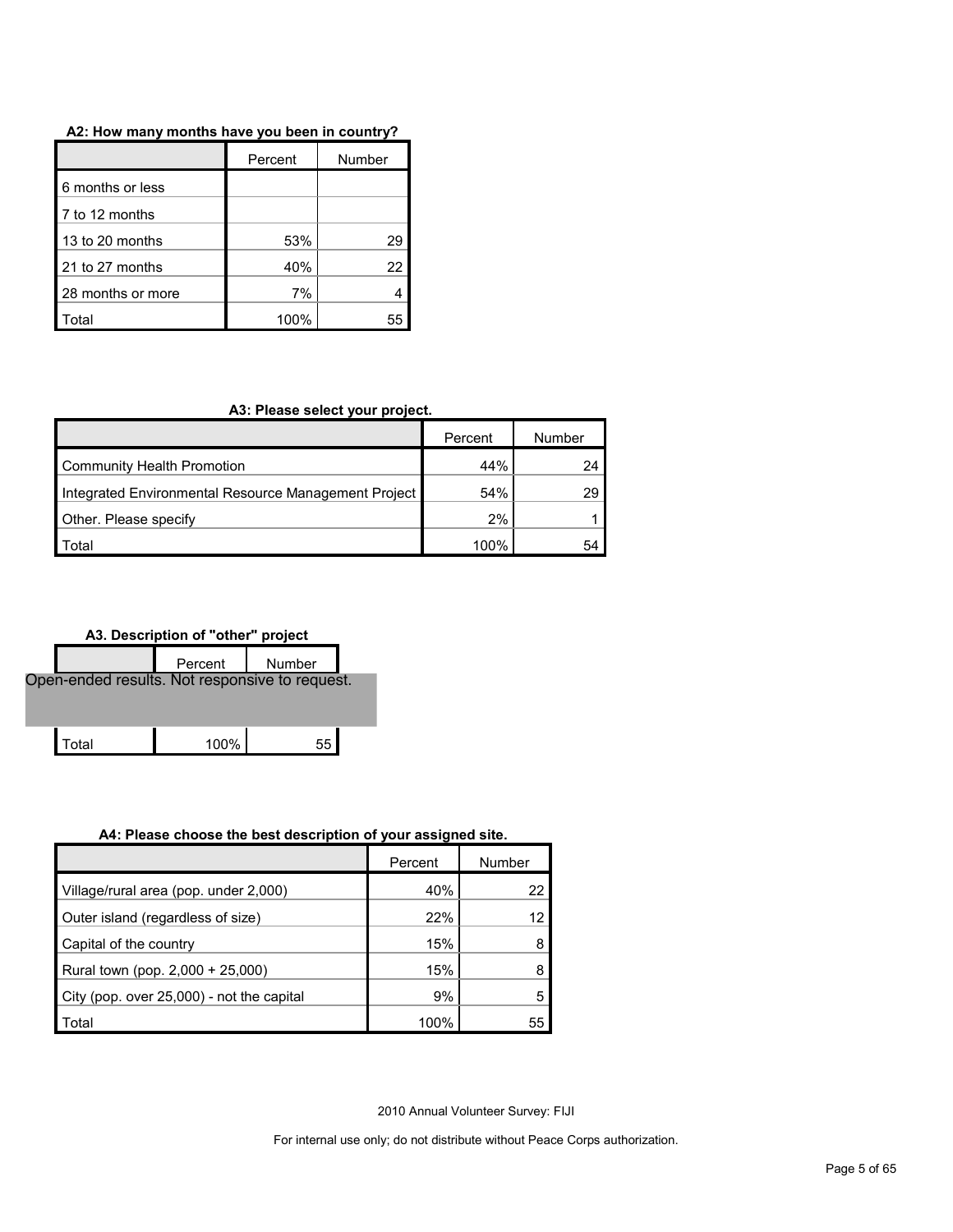**A2: How many months have you been in country?**

| | Percent | Number |
|---|---|---|
| 6 months or less | | |
| 7 to 12 months | | |
| 13 to 20 months | 53% | 29 |
| 21 to 27 months | 40% | 22 |
| 28 months or more | 7% | 4 |
| Total | 100% | 55 |

**A3: Please select your project.**

| | Percent | Number |
|---|---|---|
| Community Health Promotion | 44% | 24 |
| Integrated Environmental Resource Management Project | 54% | 29 |
| Other. Please specify | 2% | 1 |
| Total | 100% | 54 |

**A3. Description of "other" project**

| | Percent | Number |
|---|---|---|
| Open-ended results. Not responsive to request. | | |
| Total | 100% | 55 |

**A4: Please choose the best description of your assigned site.**

| | Percent | Number |
|---|---|---|
| Village/rural area (pop. under 2,000) | 40% | 22 |
| Outer island (regardless of size) | 22% | 12 |
| Capital of the country | 15% | 8 |
| Rural town (pop. 2,000 + 25,000) | 15% | 8 |
| City (pop. over 25,000) - not the capital | 9% | 5 |
| Total | 100% | 55 |

2010 Annual Volunteer Survey: FIJI

For internal use only; do not distribute without Peace Corps authorization.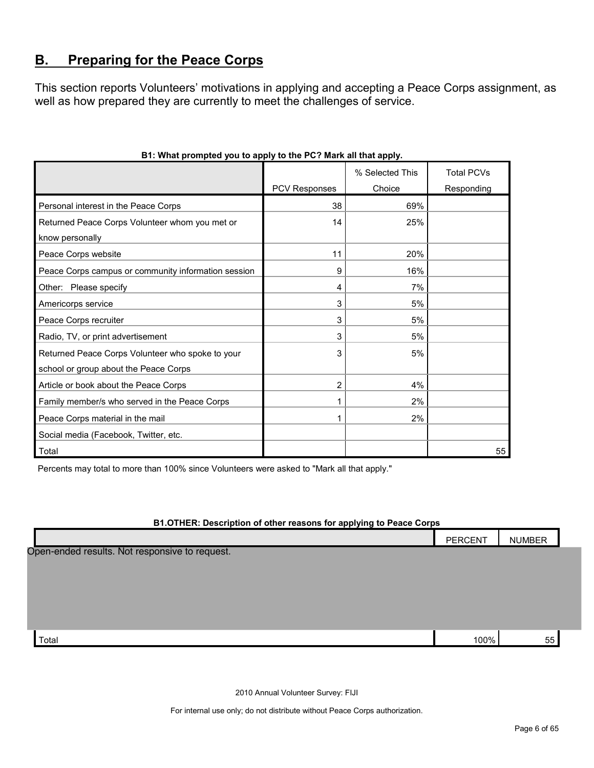## B. Preparing for the Peace Corps

This section reports Volunteers' motivations in applying and accepting a Peace Corps assignment, as well as how prepared they are currently to meet the challenges of service.

**B1: What prompted you to apply to the PC? Mark all that apply.**

| | PCV Responses | % Selected This Choice | Total PCVs Responding |
|---|---|---|---|
| Personal interest in the Peace Corps | 38 | 69% | |
| Returned Peace Corps Volunteer whom you met or know personally | 14 | 25% | |
| Peace Corps website | 11 | 20% | |
| Peace Corps campus or community information session | 9 | 16% | |
| Other: Please specify | 4 | 7% | |
| Americorps service | 3 | 5% | |
| Peace Corps recruiter | 3 | 5% | |
| Radio, TV, or print advertisement | 3 | 5% | |
| Returned Peace Corps Volunteer who spoke to your school or group about the Peace Corps | 3 | 5% | |
| Article or book about the Peace Corps | 2 | 4% | |
| Family member/s who served in the Peace Corps | 1 | 2% | |
| Peace Corps material in the mail | 1 | 2% | |
| Social media (Facebook, Twitter, etc. | | | |
| Total | | | 55 |

Percents may total to more than 100% since Volunteers were asked to "Mark all that apply."

**B1.OTHER: Description of other reasons for applying to Peace Corps**

| | PERCENT | NUMBER |
|---|---|---|
| Open-ended results. Not responsive to request. | | |
| Total | 100% | 55 |

2010 Annual Volunteer Survey: FIJI

For internal use only; do not distribute without Peace Corps authorization.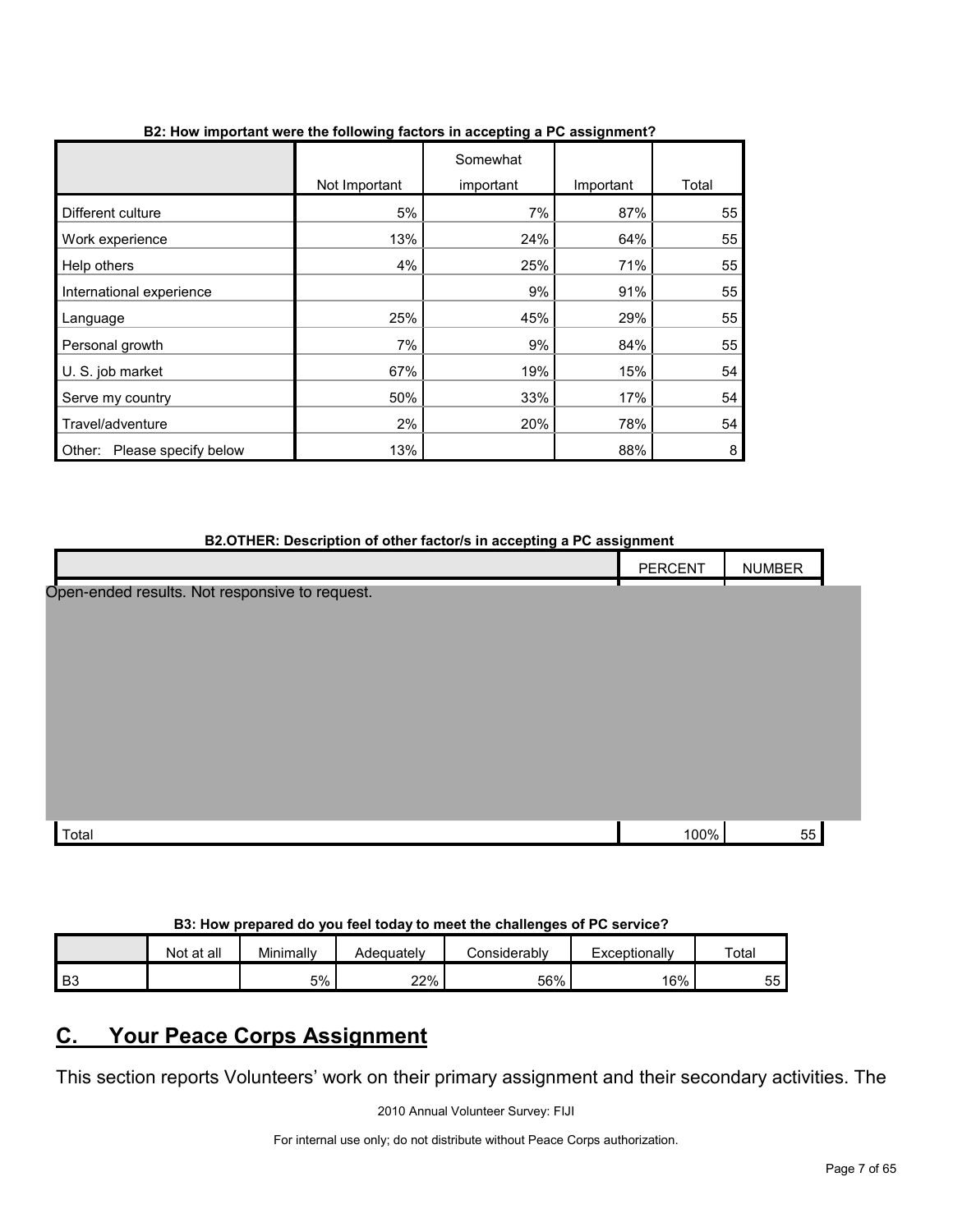**B2: How important were the following factors in accepting a PC assignment?**

| | Not Important | Somewhat important | Important | Total |
|---|---|---|---|---|
| Different culture | 5% | 7% | 87% | 55 |
| Work experience | 13% | 24% | 64% | 55 |
| Help others | 4% | 25% | 71% | 55 |
| International experience | | 9% | 91% | 55 |
| Language | 25% | 45% | 29% | 55 |
| Personal growth | 7% | 9% | 84% | 55 |
| U. S. job market | 67% | 19% | 15% | 54 |
| Serve my country | 50% | 33% | 17% | 54 |
| Travel/adventure | 2% | 20% | 78% | 54 |
| Other: Please specify below | 13% | | 88% | 8 |

**B2.OTHER: Description of other factor/s in accepting a PC assignment**

| | PERCENT | NUMBER |
|---|---|---|
| Open-ended results. Not responsive to request. | | |
| Total | 100% | 55 |

**B3: How prepared do you feel today to meet the challenges of PC service?**

| | Not at all | Minimally | Adequately | Considerably | Exceptionally | Total |
|---|---|---|---|---|---|---|
| B3 | | 5% | 22% | 56% | 16% | 55 |

## C. Your Peace Corps Assignment

This section reports Volunteers' work on their primary assignment and their secondary activities. The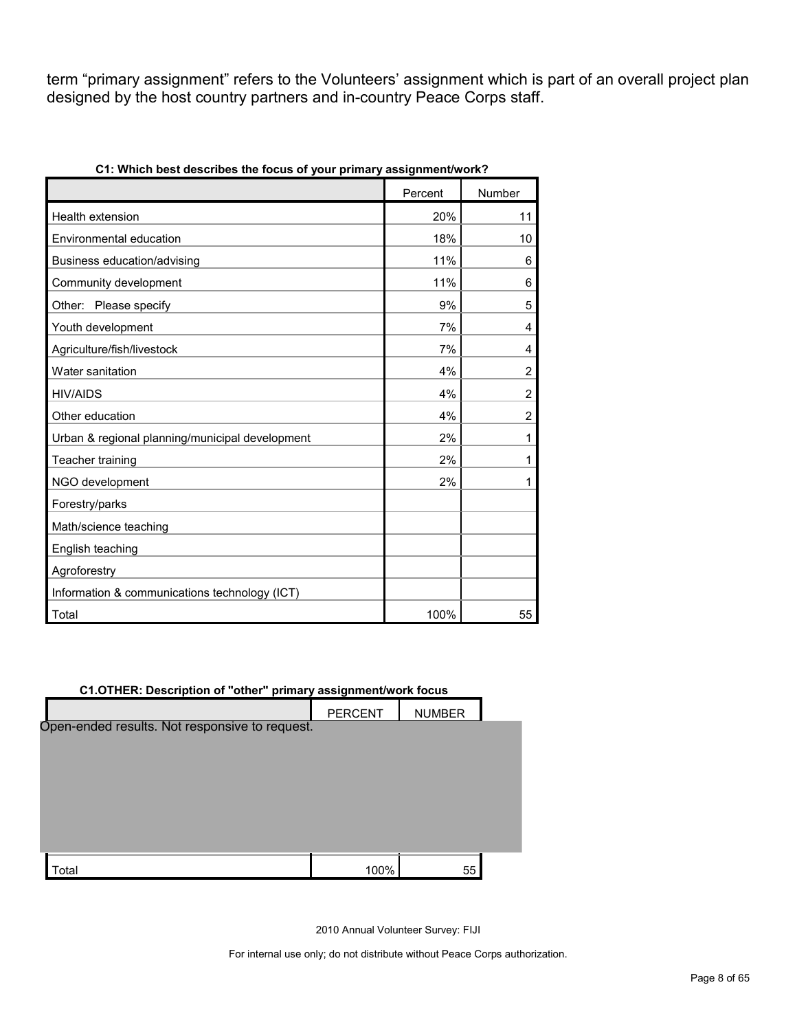term "primary assignment" refers to the Volunteers' assignment which is part of an overall project plan designed by the host country partners and in-country Peace Corps staff.

**C1: Which best describes the focus of your primary assignment/work?**

| | Percent | Number |
|---|---|---|
| Health extension | 20% | 11 |
| Environmental education | 18% | 10 |
| Business education/advising | 11% | 6 |
| Community development | 11% | 6 |
| Other: Please specify | 9% | 5 |
| Youth development | 7% | 4 |
| Agriculture/fish/livestock | 7% | 4 |
| Water sanitation | 4% | 2 |
| HIV/AIDS | 4% | 2 |
| Other education | 4% | 2 |
| Urban & regional planning/municipal development | 2% | 1 |
| Teacher training | 2% | 1 |
| NGO development | 2% | 1 |
| Forestry/parks | | |
| Math/science teaching | | |
| English teaching | | |
| Agroforestry | | |
| Information & communications technology (ICT) | | |
| Total | 100% | 55 |

**C1.OTHER: Description of "other" primary assignment/work focus**

| | PERCENT | NUMBER |
|---|---|---|
| Open-ended results. Not responsive to request. | | |
| Total | 100% | 55 |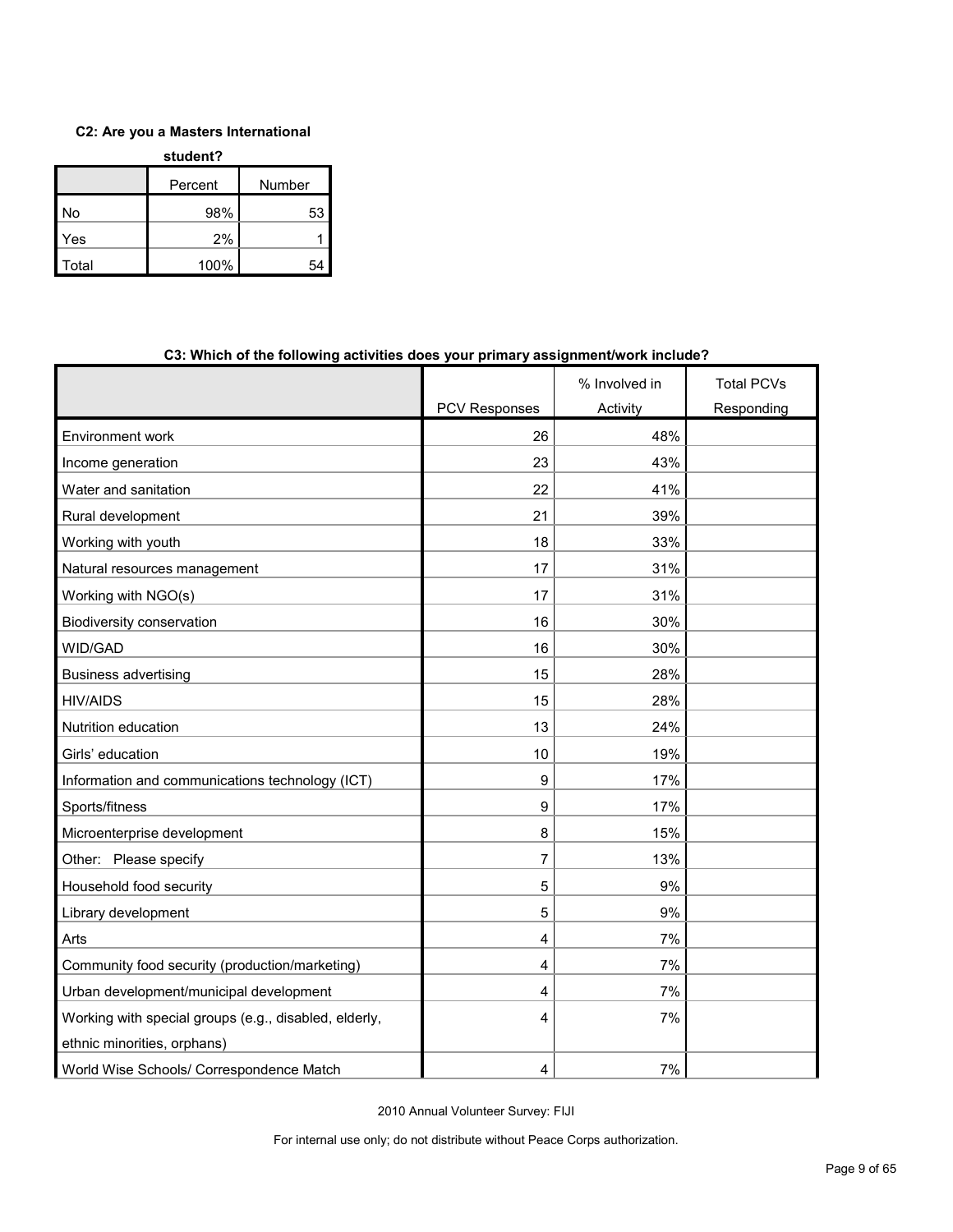**C2: Are you a Masters International student?**

| | Percent | Number |
|---|---|---|
| No | 98% | 53 |
| Yes | 2% | 1 |
| Total | 100% | 54 |

**C3: Which of the following activities does your primary assignment/work include?**

| | PCV Responses | % Involved in Activity | Total PCVs Responding |
|---|---|---|---|
| Environment work | 26 | 48% | |
| Income generation | 23 | 43% | |
| Water and sanitation | 22 | 41% | |
| Rural development | 21 | 39% | |
| Working with youth | 18 | 33% | |
| Natural resources management | 17 | 31% | |
| Working with NGO(s) | 17 | 31% | |
| Biodiversity conservation | 16 | 30% | |
| WID/GAD | 16 | 30% | |
| Business advertising | 15 | 28% | |
| HIV/AIDS | 15 | 28% | |
| Nutrition education | 13 | 24% | |
| Girls' education | 10 | 19% | |
| Information and communications technology (ICT) | 9 | 17% | |
| Sports/fitness | 9 | 17% | |
| Microenterprise development | 8 | 15% | |
| Other: Please specify | 7 | 13% | |
| Household food security | 5 | 9% | |
| Library development | 5 | 9% | |
| Arts | 4 | 7% | |
| Community food security (production/marketing) | 4 | 7% | |
| Urban development/municipal development | 4 | 7% | |
| Working with special groups (e.g., disabled, elderly, ethnic minorities, orphans) | 4 | 7% | |
| World Wise Schools/ Correspondence Match | 4 | 7% | |

2010 Annual Volunteer Survey: FIJI

For internal use only; do not distribute without Peace Corps authorization.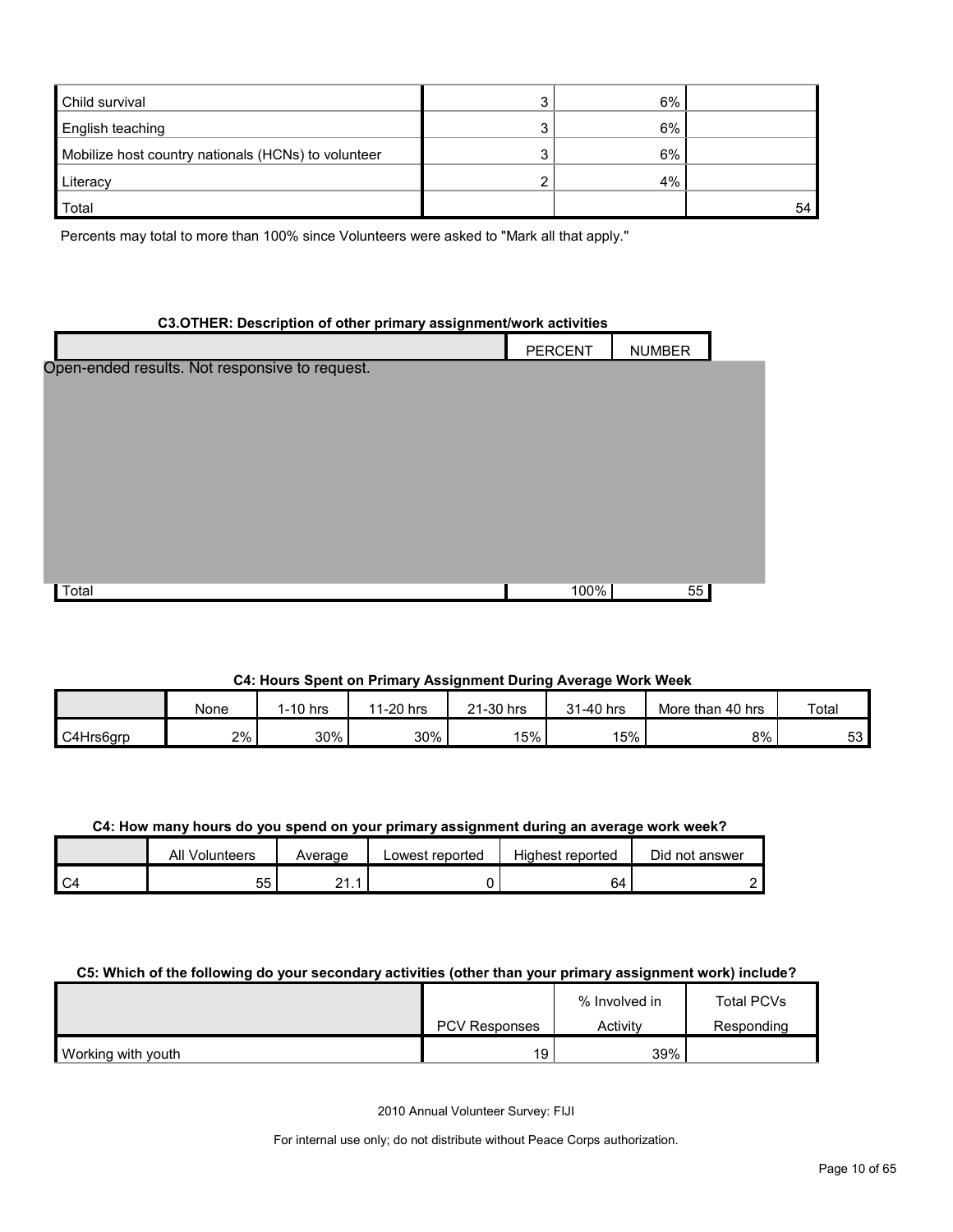| | | | |
|---|---|---|---|
| Child survival | 3 | 6% | |
| English teaching | 3 | 6% | |
| Mobilize host country nationals (HCNs) to volunteer | 3 | 6% | |
| Literacy | 2 | 4% | |
| Total | | | 54 |

Percents may total to more than 100% since Volunteers were asked to "Mark all that apply."

**C3.OTHER: Description of other primary assignment/work activities**

| | PERCENT | NUMBER |
|---|---|---|
| Open-ended results. Not responsive to request. | | |
| Total | 100% | 55 |

**C4: Hours Spent on Primary Assignment During Average Work Week**

| | None | 1-10 hrs | 11-20 hrs | 21-30 hrs | 31-40 hrs | More than 40 hrs | Total |
|---|---|---|---|---|---|---|---|
| C4Hrs6grp | 2% | 30% | 30% | 15% | 15% | 8% | 53 |

**C4: How many hours do you spend on your primary assignment during an average work week?**

| | All Volunteers | Average | Lowest reported | Highest reported | Did not answer |
|---|---|---|---|---|---|
| C4 | 55 | 21.1 | 0 | 64 | 2 |

**C5: Which of the following do your secondary activities (other than your primary assignment work) include?**

| | PCV Responses | % Involved in Activity | Total PCVs Responding |
|---|---|---|---|
| Working with youth | 19 | 39% | |

2010 Annual Volunteer Survey: FIJI

For internal use only; do not distribute without Peace Corps authorization.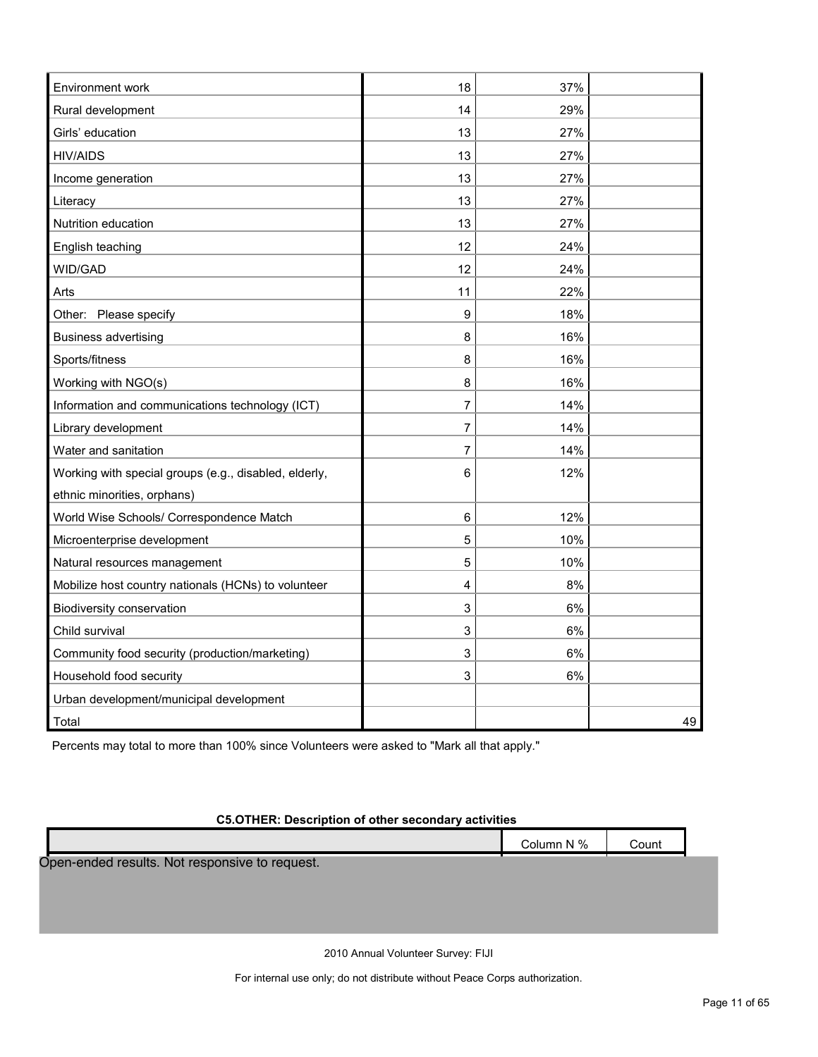| | | | |
|---|---|---|---|
| Environment work | 18 | 37% | |
| Rural development | 14 | 29% | |
| Girls' education | 13 | 27% | |
| HIV/AIDS | 13 | 27% | |
| Income generation | 13 | 27% | |
| Literacy | 13 | 27% | |
| Nutrition education | 13 | 27% | |
| English teaching | 12 | 24% | |
| WID/GAD | 12 | 24% | |
| Arts | 11 | 22% | |
| Other: Please specify | 9 | 18% | |
| Business advertising | 8 | 16% | |
| Sports/fitness | 8 | 16% | |
| Working with NGO(s) | 8 | 16% | |
| Information and communications technology (ICT) | 7 | 14% | |
| Library development | 7 | 14% | |
| Water and sanitation | 7 | 14% | |
| Working with special groups (e.g., disabled, elderly, ethnic minorities, orphans) | 6 | 12% | |
| World Wise Schools/ Correspondence Match | 6 | 12% | |
| Microenterprise development | 5 | 10% | |
| Natural resources management | 5 | 10% | |
| Mobilize host country nationals (HCNs) to volunteer | 4 | 8% | |
| Biodiversity conservation | 3 | 6% | |
| Child survival | 3 | 6% | |
| Community food security (production/marketing) | 3 | 6% | |
| Household food security | 3 | 6% | |
| Urban development/municipal development | | | |
| Total | | | 49 |

Percents may total to more than 100% since Volunteers were asked to "Mark all that apply."

**C5.OTHER: Description of other secondary activities**

| | Column N % | Count |
|---|---|---|

Open-ended results. Not responsive to request.

2010 Annual Volunteer Survey: FIJI

For internal use only; do not distribute without Peace Corps authorization.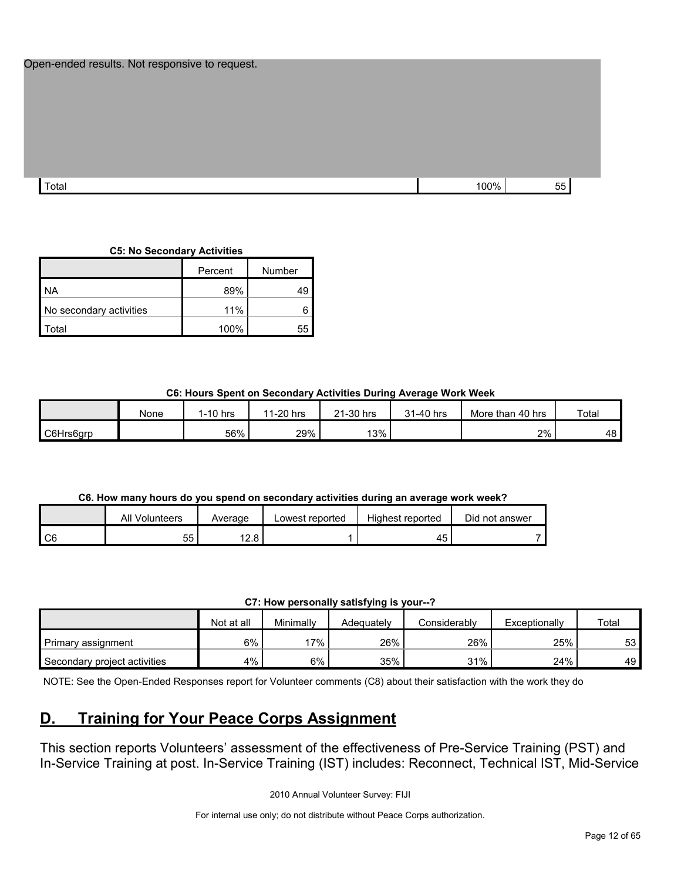Open-ended results. Not responsive to request.

| Total | 100% | 55 |
|---|---|---|

**C5: No Secondary Activities**

| | Percent | Number |
|---|---|---|
| NA | 89% | 49 |
| No secondary activities | 11% | 6 |
| Total | 100% | 55 |

**C6: Hours Spent on Secondary Activities During Average Work Week**

| | None | 1-10 hrs | 11-20 hrs | 21-30 hrs | 31-40 hrs | More than 40 hrs | Total |
|---|---|---|---|---|---|---|---|
| C6Hrs6grp | | 56% | 29% | 13% | | 2% | 48 |

**C6. How many hours do you spend on secondary activities during an average work week?**

| | All Volunteers | Average | Lowest reported | Highest reported | Did not answer |
|---|---|---|---|---|---|
| C6 | 55 | 12.8 | 1 | 45 | 7 |

**C7: How personally satisfying is your--?**

| | Not at all | Minimally | Adequately | Considerably | Exceptionally | Total |
|---|---|---|---|---|---|---|
| Primary assignment | 6% | 17% | 26% | 26% | 25% | 53 |
| Secondary project activities | 4% | 6% | 35% | 31% | 24% | 49 |

NOTE: See the Open-Ended Responses report for Volunteer comments (C8) about their satisfaction with the work they do

## D. Training for Your Peace Corps Assignment

This section reports Volunteers' assessment of the effectiveness of Pre-Service Training (PST) and In-Service Training at post. In-Service Training (IST) includes: Reconnect, Technical IST, Mid-Service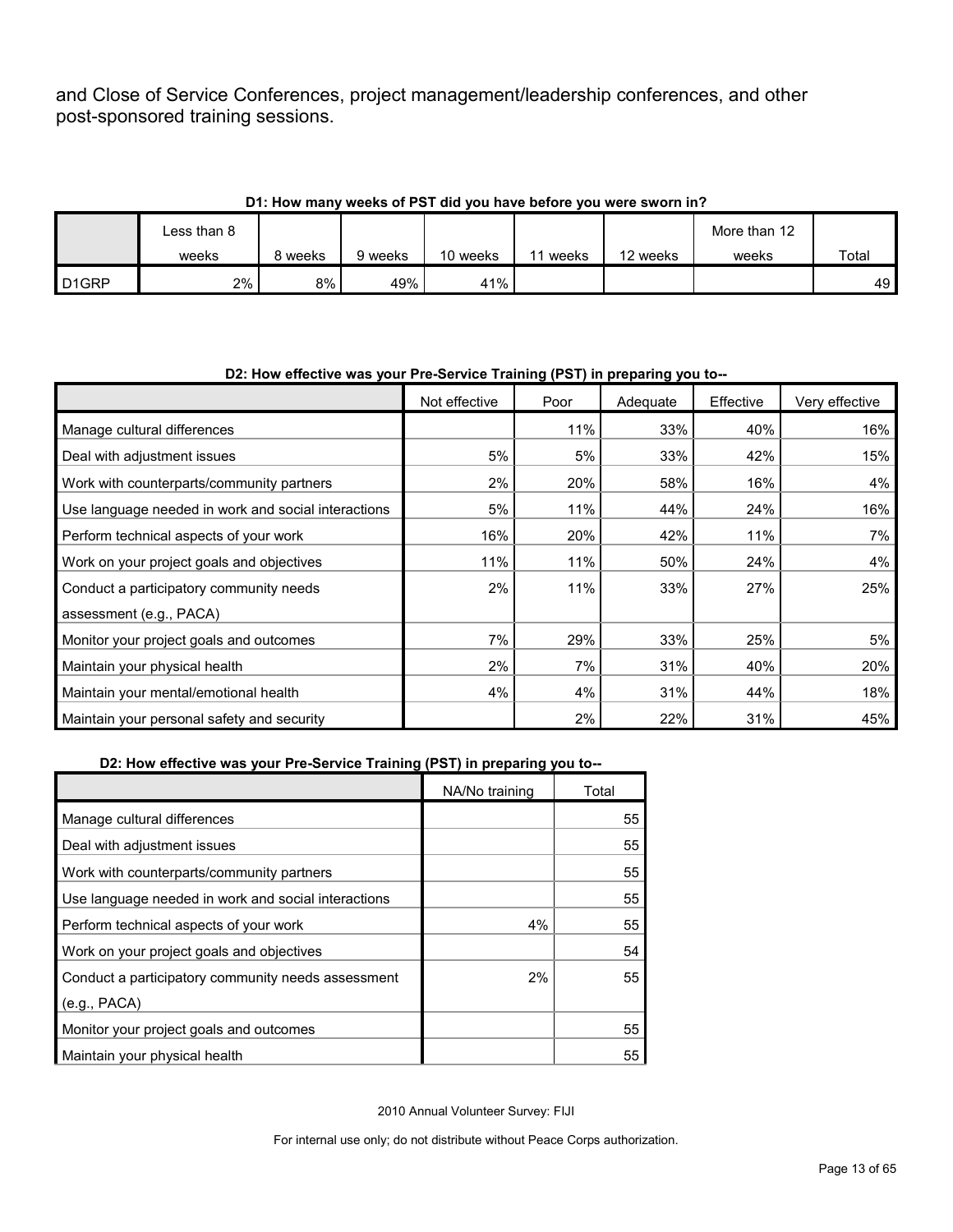and Close of Service Conferences, project management/leadership conferences, and other post-sponsored training sessions.

**D1: How many weeks of PST did you have before you were sworn in?**

| | Less than 8 weeks | 8 weeks | 9 weeks | 10 weeks | 11 weeks | 12 weeks | More than 12 weeks | Total |
|---|---|---|---|---|---|---|---|---|
| D1GRP | 2% | 8% | 49% | 41% | | | | 49 |

**D2: How effective was your Pre-Service Training (PST) in preparing you to--**

| | Not effective | Poor | Adequate | Effective | Very effective | NA/No training | Total |
|---|---|---|---|---|---|---|---|
| Manage cultural differences | | 11% | 33% | 40% | 16% | | 55 |
| Deal with adjustment issues | 5% | 5% | 33% | 42% | 15% | | 55 |
| Work with counterparts/community partners | 2% | 20% | 58% | 16% | 4% | | 55 |
| Use language needed in work and social interactions | 5% | 11% | 44% | 24% | 16% | | 55 |
| Perform technical aspects of your work | 16% | 20% | 42% | 11% | 7% | 4% | 55 |
| Work on your project goals and objectives | 11% | 11% | 50% | 24% | 4% | | 54 |
| Conduct a participatory community needs assessment (e.g., PACA) | 2% | 11% | 33% | 27% | 25% | 2% | 55 |
| Monitor your project goals and outcomes | 7% | 29% | 33% | 25% | 5% | | 55 |
| Maintain your physical health | 2% | 7% | 31% | 40% | 20% | | 55 |
| Maintain your mental/emotional health | 4% | 4% | 31% | 44% | 18% | | |
| Maintain your personal safety and security | | 2% | 22% | 31% | 45% | | |

2010 Annual Volunteer Survey: FIJI

For internal use only; do not distribute without Peace Corps authorization.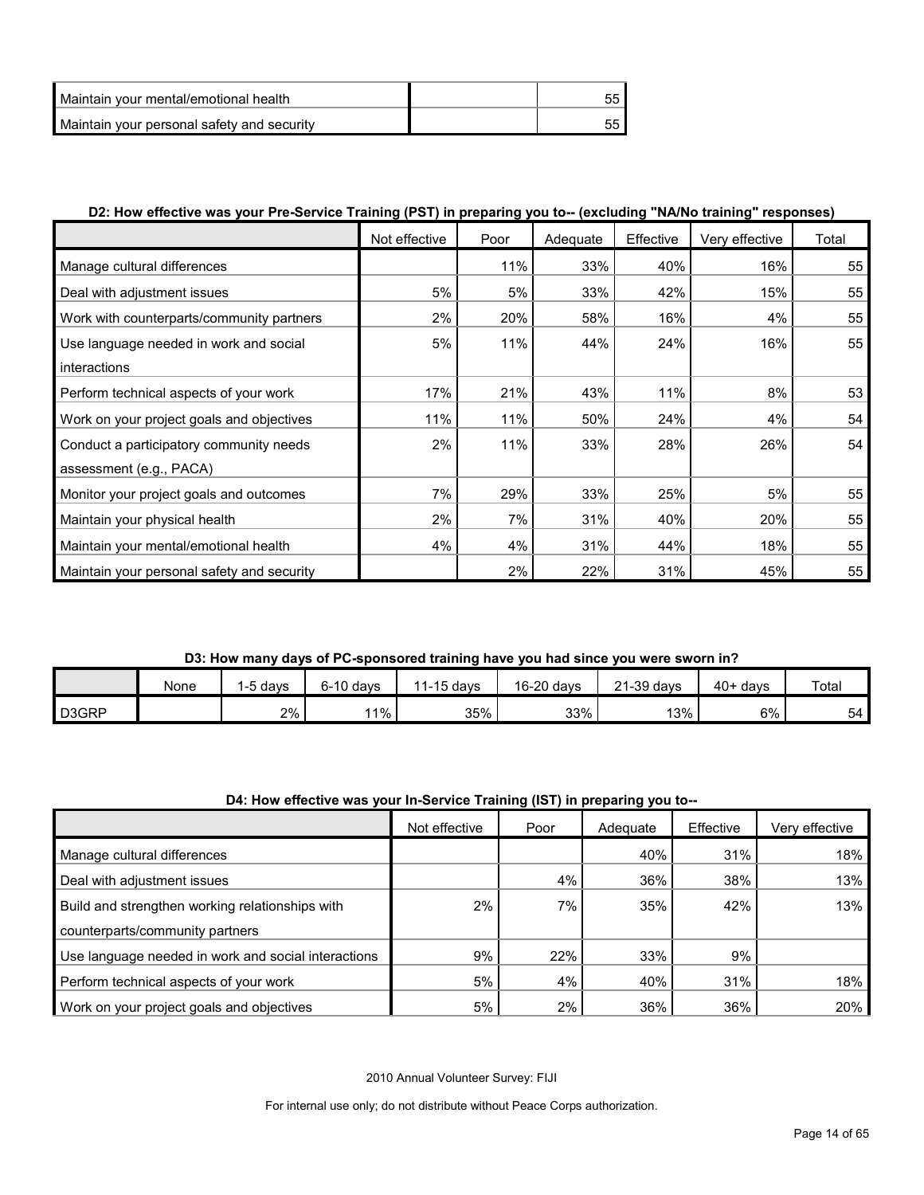| | | |
|---|---|---|
| Maintain your mental/emotional health | | 55 |
| Maintain your personal safety and security | | 55 |

**D2: How effective was your Pre-Service Training (PST) in preparing you to-- (excluding "NA/No training" responses)**

| | Not effective | Poor | Adequate | Effective | Very effective | Total |
|---|---|---|---|---|---|---|
| Manage cultural differences | | 11% | 33% | 40% | 16% | 55 |
| Deal with adjustment issues | 5% | 5% | 33% | 42% | 15% | 55 |
| Work with counterparts/community partners | 2% | 20% | 58% | 16% | 4% | 55 |
| Use language needed in work and social interactions | 5% | 11% | 44% | 24% | 16% | 55 |
| Perform technical aspects of your work | 17% | 21% | 43% | 11% | 8% | 53 |
| Work on your project goals and objectives | 11% | 11% | 50% | 24% | 4% | 54 |
| Conduct a participatory community needs assessment (e.g., PACA) | 2% | 11% | 33% | 28% | 26% | 54 |
| Monitor your project goals and outcomes | 7% | 29% | 33% | 25% | 5% | 55 |
| Maintain your physical health | 2% | 7% | 31% | 40% | 20% | 55 |
| Maintain your mental/emotional health | 4% | 4% | 31% | 44% | 18% | 55 |
| Maintain your personal safety and security | | 2% | 22% | 31% | 45% | 55 |

**D3: How many days of PC-sponsored training have you had since you were sworn in?**

| | None | 1-5 days | 6-10 days | 11-15 days | 16-20 days | 21-39 days | 40+ days | Total |
|---|---|---|---|---|---|---|---|---|
| D3GRP | | 2% | 11% | 35% | 33% | 13% | 6% | 54 |

**D4: How effective was your In-Service Training (IST) in preparing you to--**

| | Not effective | Poor | Adequate | Effective | Very effective |
|---|---|---|---|---|---|
| Manage cultural differences | | | 40% | 31% | 18% |
| Deal with adjustment issues | | 4% | 36% | 38% | 13% |
| Build and strengthen working relationships with counterparts/community partners | 2% | 7% | 35% | 42% | 13% |
| Use language needed in work and social interactions | 9% | 22% | 33% | 9% | |
| Perform technical aspects of your work | 5% | 4% | 40% | 31% | 18% |
| Work on your project goals and objectives | 5% | 2% | 36% | 36% | 20% |

2010 Annual Volunteer Survey: FIJI

For internal use only; do not distribute without Peace Corps authorization.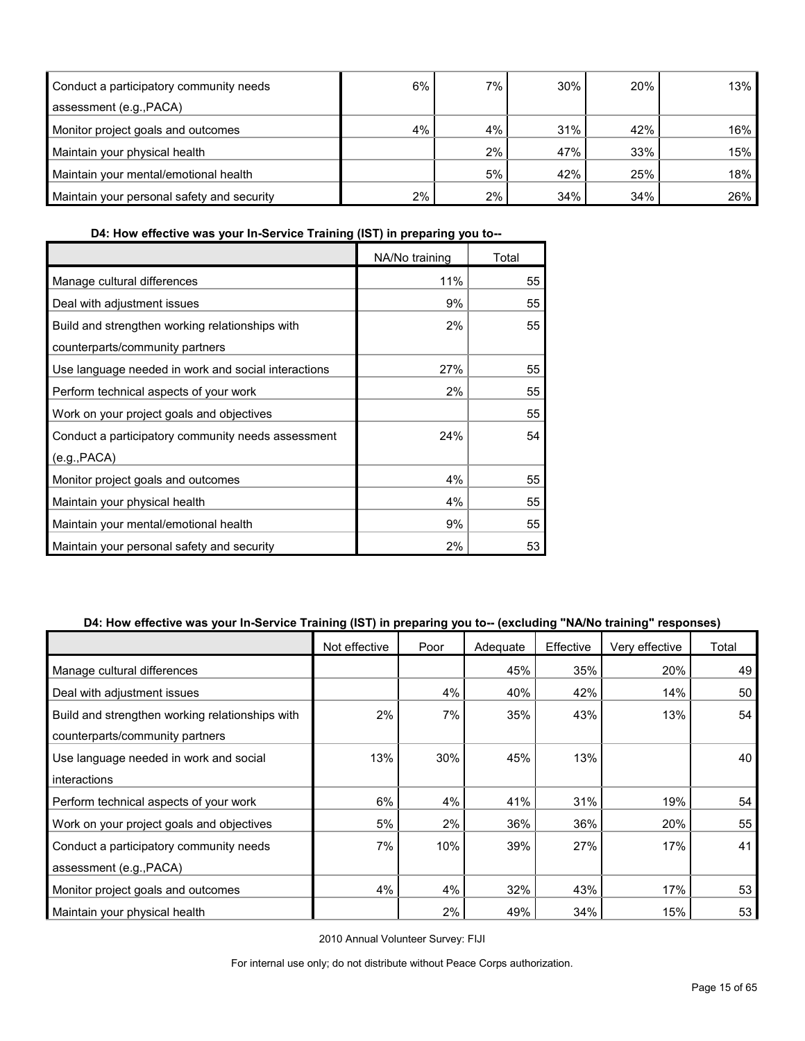| | | | | | |
|---|---|---|---|---|---|
| Conduct a participatory community needs assessment (e.g.,PACA) | 6% | 7% | 30% | 20% | 13% |
| Monitor project goals and outcomes | 4% | 4% | 31% | 42% | 16% |
| Maintain your physical health | | 2% | 47% | 33% | 15% |
| Maintain your mental/emotional health | | 5% | 42% | 25% | 18% |
| Maintain your personal safety and security | 2% | 2% | 34% | 34% | 26% |

**D4: How effective was your In-Service Training (IST) in preparing you to--**

| | NA/No training | Total |
|---|---|---|
| Manage cultural differences | 11% | 55 |
| Deal with adjustment issues | 9% | 55 |
| Build and strengthen working relationships with counterparts/community partners | 2% | 55 |
| Use language needed in work and social interactions | 27% | 55 |
| Perform technical aspects of your work | 2% | 55 |
| Work on your project goals and objectives | | 55 |
| Conduct a participatory community needs assessment (e.g.,PACA) | 24% | 54 |
| Monitor project goals and outcomes | 4% | 55 |
| Maintain your physical health | 4% | 55 |
| Maintain your mental/emotional health | 9% | 55 |
| Maintain your personal safety and security | 2% | 53 |

**D4: How effective was your In-Service Training (IST) in preparing you to-- (excluding "NA/No training" responses)**

| | Not effective | Poor | Adequate | Effective | Very effective | Total |
|---|---|---|---|---|---|---|
| Manage cultural differences | | | 45% | 35% | 20% | 49 |
| Deal with adjustment issues | | 4% | 40% | 42% | 14% | 50 |
| Build and strengthen working relationships with counterparts/community partners | 2% | 7% | 35% | 43% | 13% | 54 |
| Use language needed in work and social interactions | 13% | 30% | 45% | 13% | | 40 |
| Perform technical aspects of your work | 6% | 4% | 41% | 31% | 19% | 54 |
| Work on your project goals and objectives | 5% | 2% | 36% | 36% | 20% | 55 |
| Conduct a participatory community needs assessment (e.g.,PACA) | 7% | 10% | 39% | 27% | 17% | 41 |
| Monitor project goals and outcomes | 4% | 4% | 32% | 43% | 17% | 53 |
| Maintain your physical health | | 2% | 49% | 34% | 15% | 53 |

2010 Annual Volunteer Survey: FIJI

For internal use only; do not distribute without Peace Corps authorization.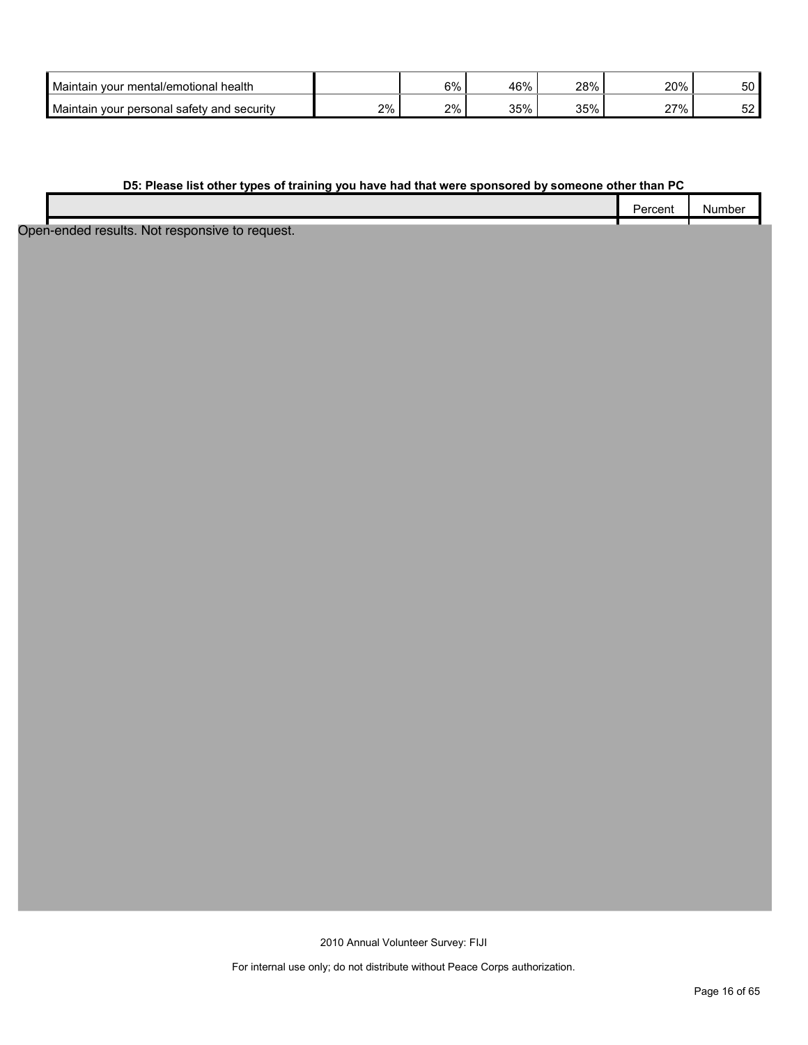| | | | | | | |
|---|---|---|---|---|---|---|
| Maintain your mental/emotional health | | 6% | 46% | 28% | 20% | 50 |
| Maintain your personal safety and security | 2% | 2% | 35% | 35% | 27% | 52 |

**D5: Please list other types of training you have had that were sponsored by someone other than PC**

| | Percent | Number |
|---|---|---|

Open-ended results. Not responsive to request.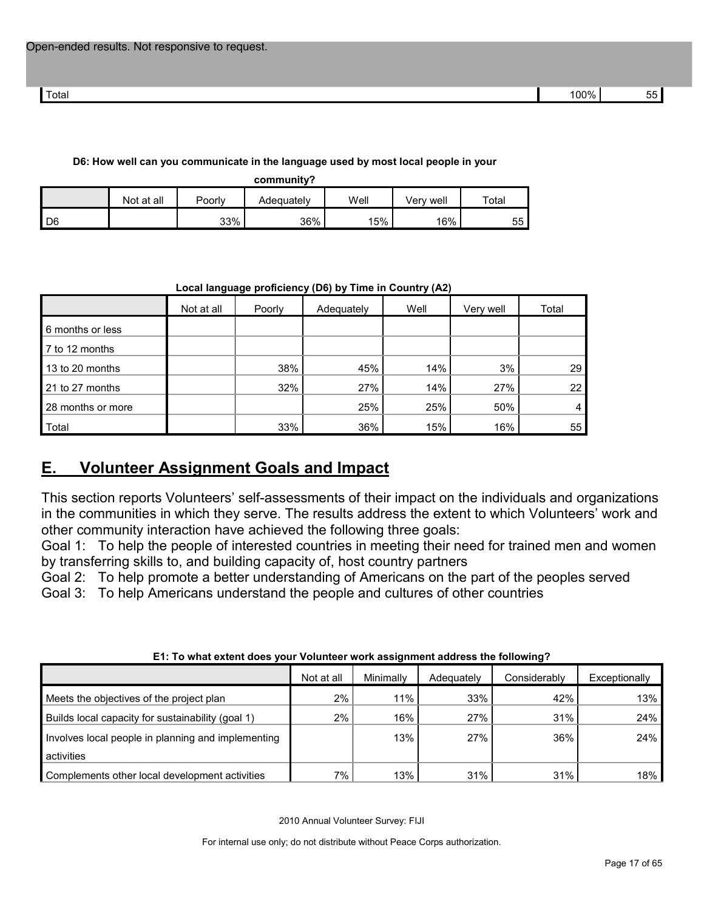Open-ended results. Not responsive to request.

| | | |
|---|---|---|
| Total | 100% | 55 |

**D6: How well can you communicate in the language used by most local people in your community?**

| | Not at all | Poorly | Adequately | Well | Very well | Total |
|---|---|---|---|---|---|---|
| D6 | | 33% | 36% | 15% | 16% | 55 |

**Local language proficiency (D6) by Time in Country (A2)**

| | Not at all | Poorly | Adequately | Well | Very well | Total |
|---|---|---|---|---|---|---|
| 6 months or less | | | | | | |
| 7 to 12 months | | | | | | |
| 13 to 20 months | | 38% | 45% | 14% | 3% | 29 |
| 21 to 27 months | | 32% | 27% | 14% | 27% | 22 |
| 28 months or more | | | 25% | 25% | 50% | 4 |
| Total | | 33% | 36% | 15% | 16% | 55 |

## E. Volunteer Assignment Goals and Impact

This section reports Volunteers' self-assessments of their impact on the individuals and organizations in the communities in which they serve. The results address the extent to which Volunteers' work and other community interaction have achieved the following three goals:

Goal 1: To help the people of interested countries in meeting their need for trained men and women by transferring skills to, and building capacity of, host country partners

Goal 2: To help promote a better understanding of Americans on the part of the peoples served

Goal 3: To help Americans understand the people and cultures of other countries

**E1: To what extent does your Volunteer work assignment address the following?**

| | Not at all | Minimally | Adequately | Considerably | Exceptionally |
|---|---|---|---|---|---|
| Meets the objectives of the project plan | 2% | 11% | 33% | 42% | 13% |
| Builds local capacity for sustainability (goal 1) | 2% | 16% | 27% | 31% | 24% |
| Involves local people in planning and implementing activities | | 13% | 27% | 36% | 24% |
| Complements other local development activities | 7% | 13% | 31% | 31% | 18% |

2010 Annual Volunteer Survey: FIJI

For internal use only; do not distribute without Peace Corps authorization.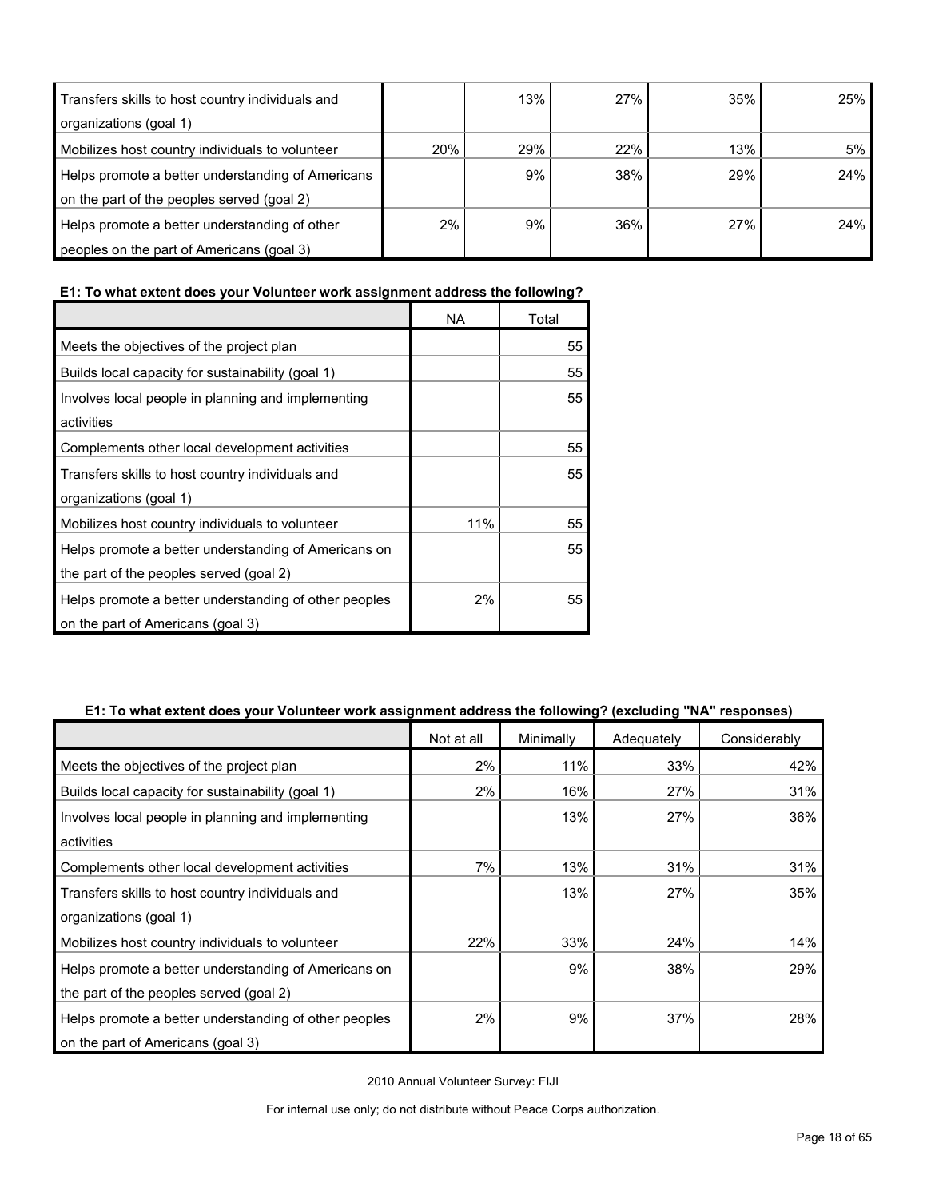| | | | | | |
|---|---|---|---|---|---|
| Transfers skills to host country individuals and organizations (goal 1) | | 13% | 27% | 35% | 25% |
| Mobilizes host country individuals to volunteer | 20% | 29% | 22% | 13% | 5% |
| Helps promote a better understanding of Americans on the part of the peoples served (goal 2) | | 9% | 38% | 29% | 24% |
| Helps promote a better understanding of other peoples on the part of Americans (goal 3) | 2% | 9% | 36% | 27% | 24% |

**E1: To what extent does your Volunteer work assignment address the following?**

| | NA | Total |
|---|---|---|
| Meets the objectives of the project plan | | 55 |
| Builds local capacity for sustainability (goal 1) | | 55 |
| Involves local people in planning and implementing activities | | 55 |
| Complements other local development activities | | 55 |
| Transfers skills to host country individuals and organizations (goal 1) | | 55 |
| Mobilizes host country individuals to volunteer | 11% | 55 |
| Helps promote a better understanding of Americans on the part of the peoples served (goal 2) | | 55 |
| Helps promote a better understanding of other peoples on the part of Americans (goal 3) | 2% | 55 |

**E1: To what extent does your Volunteer work assignment address the following? (excluding "NA" responses)**

| | Not at all | Minimally | Adequately | Considerably |
|---|---|---|---|---|
| Meets the objectives of the project plan | 2% | 11% | 33% | 42% |
| Builds local capacity for sustainability (goal 1) | 2% | 16% | 27% | 31% |
| Involves local people in planning and implementing activities | | 13% | 27% | 36% |
| Complements other local development activities | 7% | 13% | 31% | 31% |
| Transfers skills to host country individuals and organizations (goal 1) | | 13% | 27% | 35% |
| Mobilizes host country individuals to volunteer | 22% | 33% | 24% | 14% |
| Helps promote a better understanding of Americans on the part of the peoples served (goal 2) | | 9% | 38% | 29% |
| Helps promote a better understanding of other peoples on the part of Americans (goal 3) | 2% | 9% | 37% | 28% |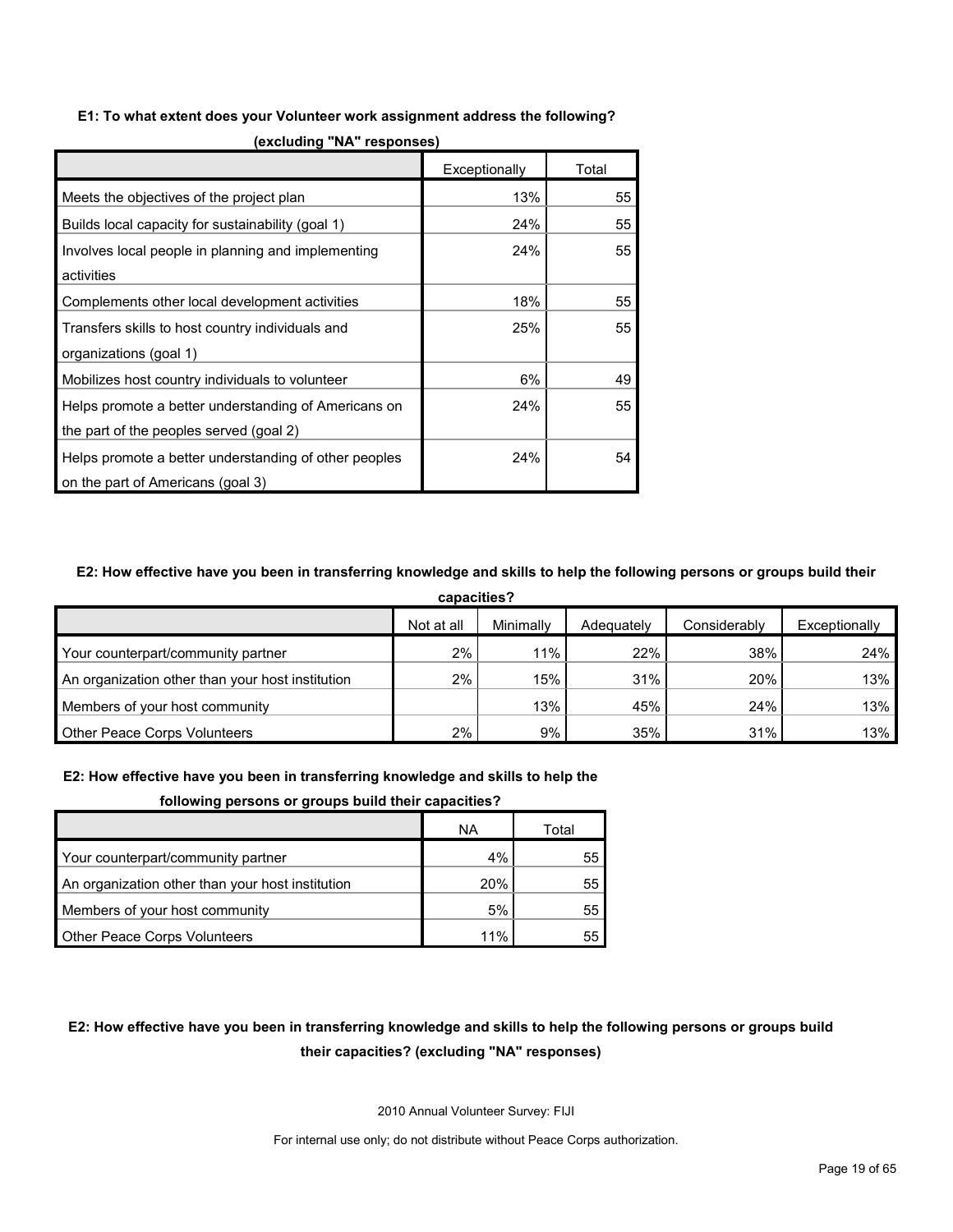**E1: To what extent does your Volunteer work assignment address the following? (excluding "NA" responses)**

| | Exceptionally | Total |
|---|---|---|
| Meets the objectives of the project plan | 13% | 55 |
| Builds local capacity for sustainability (goal 1) | 24% | 55 |
| Involves local people in planning and implementing activities | 24% | 55 |
| Complements other local development activities | 18% | 55 |
| Transfers skills to host country individuals and organizations (goal 1) | 25% | 55 |
| Mobilizes host country individuals to volunteer | 6% | 49 |
| Helps promote a better understanding of Americans on the part of the peoples served (goal 2) | 24% | 55 |
| Helps promote a better understanding of other peoples on the part of Americans (goal 3) | 24% | 54 |

**E2: How effective have you been in transferring knowledge and skills to help the following persons or groups build their capacities?**

| | Not at all | Minimally | Adequately | Considerably | Exceptionally |
|---|---|---|---|---|---|
| Your counterpart/community partner | 2% | 11% | 22% | 38% | 24% |
| An organization other than your host institution | 2% | 15% | 31% | 20% | 13% |
| Members of your host community | | 13% | 45% | 24% | 13% |
| Other Peace Corps Volunteers | 2% | 9% | 35% | 31% | 13% |

**E2: How effective have you been in transferring knowledge and skills to help the following persons or groups build their capacities?**

| | NA | Total |
|---|---|---|
| Your counterpart/community partner | 4% | 55 |
| An organization other than your host institution | 20% | 55 |
| Members of your host community | 5% | 55 |
| Other Peace Corps Volunteers | 11% | 55 |

**E2: How effective have you been in transferring knowledge and skills to help the following persons or groups build their capacities? (excluding "NA" responses)**

2010 Annual Volunteer Survey: FIJI

For internal use only; do not distribute without Peace Corps authorization.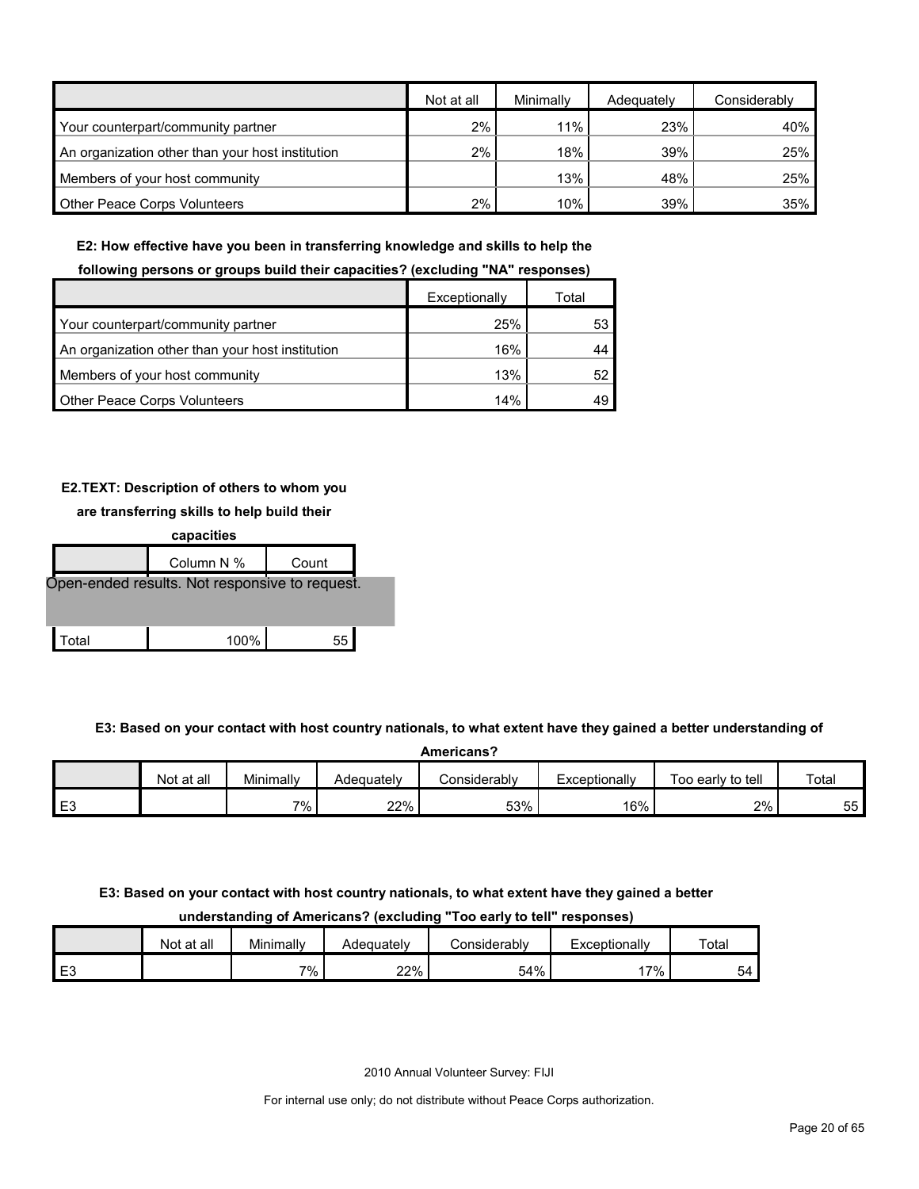| | Not at all | Minimally | Adequately | Considerably |
|---|---|---|---|---|
| Your counterpart/community partner | 2% | 11% | 23% | 40% |
| An organization other than your host institution | 2% | 18% | 39% | 25% |
| Members of your host community | | 13% | 48% | 25% |
| Other Peace Corps Volunteers | 2% | 10% | 39% | 35% |

**E2: How effective have you been in transferring knowledge and skills to help the following persons or groups build their capacities? (excluding "NA" responses)**

| | Exceptionally | Total |
|---|---|---|
| Your counterpart/community partner | 25% | 53 |
| An organization other than your host institution | 16% | 44 |
| Members of your host community | 13% | 52 |
| Other Peace Corps Volunteers | 14% | 49 |

**E2.TEXT: Description of others to whom you are transferring skills to help build their capacities**

| | Column N % | Count |
|---|---|---|
| Open-ended results. Not responsive to request. | | |
| Total | 100% | 55 |

**E3: Based on your contact with host country nationals, to what extent have they gained a better understanding of Americans?**

| | Not at all | Minimally | Adequately | Considerably | Exceptionally | Too early to tell | Total |
|---|---|---|---|---|---|---|---|
| E3 | | 7% | 22% | 53% | 16% | 2% | 55 |

**E3: Based on your contact with host country nationals, to what extent have they gained a better understanding of Americans? (excluding "Too early to tell" responses)**

| | Not at all | Minimally | Adequately | Considerably | Exceptionally | Total |
|---|---|---|---|---|---|---|
| E3 | | 7% | 22% | 54% | 17% | 54 |

2010 Annual Volunteer Survey: FIJI

For internal use only; do not distribute without Peace Corps authorization.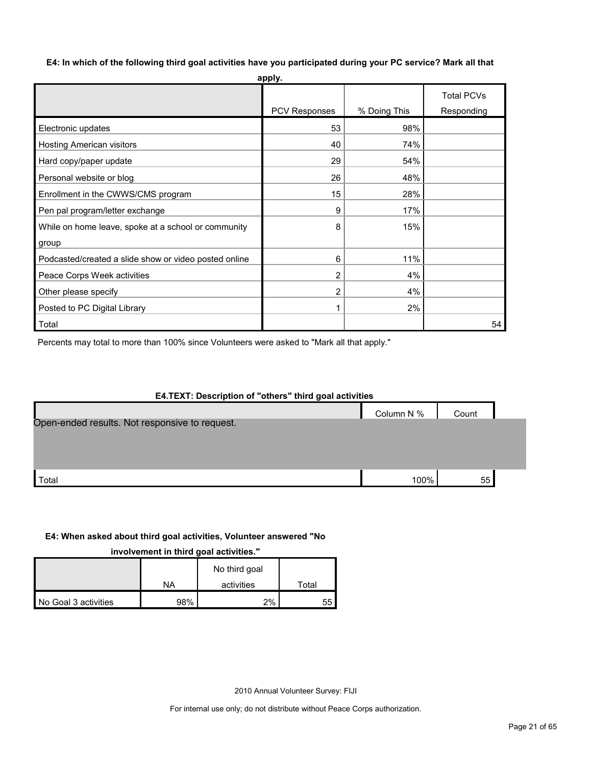**E4: In which of the following third goal activities have you participated during your PC service? Mark all that apply.**

| | PCV Responses | % Doing This | Total PCVs Responding |
|---|---|---|---|
| Electronic updates | 53 | 98% | |
| Hosting American visitors | 40 | 74% | |
| Hard copy/paper update | 29 | 54% | |
| Personal website or blog | 26 | 48% | |
| Enrollment in the CWWS/CMS program | 15 | 28% | |
| Pen pal program/letter exchange | 9 | 17% | |
| While on home leave, spoke at a school or community group | 8 | 15% | |
| Podcasted/created a slide show or video posted online | 6 | 11% | |
| Peace Corps Week activities | 2 | 4% | |
| Other please specify | 2 | 4% | |
| Posted to PC Digital Library | 1 | 2% | |
| Total | | | 54 |

Percents may total to more than 100% since Volunteers were asked to "Mark all that apply."

**E4.TEXT: Description of "others" third goal activities**

| | Column N % | Count |
|---|---|---|
| Open-ended results. Not responsive to request. | | |
| Total | 100% | 55 |

**E4: When asked about third goal activities, Volunteer answered "No involvement in third goal activities."**

| | NA | No third goal activities | Total |
|---|---|---|---|
| No Goal 3 activities | 98% | 2% | 55 |

2010 Annual Volunteer Survey: FIJI

For internal use only; do not distribute without Peace Corps authorization.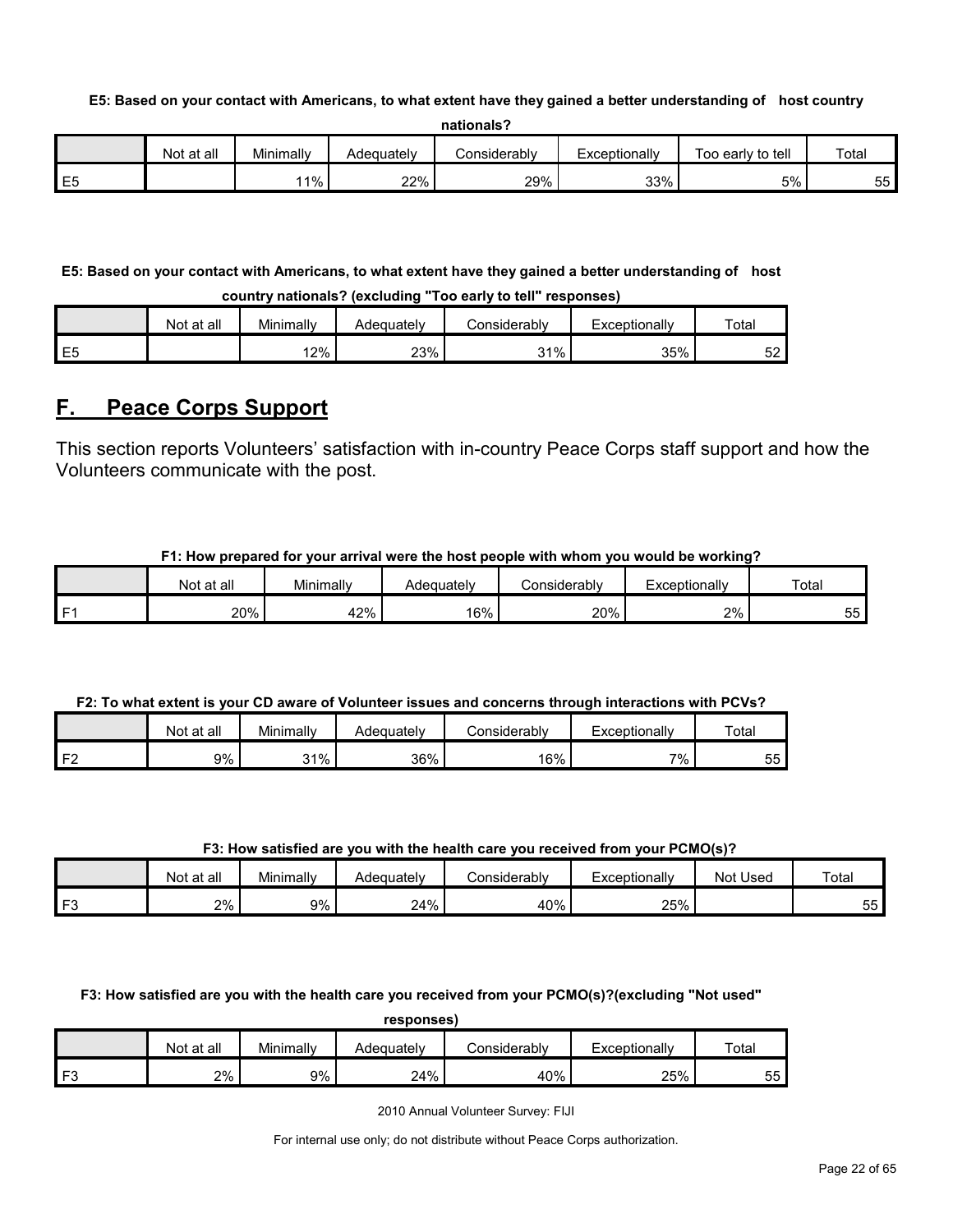**E5: Based on your contact with Americans, to what extent have they gained a better understanding of host country nationals?**

| | Not at all | Minimally | Adequately | Considerably | Exceptionally | Too early to tell | Total |
|---|---|---|---|---|---|---|---|
| E5 | | 11% | 22% | 29% | 33% | 5% | 55 |

**E5: Based on your contact with Americans, to what extent have they gained a better understanding of host country nationals? (excluding "Too early to tell" responses)**

| | Not at all | Minimally | Adequately | Considerably | Exceptionally | Total |
|---|---|---|---|---|---|---|
| E5 | | 12% | 23% | 31% | 35% | 52 |

## F. Peace Corps Support

This section reports Volunteers' satisfaction with in-country Peace Corps staff support and how the Volunteers communicate with the post.

**F1: How prepared for your arrival were the host people with whom you would be working?**

| | Not at all | Minimally | Adequately | Considerably | Exceptionally | Total |
|---|---|---|---|---|---|---|
| F1 | 20% | 42% | 16% | 20% | 2% | 55 |

**F2: To what extent is your CD aware of Volunteer issues and concerns through interactions with PCVs?**

| | Not at all | Minimally | Adequately | Considerably | Exceptionally | Total |
|---|---|---|---|---|---|---|
| F2 | 9% | 31% | 36% | 16% | 7% | 55 |

**F3: How satisfied are you with the health care you received from your PCMO(s)?**

| | Not at all | Minimally | Adequately | Considerably | Exceptionally | Not Used | Total |
|---|---|---|---|---|---|---|---|
| F3 | 2% | 9% | 24% | 40% | 25% | | 55 |

**F3: How satisfied are you with the health care you received from your PCMO(s)?(excluding "Not used" responses)**

| | Not at all | Minimally | Adequately | Considerably | Exceptionally | Total |
|---|---|---|---|---|---|---|
| F3 | 2% | 9% | 24% | 40% | 25% | 55 |

2010 Annual Volunteer Survey: FIJI

For internal use only; do not distribute without Peace Corps authorization.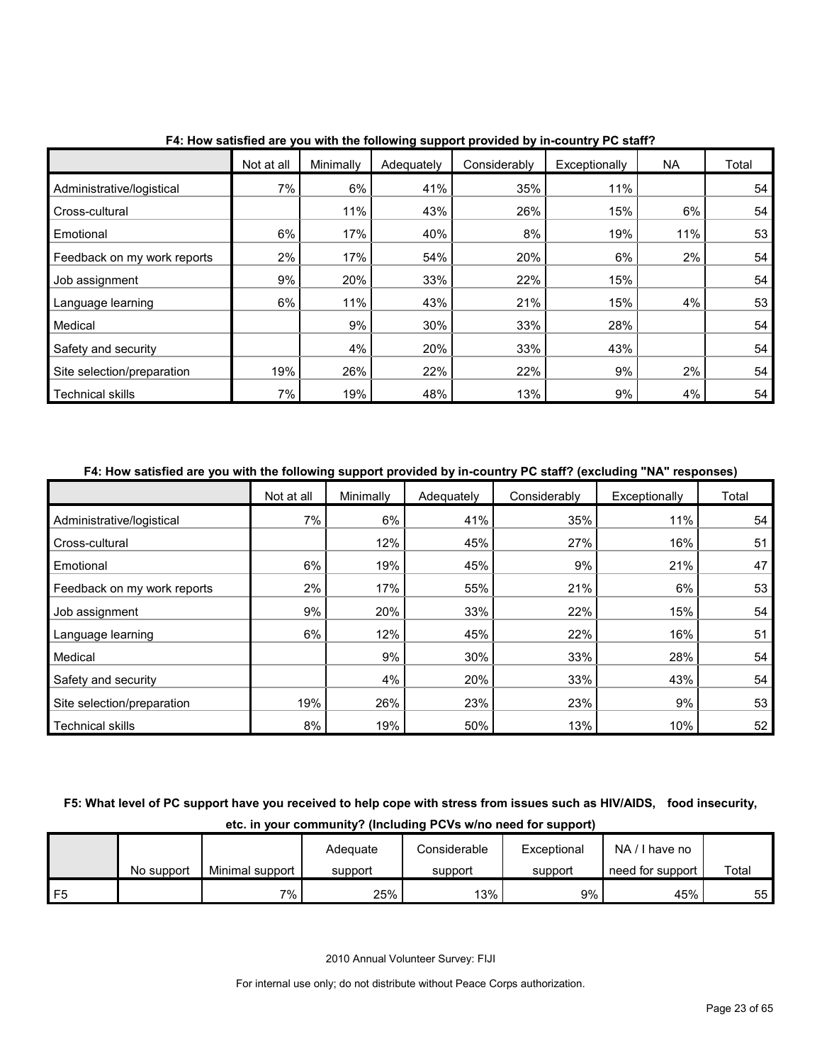**F4: How satisfied are you with the following support provided by in-country PC staff?**

| | Not at all | Minimally | Adequately | Considerably | Exceptionally | NA | Total |
|---|---|---|---|---|---|---|---|
| Administrative/logistical | 7% | 6% | 41% | 35% | 11% | | 54 |
| Cross-cultural | | 11% | 43% | 26% | 15% | 6% | 54 |
| Emotional | 6% | 17% | 40% | 8% | 19% | 11% | 53 |
| Feedback on my work reports | 2% | 17% | 54% | 20% | 6% | 2% | 54 |
| Job assignment | 9% | 20% | 33% | 22% | 15% | | 54 |
| Language learning | 6% | 11% | 43% | 21% | 15% | 4% | 53 |
| Medical | | 9% | 30% | 33% | 28% | | 54 |
| Safety and security | | 4% | 20% | 33% | 43% | | 54 |
| Site selection/preparation | 19% | 26% | 22% | 22% | 9% | 2% | 54 |
| Technical skills | 7% | 19% | 48% | 13% | 9% | 4% | 54 |

**F4: How satisfied are you with the following support provided by in-country PC staff? (excluding "NA" responses)**

| | Not at all | Minimally | Adequately | Considerably | Exceptionally | Total |
|---|---|---|---|---|---|---|
| Administrative/logistical | 7% | 6% | 41% | 35% | 11% | 54 |
| Cross-cultural | | 12% | 45% | 27% | 16% | 51 |
| Emotional | 6% | 19% | 45% | 9% | 21% | 47 |
| Feedback on my work reports | 2% | 17% | 55% | 21% | 6% | 53 |
| Job assignment | 9% | 20% | 33% | 22% | 15% | 54 |
| Language learning | 6% | 12% | 45% | 22% | 16% | 51 |
| Medical | | 9% | 30% | 33% | 28% | 54 |
| Safety and security | | 4% | 20% | 33% | 43% | 54 |
| Site selection/preparation | 19% | 26% | 23% | 23% | 9% | 53 |
| Technical skills | 8% | 19% | 50% | 13% | 10% | 52 |

**F5: What level of PC support have you received to help cope with stress from issues such as HIV/AIDS, food insecurity, etc. in your community? (Including PCVs w/no need for support)**

| | No support | Minimal support | Adequate support | Considerable support | Exceptional support | NA / I have no need for support | Total |
|---|---|---|---|---|---|---|---|
| F5 | | 7% | 25% | 13% | 9% | 45% | 55 |

2010 Annual Volunteer Survey: FIJI

For internal use only; do not distribute without Peace Corps authorization.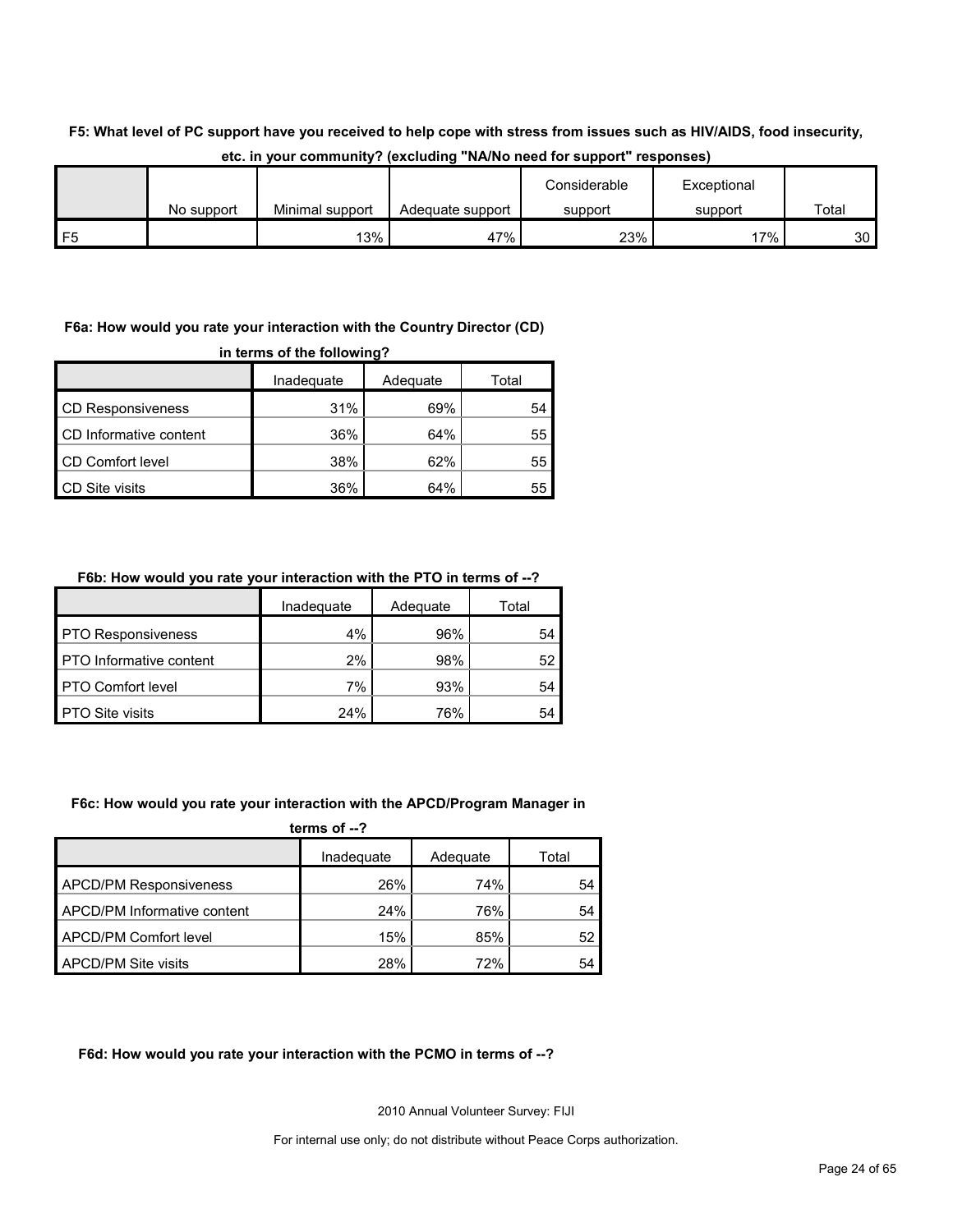**F5: What level of PC support have you received to help cope with stress from issues such as HIV/AIDS, food insecurity, etc. in your community? (excluding "NA/No need for support" responses)**

| | No support | Minimal support | Adequate support | Considerable support | Exceptional support | Total |
|---|---|---|---|---|---|---|
| F5 | | 13% | 47% | 23% | 17% | 30 |

**F6a: How would you rate your interaction with the Country Director (CD) in terms of the following?**

| | Inadequate | Adequate | Total |
|---|---|---|---|
| CD Responsiveness | 31% | 69% | 54 |
| CD Informative content | 36% | 64% | 55 |
| CD Comfort level | 38% | 62% | 55 |
| CD Site visits | 36% | 64% | 55 |

**F6b: How would you rate your interaction with the PTO in terms of --?**

| | Inadequate | Adequate | Total |
|---|---|---|---|
| PTO Responsiveness | 4% | 96% | 54 |
| PTO Informative content | 2% | 98% | 52 |
| PTO Comfort level | 7% | 93% | 54 |
| PTO Site visits | 24% | 76% | 54 |

**F6c: How would you rate your interaction with the APCD/Program Manager in terms of --?**

| | Inadequate | Adequate | Total |
|---|---|---|---|
| APCD/PM Responsiveness | 26% | 74% | 54 |
| APCD/PM Informative content | 24% | 76% | 54 |
| APCD/PM Comfort level | 15% | 85% | 52 |
| APCD/PM Site visits | 28% | 72% | 54 |

**F6d: How would you rate your interaction with the PCMO in terms of --?**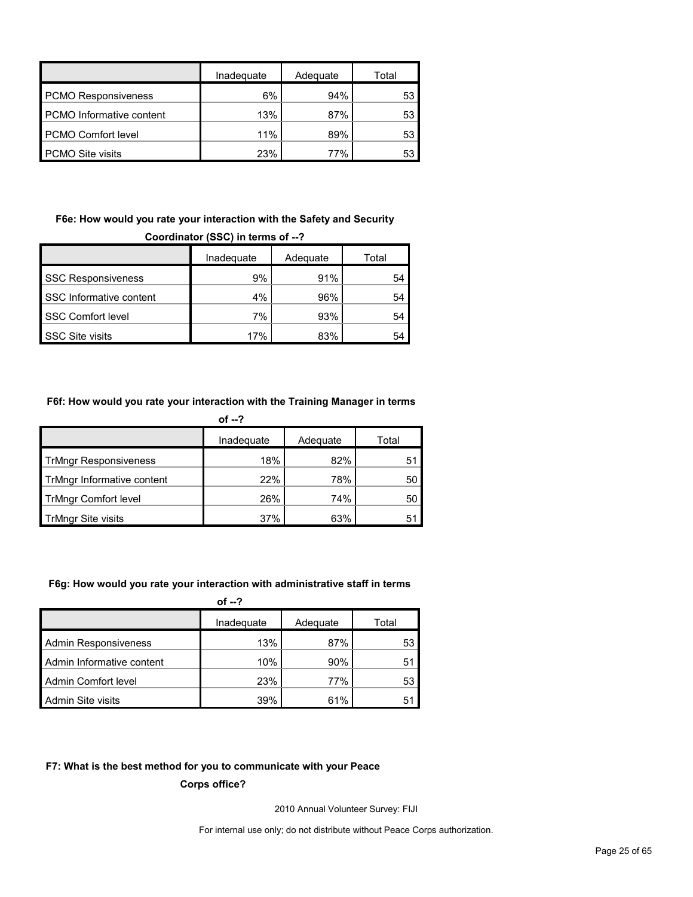| | Inadequate | Adequate | Total |
|---|---|---|---|
| PCMO Responsiveness | 6% | 94% | 53 |
| PCMO Informative content | 13% | 87% | 53 |
| PCMO Comfort level | 11% | 89% | 53 |
| PCMO Site visits | 23% | 77% | 53 |

**F6e: How would you rate your interaction with the Safety and Security Coordinator (SSC) in terms of --?**

| | Inadequate | Adequate | Total |
|---|---|---|---|
| SSC Responsiveness | 9% | 91% | 54 |
| SSC Informative content | 4% | 96% | 54 |
| SSC Comfort level | 7% | 93% | 54 |
| SSC Site visits | 17% | 83% | 54 |

**F6f: How would you rate your interaction with the Training Manager in terms of --?**

| | Inadequate | Adequate | Total |
|---|---|---|---|
| TrMngr Responsiveness | 18% | 82% | 51 |
| TrMngr Informative content | 22% | 78% | 50 |
| TrMngr Comfort level | 26% | 74% | 50 |
| TrMngr Site visits | 37% | 63% | 51 |

**F6g: How would you rate your interaction with administrative staff in terms of --?**

| | Inadequate | Adequate | Total |
|---|---|---|---|
| Admin Responsiveness | 13% | 87% | 53 |
| Admin Informative content | 10% | 90% | 51 |
| Admin Comfort level | 23% | 77% | 53 |
| Admin Site visits | 39% | 61% | 51 |

**F7: What is the best method for you to communicate with your Peace Corps office?**

2010 Annual Volunteer Survey: FIJI

For internal use only; do not distribute without Peace Corps authorization.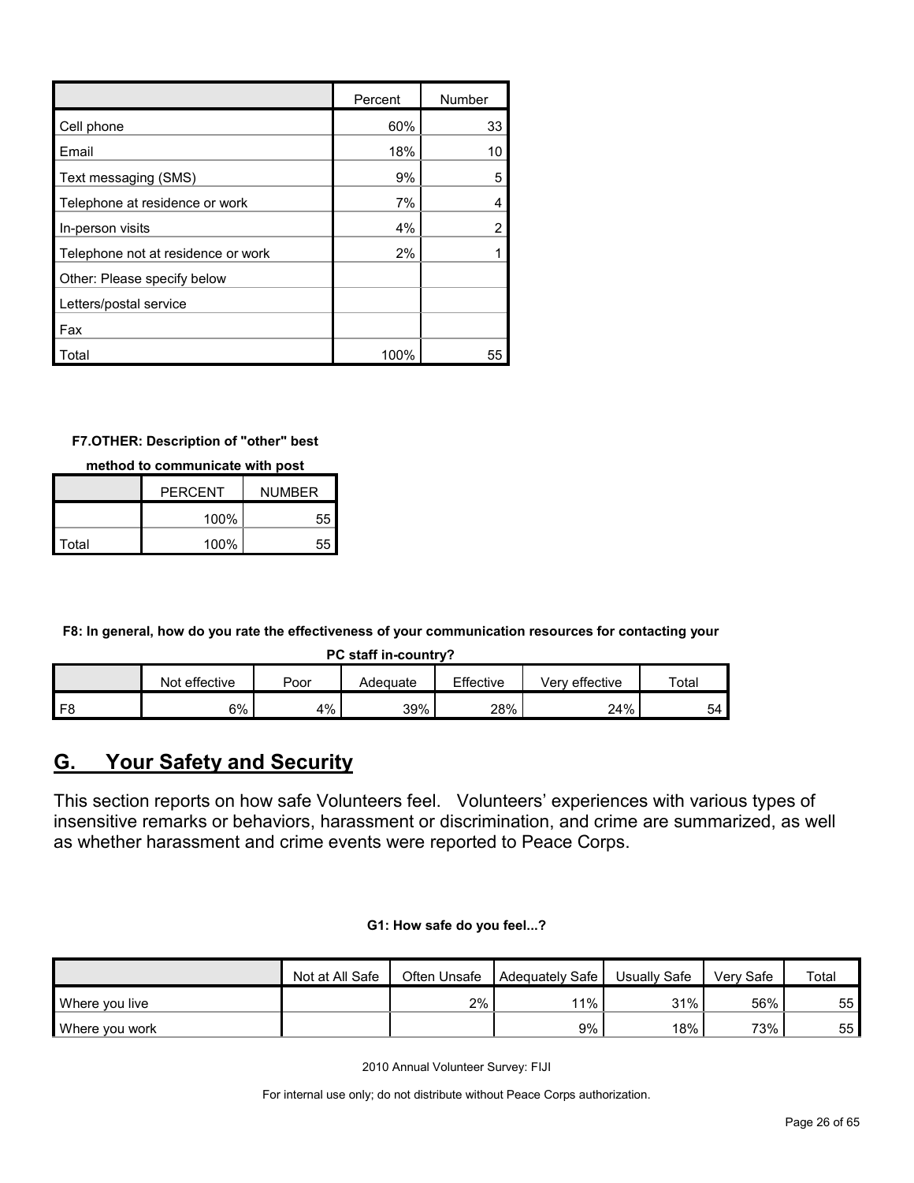| | Percent | Number |
|---|---|---|
| Cell phone | 60% | 33 |
| Email | 18% | 10 |
| Text messaging (SMS) | 9% | 5 |
| Telephone at residence or work | 7% | 4 |
| In-person visits | 4% | 2 |
| Telephone not at residence or work | 2% | 1 |
| Other: Please specify below | | |
| Letters/postal service | | |
| Fax | | |
| Total | 100% | 55 |

**F7.OTHER: Description of "other" best method to communicate with post**

| | PERCENT | NUMBER |
|---|---|---|
| | 100% | 55 |
| Total | 100% | 55 |

**F8: In general, how do you rate the effectiveness of your communication resources for contacting your PC staff in-country?**

| | Not effective | Poor | Adequate | Effective | Very effective | Total |
|---|---|---|---|---|---|---|
| F8 | 6% | 4% | 39% | 28% | 24% | 54 |

## G. Your Safety and Security

This section reports on how safe Volunteers feel. Volunteers' experiences with various types of insensitive remarks or behaviors, harassment or discrimination, and crime are summarized, as well as whether harassment and crime events were reported to Peace Corps.

**G1: How safe do you feel...?**

| | Not at All Safe | Often Unsafe | Adequately Safe | Usually Safe | Very Safe | Total |
|---|---|---|---|---|---|---|
| Where you live | | 2% | 11% | 31% | 56% | 55 |
| Where you work | | | 9% | 18% | 73% | 55 |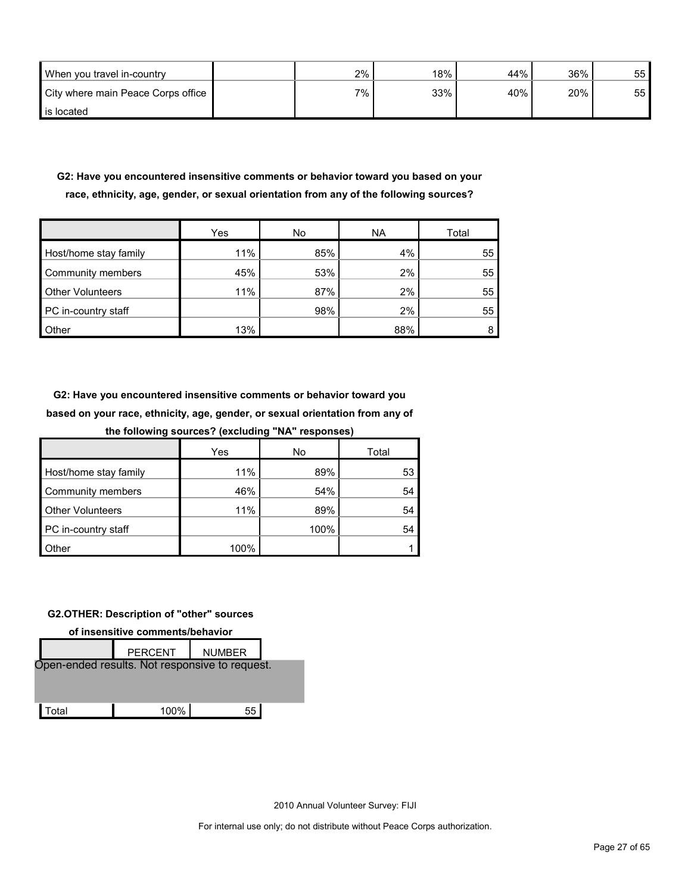| | | | | | | |
|---|---|---|---|---|---|---|
| When you travel in-country | | 2% | 18% | 44% | 36% | 55 |
| City where main Peace Corps office is located | | 7% | 33% | 40% | 20% | 55 |

**G2: Have you encountered insensitive comments or behavior toward you based on your race, ethnicity, age, gender, or sexual orientation from any of the following sources?**

| | Yes | No | NA | Total |
|---|---|---|---|---|
| Host/home stay family | 11% | 85% | 4% | 55 |
| Community members | 45% | 53% | 2% | 55 |
| Other Volunteers | 11% | 87% | 2% | 55 |
| PC in-country staff | | 98% | 2% | 55 |
| Other | 13% | | 88% | 8 |

**G2: Have you encountered insensitive comments or behavior toward you based on your race, ethnicity, age, gender, or sexual orientation from any of the following sources? (excluding "NA" responses)**

| | Yes | No | Total |
|---|---|---|---|
| Host/home stay family | 11% | 89% | 53 |
| Community members | 46% | 54% | 54 |
| Other Volunteers | 11% | 89% | 54 |
| PC in-country staff | | 100% | 54 |
| Other | 100% | | 1 |

**G2.OTHER: Description of "other" sources of insensitive comments/behavior**

| | PERCENT | NUMBER |
|---|---|---|
| Open-ended results. Not responsive to request. | | |
| Total | 100% | 55 |

2010 Annual Volunteer Survey: FIJI

For internal use only; do not distribute without Peace Corps authorization.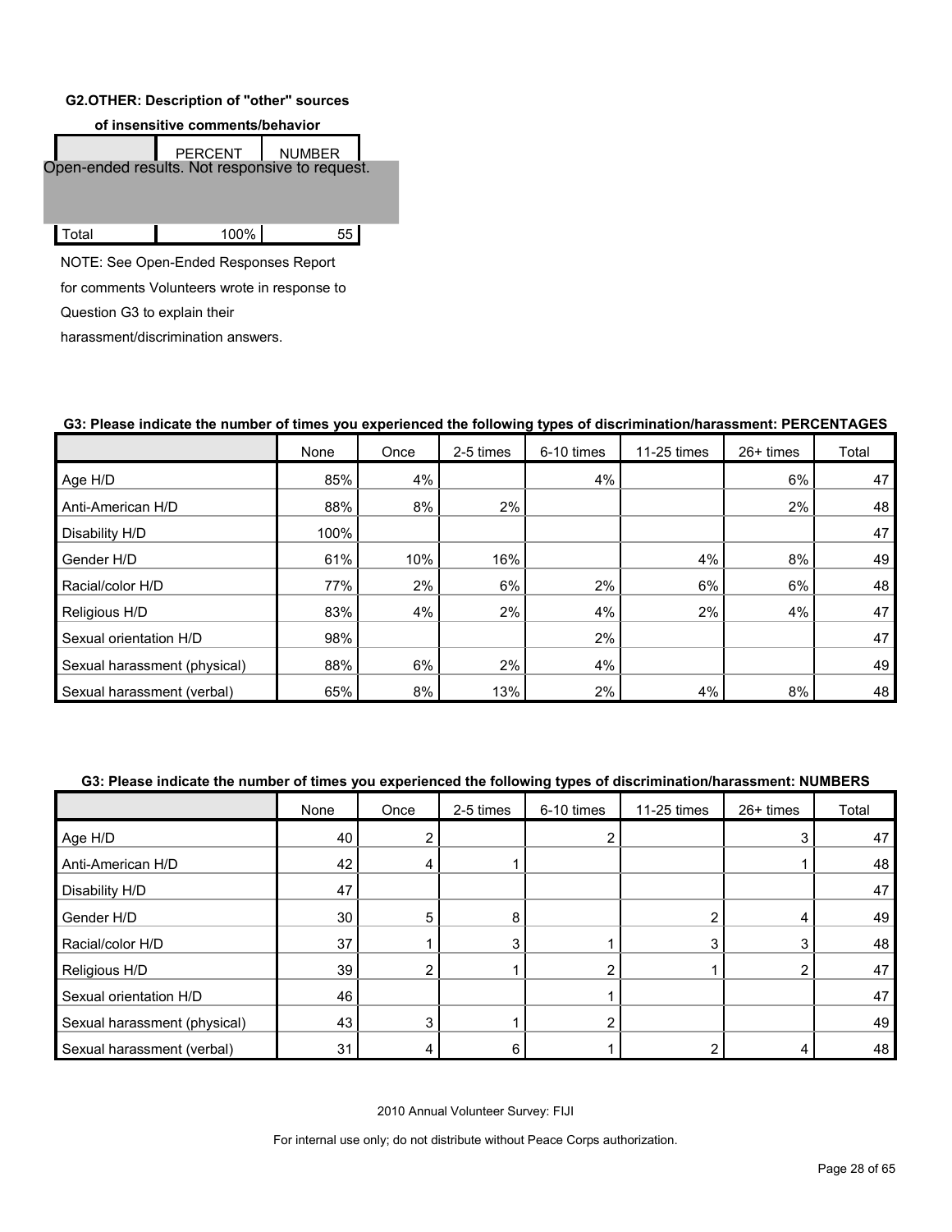**G2.OTHER: Description of "other" sources of insensitive comments/behavior**

| | PERCENT | NUMBER |
|---|---|---|
| Open-ended results. Not responsive to request. | | |
| Total | 100% | 55 |

NOTE: See Open-Ended Responses Report for comments Volunteers wrote in response to Question G3 to explain their harassment/discrimination answers.

**G3: Please indicate the number of times you experienced the following types of discrimination/harassment: PERCENTAGES**

| | None | Once | 2-5 times | 6-10 times | 11-25 times | 26+ times | Total |
|---|---|---|---|---|---|---|---|
| Age H/D | 85% | 4% | | 4% | | 6% | 47 |
| Anti-American H/D | 88% | 8% | 2% | | | 2% | 48 |
| Disability H/D | 100% | | | | | | 47 |
| Gender H/D | 61% | 10% | 16% | | 4% | 8% | 49 |
| Racial/color H/D | 77% | 2% | 6% | 2% | 6% | 6% | 48 |
| Religious H/D | 83% | 4% | 2% | 4% | 2% | 4% | 47 |
| Sexual orientation H/D | 98% | | | 2% | | | 47 |
| Sexual harassment (physical) | 88% | 6% | 2% | 4% | | | 49 |
| Sexual harassment (verbal) | 65% | 8% | 13% | 2% | 4% | 8% | 48 |

**G3: Please indicate the number of times you experienced the following types of discrimination/harassment: NUMBERS**

| | None | Once | 2-5 times | 6-10 times | 11-25 times | 26+ times | Total |
|---|---|---|---|---|---|---|---|
| Age H/D | 40 | 2 | | 2 | | 3 | 47 |
| Anti-American H/D | 42 | 4 | 1 | | | 1 | 48 |
| Disability H/D | 47 | | | | | | 47 |
| Gender H/D | 30 | 5 | 8 | | 2 | 4 | 49 |
| Racial/color H/D | 37 | 1 | 3 | 1 | 3 | 3 | 48 |
| Religious H/D | 39 | 2 | 1 | 2 | 1 | 2 | 47 |
| Sexual orientation H/D | 46 | | | 1 | | | 47 |
| Sexual harassment (physical) | 43 | 3 | 1 | 2 | | | 49 |
| Sexual harassment (verbal) | 31 | 4 | 6 | 1 | 2 | 4 | 48 |

2010 Annual Volunteer Survey: FIJI

For internal use only; do not distribute without Peace Corps authorization.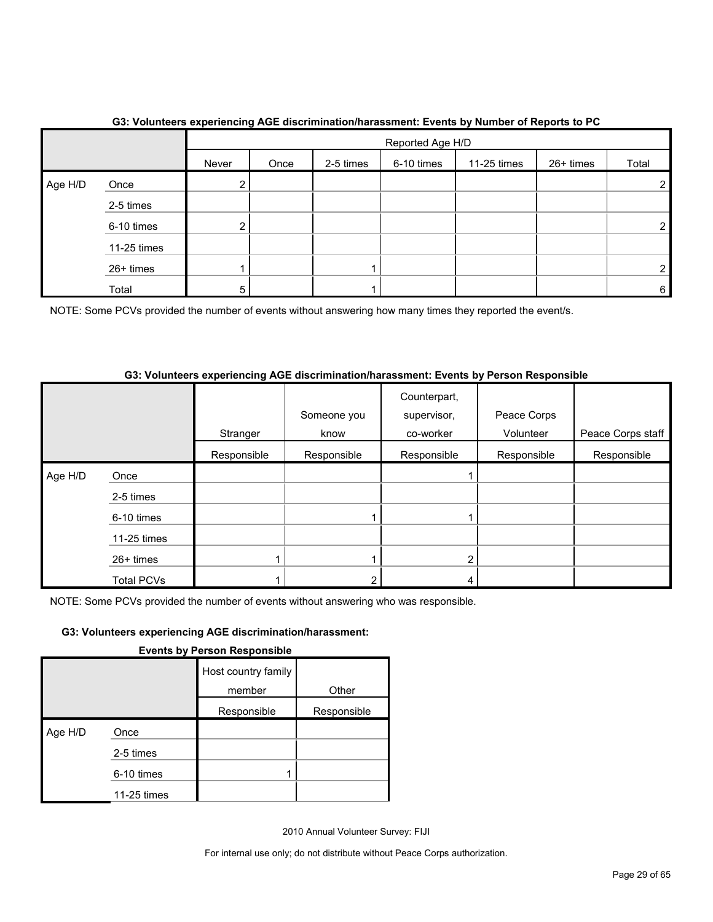**G3: Volunteers experiencing AGE discrimination/harassment: Events by Number of Reports to PC**

| | | Reported Age H/D | | | | | | |
|---|---|---|---|---|---|---|---|---|
| | | Never | Once | 2-5 times | 6-10 times | 11-25 times | 26+ times | Total |
| Age H/D | Once | 2 | | | | | | 2 |
| | 2-5 times | | | | | | | |
| | 6-10 times | 2 | | | | | | 2 |
| | 11-25 times | | | | | | | |
| | 26+ times | 1 | | 1 | | | | 2 |
| | Total | 5 | | 1 | | | | 6 |

NOTE: Some PCVs provided the number of events without answering how many times they reported the event/s.

**G3: Volunteers experiencing AGE discrimination/harassment: Events by Person Responsible**

| | | Stranger | Someone you know | Counterpart, supervisor, co-worker | Peace Corps Volunteer | Peace Corps staff |
|---|---|---|---|---|---|---|
| | | Responsible | Responsible | Responsible | Responsible | Responsible |
| Age H/D | Once | | | 1 | | |
| | 2-5 times | | | | | |
| | 6-10 times | | 1 | 1 | | |
| | 11-25 times | | | | | |
| | 26+ times | 1 | 1 | 2 | | |
| | Total PCVs | 1 | 2 | 4 | | |

NOTE: Some PCVs provided the number of events without answering who was responsible.

**G3: Volunteers experiencing AGE discrimination/harassment: Events by Person Responsible**

| | | Host country family member | Other |
|---|---|---|---|
| | | Responsible | Responsible |
| Age H/D | Once | | |
| | 2-5 times | | |
| | 6-10 times | 1 | |
| | 11-25 times | | |

2010 Annual Volunteer Survey: FIJI

For internal use only; do not distribute without Peace Corps authorization.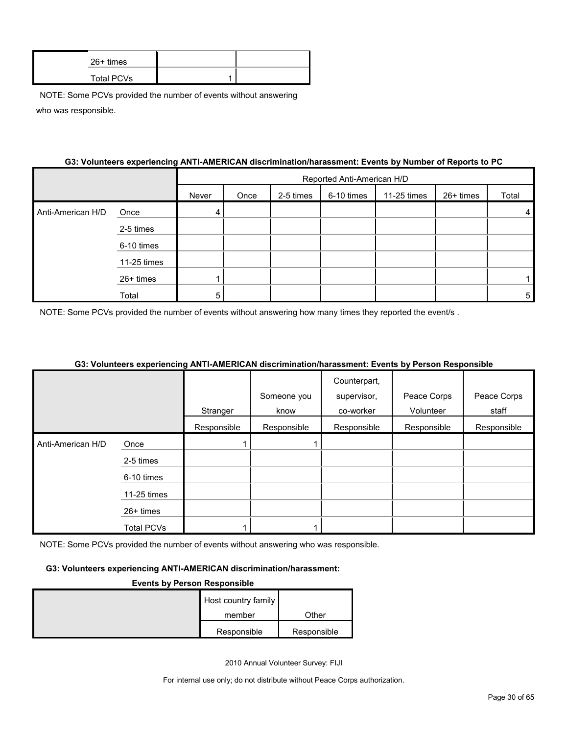| | | | |
|---|---|---|---|
| | 26+ times | | |
| | Total PCVs | 1 | |

NOTE: Some PCVs provided the number of events without answering who was responsible.

**G3: Volunteers experiencing ANTI-AMERICAN discrimination/harassment: Events by Number of Reports to PC**

| | | Reported Anti-American H/D | | | | | | |
|---|---|---|---|---|---|---|---|---|
| | | Never | Once | 2-5 times | 6-10 times | 11-25 times | 26+ times | Total |
| Anti-American H/D | Once | 4 | | | | | | 4 |
| | 2-5 times | | | | | | | |
| | 6-10 times | | | | | | | |
| | 11-25 times | | | | | | | |
| | 26+ times | 1 | | | | | | 1 |
| | Total | 5 | | | | | | 5 |

NOTE: Some PCVs provided the number of events without answering how many times they reported the event/s .

**G3: Volunteers experiencing ANTI-AMERICAN discrimination/harassment: Events by Person Responsible**

| | | Stranger | Someone you know | Counterpart, supervisor, co-worker | Peace Corps Volunteer | Peace Corps staff |
|---|---|---|---|---|---|---|
| | | Responsible | Responsible | Responsible | Responsible | Responsible |
| Anti-American H/D | Once | 1 | 1 | | | |
| | 2-5 times | | | | | |
| | 6-10 times | | | | | |
| | 11-25 times | | | | | |
| | 26+ times | | | | | |
| | Total PCVs | 1 | 1 | | | |

NOTE: Some PCVs provided the number of events without answering who was responsible.

**G3: Volunteers experiencing ANTI-AMERICAN discrimination/harassment: Events by Person Responsible**

| | Host country family member | Other |
|---|---|---|
| | Responsible | Responsible |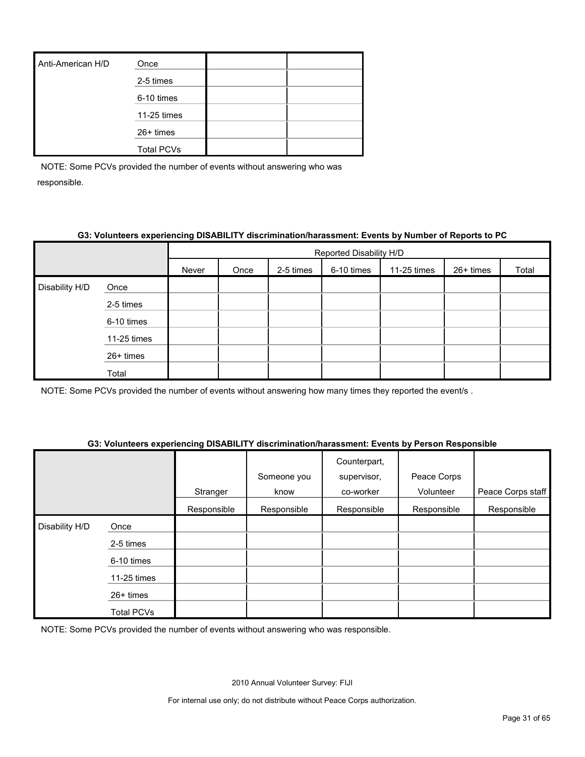| Anti-American H/D | Once | | |
|---|---|---|---|
| | 2-5 times | | |
| | 6-10 times | | |
| | 11-25 times | | |
| | 26+ times | | |
| | Total PCVs | | |

NOTE: Some PCVs provided the number of events without answering who was responsible.

**G3: Volunteers experiencing DISABILITY discrimination/harassment: Events by Number of Reports to PC**

| | | Reported Disability H/D | | | | | | |
|---|---|---|---|---|---|---|---|---|
| | | Never | Once | 2-5 times | 6-10 times | 11-25 times | 26+ times | Total |
| Disability H/D | Once | | | | | | | |
| | 2-5 times | | | | | | | |
| | 6-10 times | | | | | | | |
| | 11-25 times | | | | | | | |
| | 26+ times | | | | | | | |
| | Total | | | | | | | |

NOTE: Some PCVs provided the number of events without answering how many times they reported the event/s .

**G3: Volunteers experiencing DISABILITY discrimination/harassment: Events by Person Responsible**

| | | Stranger | Someone you know | Counterpart, supervisor, co-worker | Peace Corps Volunteer | Peace Corps staff |
|---|---|---|---|---|---|---|
| | | Responsible | Responsible | Responsible | Responsible | Responsible |
| Disability H/D | Once | | | | | |
| | 2-5 times | | | | | |
| | 6-10 times | | | | | |
| | 11-25 times | | | | | |
| | 26+ times | | | | | |
| | Total PCVs | | | | | |

NOTE: Some PCVs provided the number of events without answering who was responsible.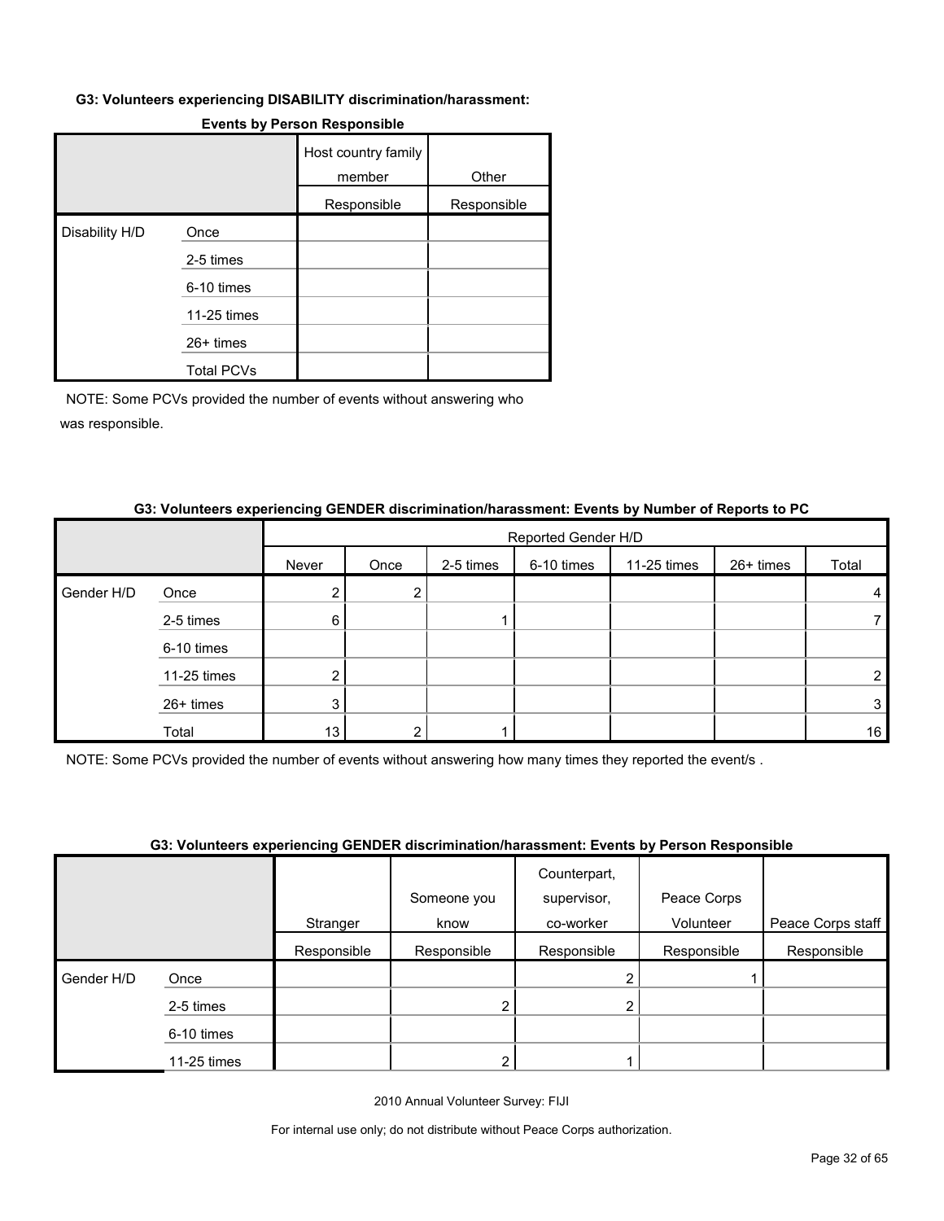**G3: Volunteers experiencing DISABILITY discrimination/harassment: Events by Person Responsible**

| | | Host country family member | Other |
|---|---|---|---|
| | | Responsible | Responsible |
| Disability H/D | Once | | |
| | 2-5 times | | |
| | 6-10 times | | |
| | 11-25 times | | |
| | 26+ times | | |
| | Total PCVs | | |

NOTE: Some PCVs provided the number of events without answering who was responsible.

**G3: Volunteers experiencing GENDER discrimination/harassment: Events by Number of Reports to PC**

| | | Reported Gender H/D | | | | | | |
|---|---|---|---|---|---|---|---|---|
| | | Never | Once | 2-5 times | 6-10 times | 11-25 times | 26+ times | Total |
| Gender H/D | Once | 2 | 2 | | | | | 4 |
| | 2-5 times | 6 | | 1 | | | | 7 |
| | 6-10 times | | | | | | | |
| | 11-25 times | 2 | | | | | | 2 |
| | 26+ times | 3 | | | | | | 3 |
| | Total | 13 | 2 | 1 | | | | 16 |

NOTE: Some PCVs provided the number of events without answering how many times they reported the event/s .

**G3: Volunteers experiencing GENDER discrimination/harassment: Events by Person Responsible**

| | | Stranger | Someone you know | Counterpart, supervisor, co-worker | Peace Corps Volunteer | Peace Corps staff |
|---|---|---|---|---|---|---|
| | | Responsible | Responsible | Responsible | Responsible | Responsible |
| Gender H/D | Once | | | 2 | 1 | |
| | 2-5 times | | 2 | 2 | | |
| | 6-10 times | | | | | |
| | 11-25 times | | 2 | 1 | | |

2010 Annual Volunteer Survey: FIJI

For internal use only; do not distribute without Peace Corps authorization.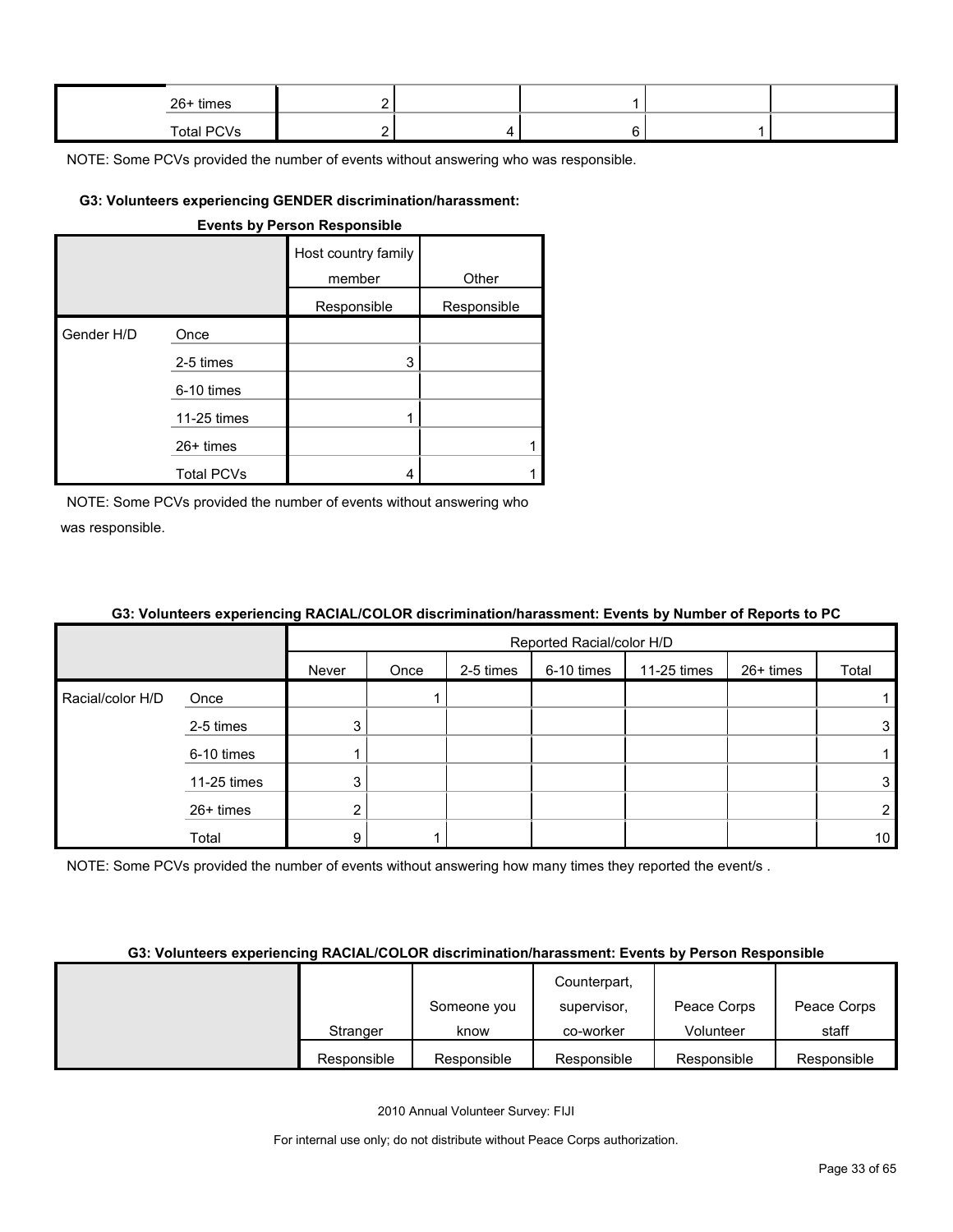| | | | | | | |
|---|---|---|---|---|---|---|
| | 26+ times | 2 | | 1 | | |
| | Total PCVs | 2 | 4 | 6 | 1 | |

NOTE: Some PCVs provided the number of events without answering who was responsible.

#### G3: Volunteers experiencing GENDER discrimination/harassment: Events by Person Responsible

| | | Host country family member | Other |
|---|---|---|---|
| | | Responsible | Responsible |
| Gender H/D | Once | | |
| | 2-5 times | 3 | |
| | 6-10 times | | |
| | 11-25 times | 1 | |
| | 26+ times | | 1 |
| | Total PCVs | 4 | 1 |

NOTE: Some PCVs provided the number of events without answering who was responsible.

#### G3: Volunteers experiencing RACIAL/COLOR discrimination/harassment: Events by Number of Reports to PC

| | | Reported Racial/color H/D | | | | | | |
|---|---|---|---|---|---|---|---|---|
| | | Never | Once | 2-5 times | 6-10 times | 11-25 times | 26+ times | Total |
| Racial/color H/D | Once | | 1 | | | | | 1 |
| | 2-5 times | 3 | | | | | | 3 |
| | 6-10 times | 1 | | | | | | 1 |
| | 11-25 times | 3 | | | | | | 3 |
| | 26+ times | 2 | | | | | | 2 |
| | Total | 9 | 1 | | | | | 10 |

NOTE: Some PCVs provided the number of events without answering how many times they reported the event/s .

#### G3: Volunteers experiencing RACIAL/COLOR discrimination/harassment: Events by Person Responsible

| | Stranger | Someone you know | Counterpart, supervisor, co-worker | Peace Corps Volunteer | Peace Corps staff |
|---|---|---|---|---|---|
| | Responsible | Responsible | Responsible | Responsible | Responsible |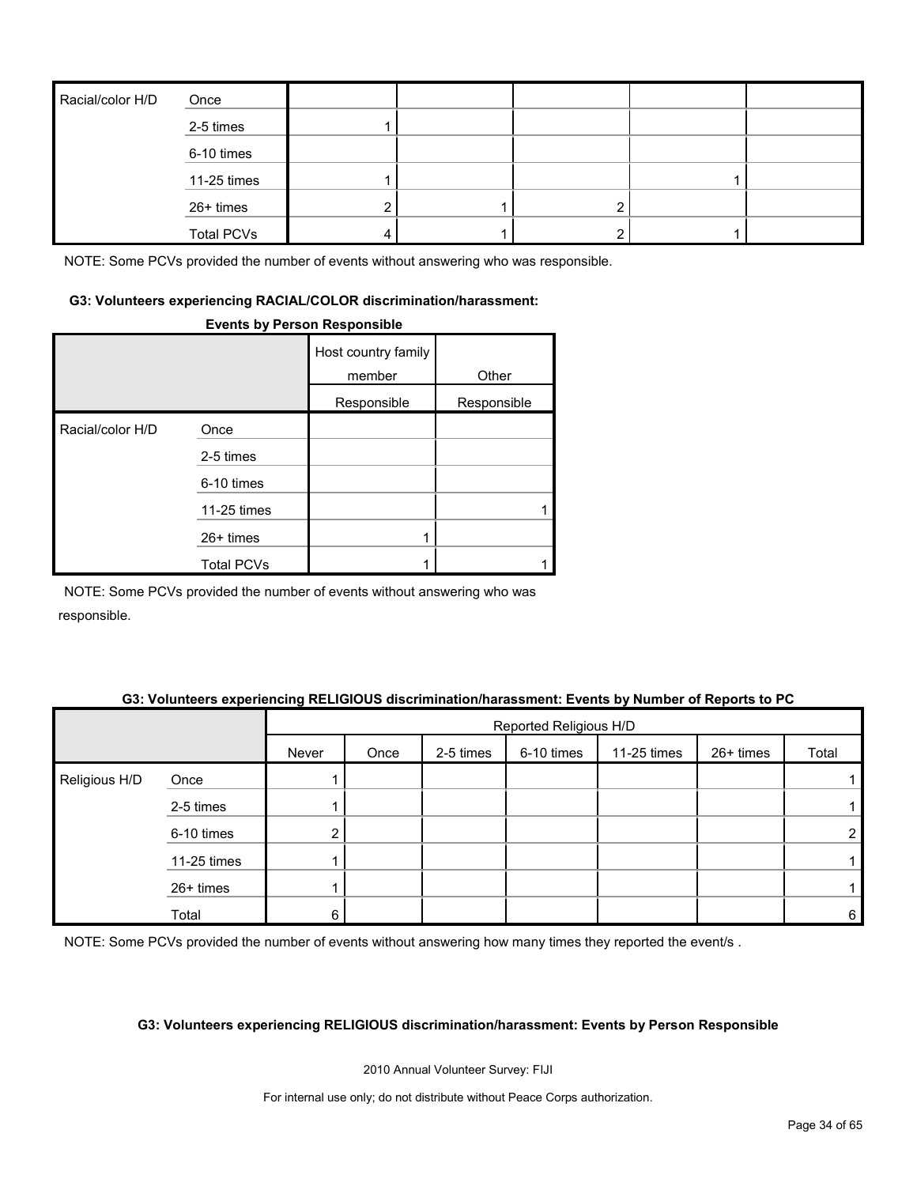| Racial/color H/D | Once | | | | | |
|---|---|---|---|---|---|---|
| | 2-5 times | 1 | | | | |
| | 6-10 times | | | | | |
| | 11-25 times | 1 | | | 1 | |
| | 26+ times | 2 | 1 | 2 | | |
| | Total PCVs | 4 | 1 | 2 | 1 | |

NOTE: Some PCVs provided the number of events without answering who was responsible.

#### G3: Volunteers experiencing RACIAL/COLOR discrimination/harassment: Events by Person Responsible

| | | Host country family member | Other |
|---|---|---|---|
| | | Responsible | Responsible |
| Racial/color H/D | Once | | |
| | 2-5 times | | |
| | 6-10 times | | |
| | 11-25 times | | 1 |
| | 26+ times | 1 | |
| | Total PCVs | 1 | 1 |

NOTE: Some PCVs provided the number of events without answering who was responsible.

#### G3: Volunteers experiencing RELIGIOUS discrimination/harassment: Events by Number of Reports to PC

| | | Reported Religious H/D | | | | | | |
|---|---|---|---|---|---|---|---|---|
| | | Never | Once | 2-5 times | 6-10 times | 11-25 times | 26+ times | Total |
| Religious H/D | Once | 1 | | | | | | 1 |
| | 2-5 times | 1 | | | | | | 1 |
| | 6-10 times | 2 | | | | | | 2 |
| | 11-25 times | 1 | | | | | | 1 |
| | 26+ times | 1 | | | | | | 1 |
| | Total | 6 | | | | | | 6 |

NOTE: Some PCVs provided the number of events without answering how many times they reported the event/s .

#### G3: Volunteers experiencing RELIGIOUS discrimination/harassment: Events by Person Responsible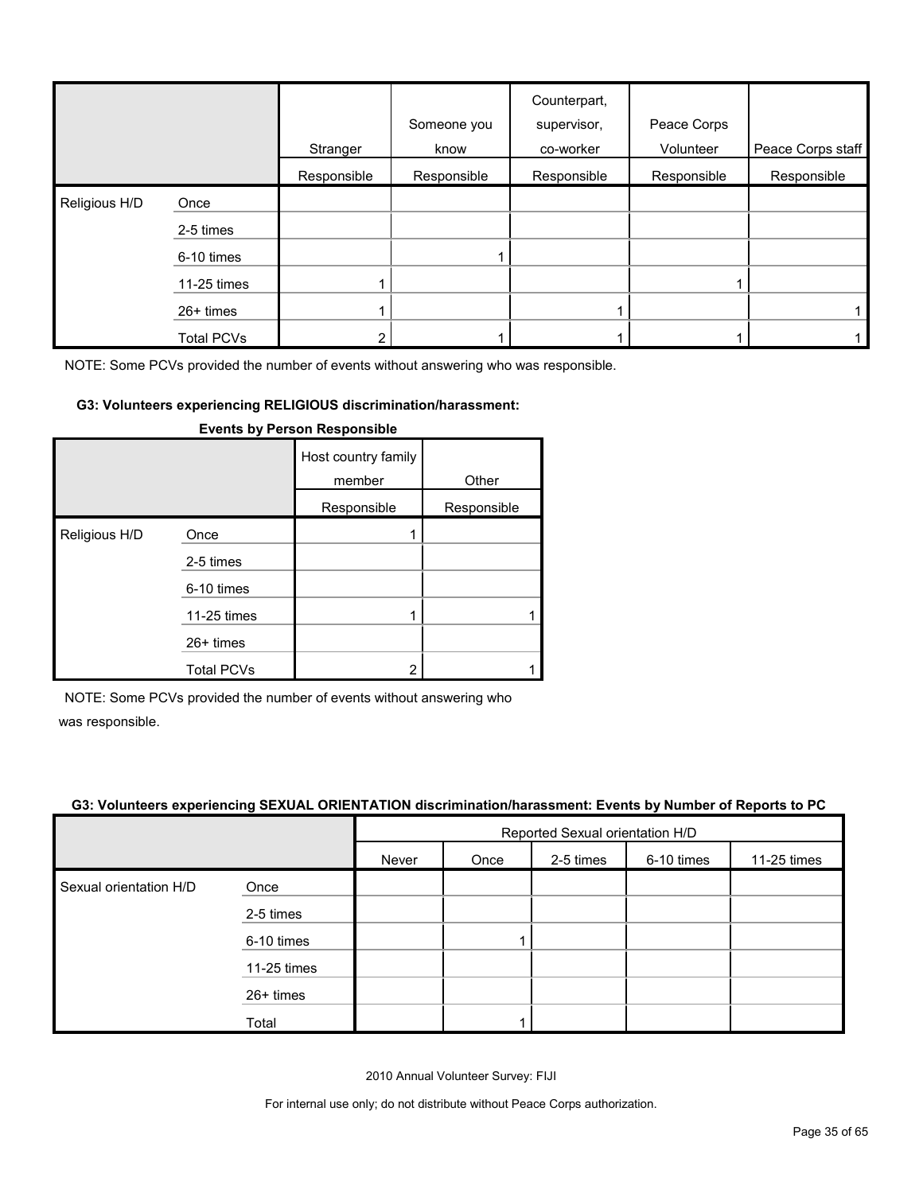| | | Stranger | Someone you know | Counterpart, supervisor, co-worker | Peace Corps Volunteer | Peace Corps staff |
|---|---|---|---|---|---|---|
| | | Responsible | Responsible | Responsible | Responsible | Responsible |
| Religious H/D | Once | | | | | |
| | 2-5 times | | | | | |
| | 6-10 times | | 1 | | | |
| | 11-25 times | 1 | | | 1 | |
| | 26+ times | 1 | | 1 | | 1 |
| | Total PCVs | 2 | 1 | 1 | 1 | 1 |

NOTE: Some PCVs provided the number of events without answering who was responsible.

**G3: Volunteers experiencing RELIGIOUS discrimination/harassment: Events by Person Responsible**

| | | Host country family member | Other |
|---|---|---|---|
| | | Responsible | Responsible |
| Religious H/D | Once | 1 | |
| | 2-5 times | | |
| | 6-10 times | | |
| | 11-25 times | 1 | 1 |
| | 26+ times | | |
| | Total PCVs | 2 | 1 |

NOTE: Some PCVs provided the number of events without answering who was responsible.

**G3: Volunteers experiencing SEXUAL ORIENTATION discrimination/harassment: Events by Number of Reports to PC**

| | | Reported Sexual orientation H/D | | | | |
|---|---|---|---|---|---|---|
| | | Never | Once | 2-5 times | 6-10 times | 11-25 times |
| Sexual orientation H/D | Once | | | | | |
| | 2-5 times | | | | | |
| | 6-10 times | | 1 | | | |
| | 11-25 times | | | | | |
| | 26+ times | | | | | |
| | Total | | 1 | | | |

2010 Annual Volunteer Survey: FIJI

For internal use only; do not distribute without Peace Corps authorization.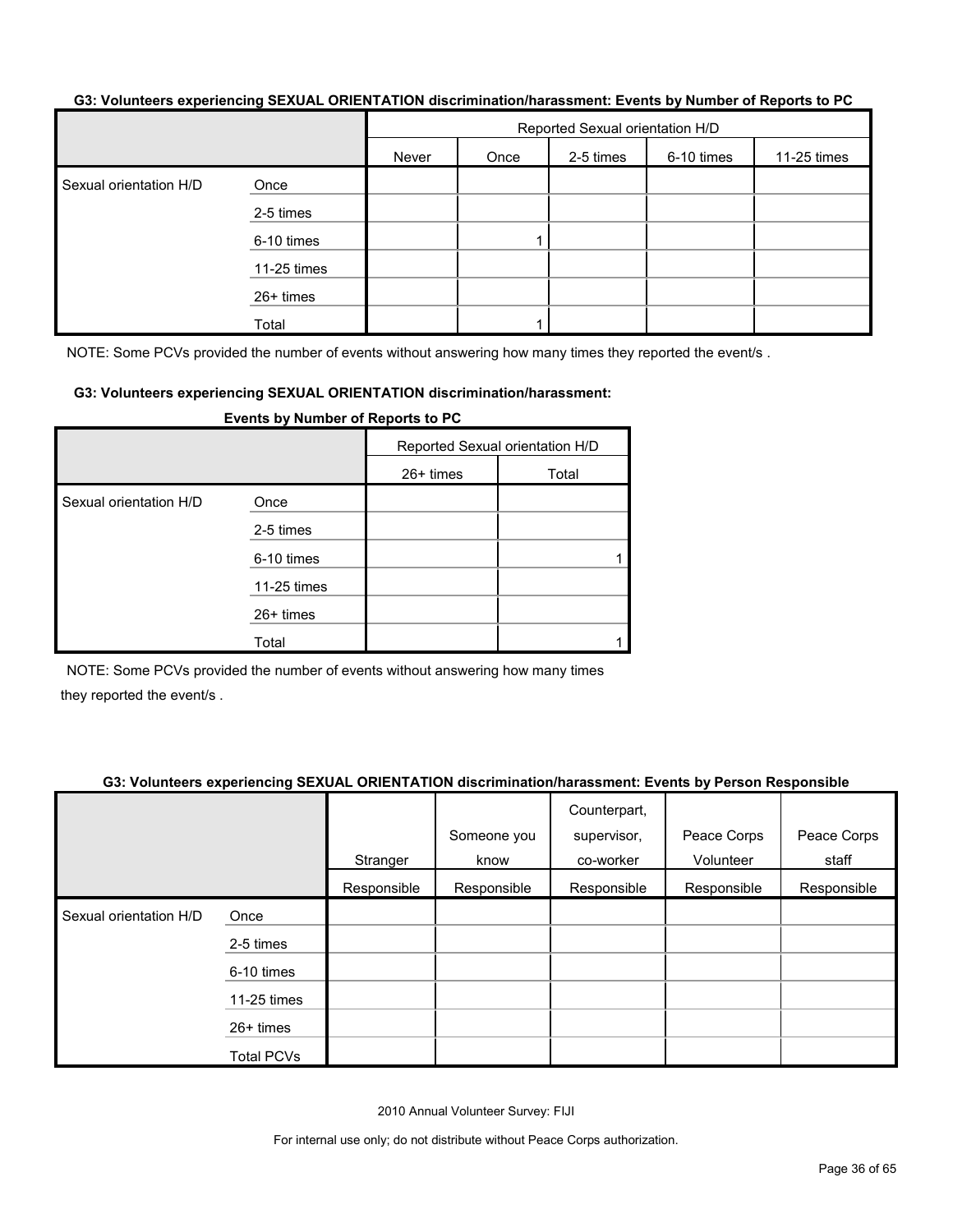**G3: Volunteers experiencing SEXUAL ORIENTATION discrimination/harassment: Events by Number of Reports to PC**

| | | Reported Sexual orientation H/D | | | | |
|---|---|---|---|---|---|---|
| | | Never | Once | 2-5 times | 6-10 times | 11-25 times |
| Sexual orientation H/D | Once | | | | | |
| | 2-5 times | | | | | |
| | 6-10 times | | 1 | | | |
| | 11-25 times | | | | | |
| | 26+ times | | | | | |
| | Total | | 1 | | | |

NOTE: Some PCVs provided the number of events without answering how many times they reported the event/s .

**G3: Volunteers experiencing SEXUAL ORIENTATION discrimination/harassment: Events by Number of Reports to PC**

| | | Reported Sexual orientation H/D | |
|---|---|---|---|
| | | 26+ times | Total |
| Sexual orientation H/D | Once | | |
| | 2-5 times | | |
| | 6-10 times | | 1 |
| | 11-25 times | | |
| | 26+ times | | |
| | Total | | 1 |

NOTE: Some PCVs provided the number of events without answering how many times they reported the event/s .

**G3: Volunteers experiencing SEXUAL ORIENTATION discrimination/harassment: Events by Person Responsible**

| | | Stranger | Someone you know | Counterpart, supervisor, co-worker | Peace Corps Volunteer | Peace Corps staff |
|---|---|---|---|---|---|---|
| | | Responsible | Responsible | Responsible | Responsible | Responsible |
| Sexual orientation H/D | Once | | | | | |
| | 2-5 times | | | | | |
| | 6-10 times | | | | | |
| | 11-25 times | | | | | |
| | 26+ times | | | | | |
| | Total PCVs | | | | | |

2010 Annual Volunteer Survey: FIJI

For internal use only; do not distribute without Peace Corps authorization.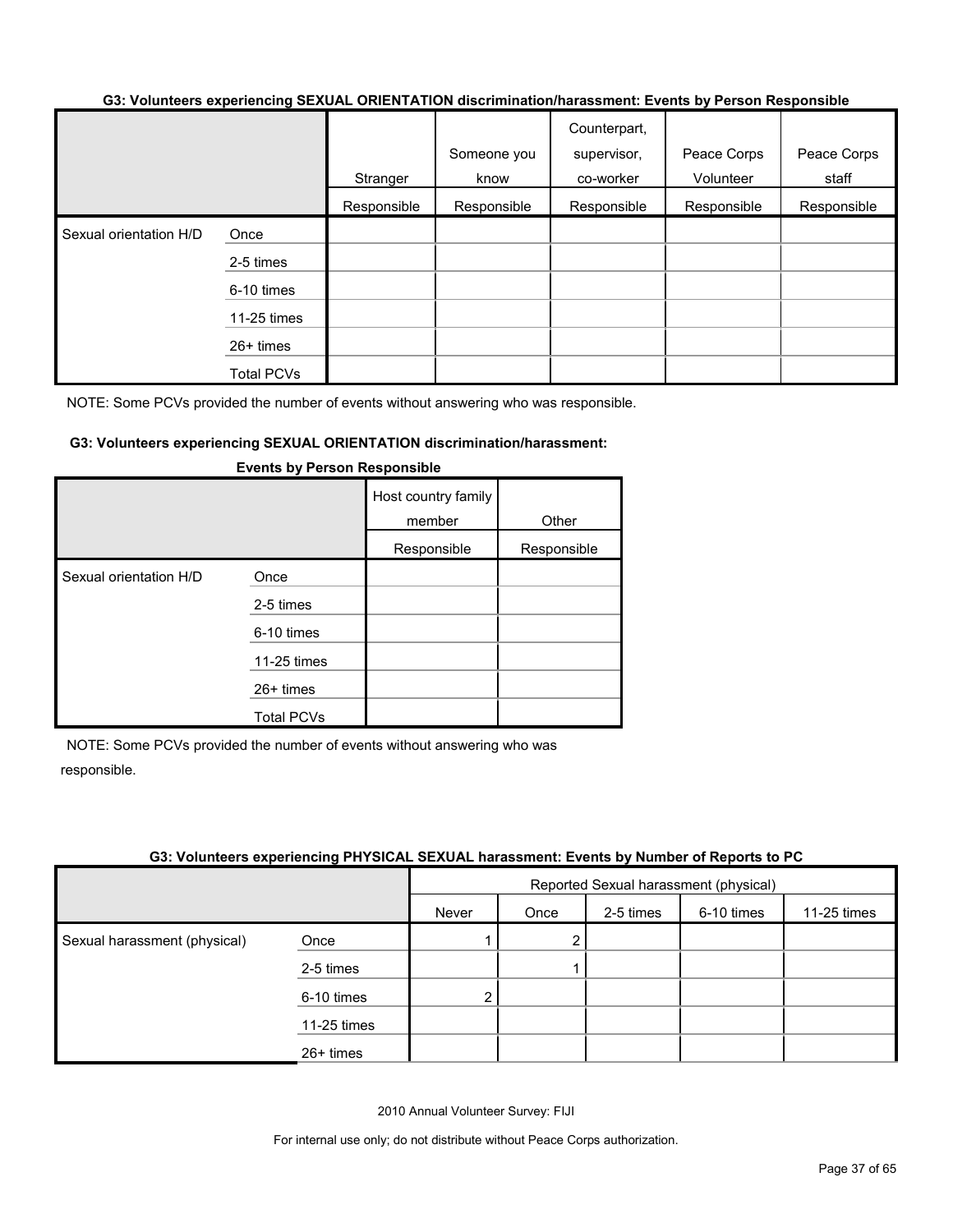**G3: Volunteers experiencing SEXUAL ORIENTATION discrimination/harassment: Events by Person Responsible**

| | | Stranger | Someone you know | Counterpart, supervisor, co-worker | Peace Corps Volunteer | Peace Corps staff |
|---|---|---|---|---|---|---|
| | | Responsible | Responsible | Responsible | Responsible | Responsible |
| Sexual orientation H/D | Once | | | | | |
| | 2-5 times | | | | | |
| | 6-10 times | | | | | |
| | 11-25 times | | | | | |
| | 26+ times | | | | | |
| | Total PCVs | | | | | |

NOTE: Some PCVs provided the number of events without answering who was responsible.

**G3: Volunteers experiencing SEXUAL ORIENTATION discrimination/harassment: Events by Person Responsible**

| | | Host country family member | Other |
|---|---|---|---|
| | | Responsible | Responsible |
| Sexual orientation H/D | Once | | |
| | 2-5 times | | |
| | 6-10 times | | |
| | 11-25 times | | |
| | 26+ times | | |
| | Total PCVs | | |

NOTE: Some PCVs provided the number of events without answering who was responsible.

**G3: Volunteers experiencing PHYSICAL SEXUAL harassment: Events by Number of Reports to PC**

| | | Reported Sexual harassment (physical) | | | | |
|---|---|---|---|---|---|---|
| | | Never | Once | 2-5 times | 6-10 times | 11-25 times |
| Sexual harassment (physical) | Once | 1 | 2 | | | |
| | 2-5 times | | 1 | | | |
| | 6-10 times | 2 | | | | |
| | 11-25 times | | | | | |
| | 26+ times | | | | | |

2010 Annual Volunteer Survey: FIJI

For internal use only; do not distribute without Peace Corps authorization.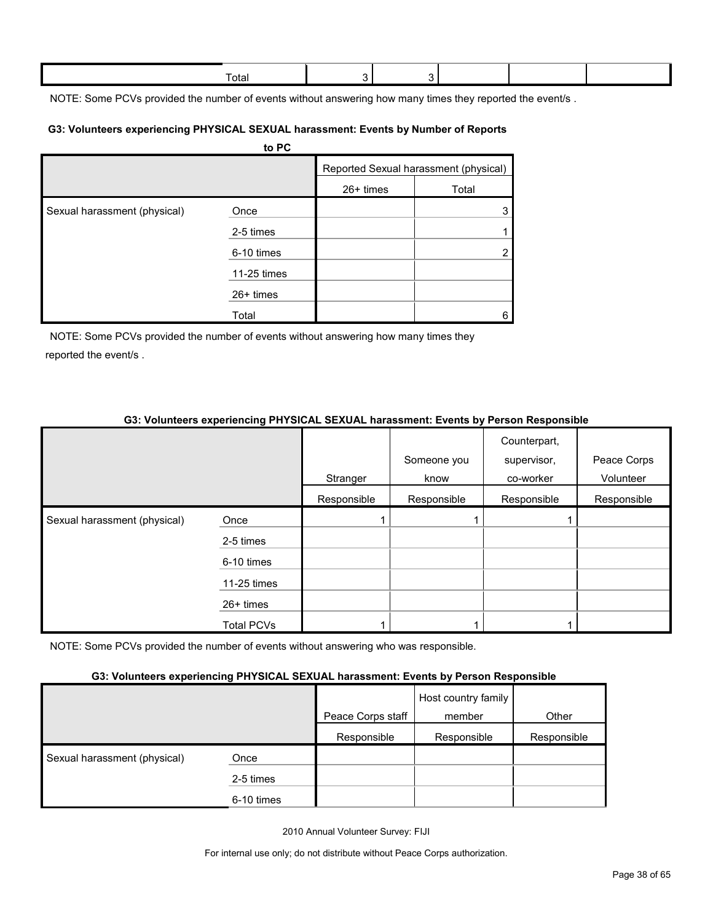| | Total | 3 | 3 | | | |
|---|---|---|---|---|---|---|

NOTE: Some PCVs provided the number of events without answering how many times they reported the event/s .

**G3: Volunteers experiencing PHYSICAL SEXUAL harassment: Events by Number of Reports to PC**

| | | Reported Sexual harassment (physical) | |
|---|---|---|---|
| | | 26+ times | Total |
| Sexual harassment (physical) | Once | | 3 |
| | 2-5 times | | 1 |
| | 6-10 times | | 2 |
| | 11-25 times | | |
| | 26+ times | | |
| | Total | | 6 |

NOTE: Some PCVs provided the number of events without answering how many times they reported the event/s .

**G3: Volunteers experiencing PHYSICAL SEXUAL harassment: Events by Person Responsible**

| | | Stranger | Someone you know | Counterpart, supervisor, co-worker | Peace Corps Volunteer |
|---|---|---|---|---|---|
| | | Responsible | Responsible | Responsible | Responsible |
| Sexual harassment (physical) | Once | 1 | 1 | 1 | |
| | 2-5 times | | | | |
| | 6-10 times | | | | |
| | 11-25 times | | | | |
| | 26+ times | | | | |
| | Total PCVs | 1 | 1 | 1 | |

NOTE: Some PCVs provided the number of events without answering who was responsible.

**G3: Volunteers experiencing PHYSICAL SEXUAL harassment: Events by Person Responsible**

| | | Peace Corps staff | Host country family member | Other |
|---|---|---|---|---|
| | | Responsible | Responsible | Responsible |
| Sexual harassment (physical) | Once | | | |
| | 2-5 times | | | |
| | 6-10 times | | | |

2010 Annual Volunteer Survey: FIJI

For internal use only; do not distribute without Peace Corps authorization.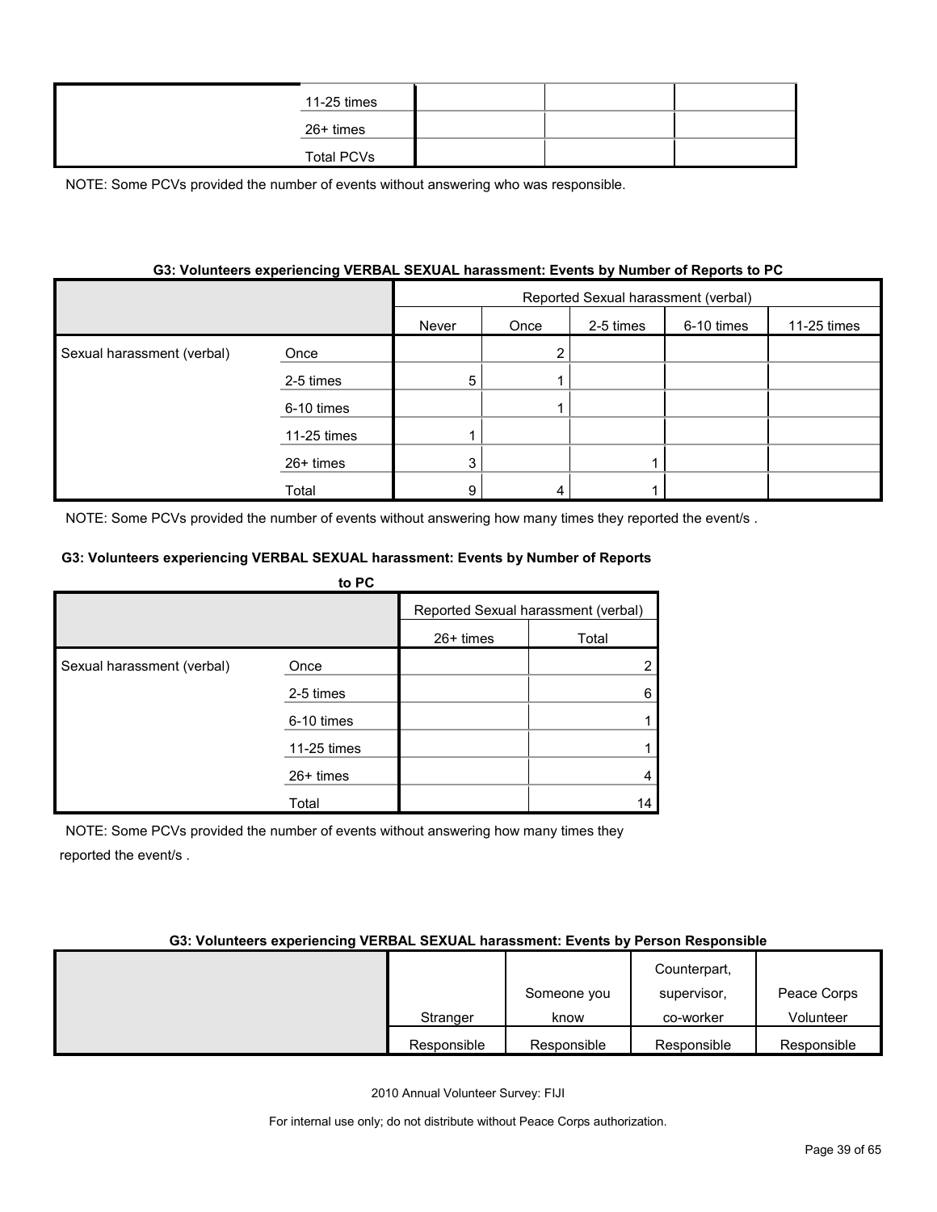| | | | | |
|---|---|---|---|---|
| | 11-25 times | | | |
| | 26+ times | | | |
| | Total PCVs | | | |

NOTE: Some PCVs provided the number of events without answering who was responsible.

**G3: Volunteers experiencing VERBAL SEXUAL harassment: Events by Number of Reports to PC**

| | | Reported Sexual harassment (verbal) | | | | | |
|---|---|---|---|---|---|---|---|
| | | Never | Once | 2-5 times | 6-10 times | 11-25 times | 26+ times | Total |
| Sexual harassment (verbal) | Once | | 2 | | | | | 2 |
| | 2-5 times | 5 | 1 | | | | | 6 |
| | 6-10 times | | 1 | | | | | 1 |
| | 11-25 times | 1 | | | | | | 1 |
| | 26+ times | 3 | | 1 | | | | 4 |
| | Total | 9 | 4 | 1 | | | | 14 |

NOTE: Some PCVs provided the number of events without answering how many times they reported the event/s .

**G3: Volunteers experiencing VERBAL SEXUAL harassment: Events by Person Responsible**

| | Stranger | Someone you know | Counterpart, supervisor, co-worker | Peace Corps Volunteer |
|---|---|---|---|---|
| | Responsible | Responsible | Responsible | Responsible |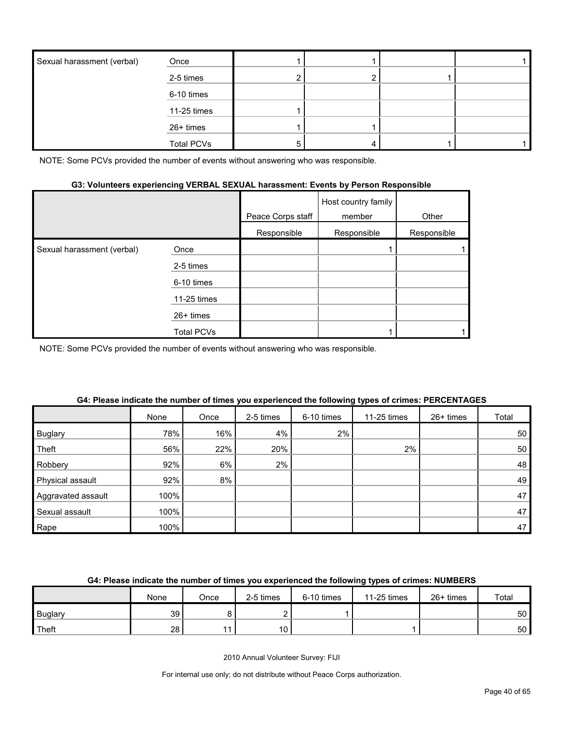| | | | | | |
|---|---|---|---|---|---|
| Sexual harassment (verbal) | Once | 1 | 1 | | 1 |
| | 2-5 times | 2 | 2 | 1 | |
| | 6-10 times | | | | |
| | 11-25 times | 1 | | | |
| | 26+ times | 1 | 1 | | |
| | Total PCVs | 5 | 4 | 1 | 1 |

NOTE: Some PCVs provided the number of events without answering who was responsible.

**G3: Volunteers experiencing VERBAL SEXUAL harassment: Events by Person Responsible**

| | | Peace Corps staff | Host country family member | Other |
|---|---|---|---|---|
| | | Responsible | Responsible | Responsible |
| Sexual harassment (verbal) | Once | | 1 | 1 |
| | 2-5 times | | | |
| | 6-10 times | | | |
| | 11-25 times | | | |
| | 26+ times | | | |
| | Total PCVs | | 1 | 1 |

NOTE: Some PCVs provided the number of events without answering who was responsible.

**G4: Please indicate the number of times you experienced the following types of crimes: PERCENTAGES**

| | None | Once | 2-5 times | 6-10 times | 11-25 times | 26+ times | Total |
|---|---|---|---|---|---|---|---|
| Buglary | 78% | 16% | 4% | 2% | | | 50 |
| Theft | 56% | 22% | 20% | | 2% | | 50 |
| Robbery | 92% | 6% | 2% | | | | 48 |
| Physical assault | 92% | 8% | | | | | 49 |
| Aggravated assault | 100% | | | | | | 47 |
| Sexual assault | 100% | | | | | | 47 |
| Rape | 100% | | | | | | 47 |

**G4: Please indicate the number of times you experienced the following types of crimes: NUMBERS**

| | None | Once | 2-5 times | 6-10 times | 11-25 times | 26+ times | Total |
|---|---|---|---|---|---|---|---|
| Buglary | 39 | 8 | 2 | 1 | | | 50 |
| Theft | 28 | 11 | 10 | | 1 | | 50 |

2010 Annual Volunteer Survey: FIJI

For internal use only; do not distribute without Peace Corps authorization.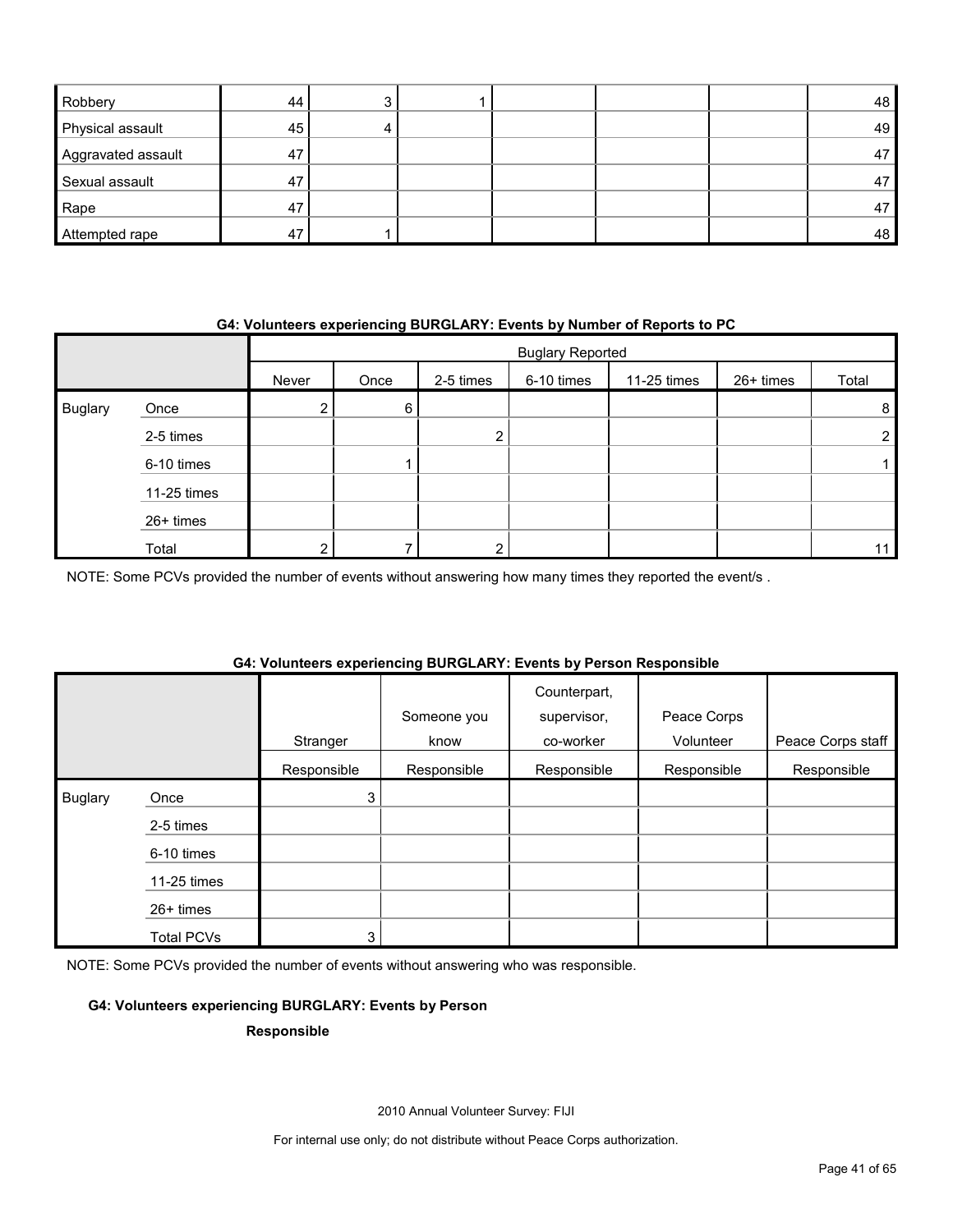| | | | | | | | |
|---|---|---|---|---|---|---|---|
| Robbery | 44 | 3 | 1 | | | | 48 |
| Physical assault | 45 | 4 | | | | | 49 |
| Aggravated assault | 47 | | | | | | 47 |
| Sexual assault | 47 | | | | | | 47 |
| Rape | 47 | | | | | | 47 |
| Attempted rape | 47 | 1 | | | | | 48 |

**G4: Volunteers experiencing BURGLARY: Events by Number of Reports to PC**

| | | Buglary Reported | | | | | | |
|---|---|---|---|---|---|---|---|---|
| | | Never | Once | 2-5 times | 6-10 times | 11-25 times | 26+ times | Total |
| Buglary | Once | 2 | 6 | | | | | 8 |
| | 2-5 times | | | 2 | | | | 2 |
| | 6-10 times | | 1 | | | | | 1 |
| | 11-25 times | | | | | | | |
| | 26+ times | | | | | | | |
| | Total | 2 | 7 | 2 | | | | 11 |

NOTE: Some PCVs provided the number of events without answering how many times they reported the event/s .

**G4: Volunteers experiencing BURGLARY: Events by Person Responsible**

| | | Stranger | Someone you know | Counterpart, supervisor, co-worker | Peace Corps Volunteer | Peace Corps staff |
|---|---|---|---|---|---|---|
| | | Responsible | Responsible | Responsible | Responsible | Responsible |
| Buglary | Once | 3 | | | | |
| | 2-5 times | | | | | |
| | 6-10 times | | | | | |
| | 11-25 times | | | | | |
| | 26+ times | | | | | |
| | Total PCVs | 3 | | | | |

NOTE: Some PCVs provided the number of events without answering who was responsible.

**G4: Volunteers experiencing BURGLARY: Events by Person Responsible**

2010 Annual Volunteer Survey: FIJI

For internal use only; do not distribute without Peace Corps authorization.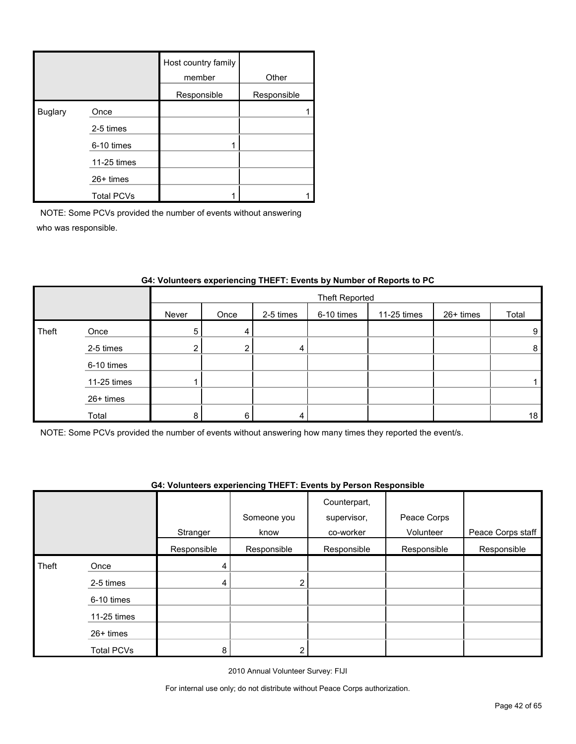| | | Host country family member | Other |
|---|---|---|---|
| | | Responsible | Responsible |
| Buglary | Once | | 1 |
| | 2-5 times | | |
| | 6-10 times | 1 | |
| | 11-25 times | | |
| | 26+ times | | |
| | Total PCVs | 1 | 1 |

NOTE: Some PCVs provided the number of events without answering who was responsible.

**G4: Volunteers experiencing THEFT: Events by Number of Reports to PC**

| | | Theft Reported | | | | | | |
|---|---|---|---|---|---|---|---|---|
| | | Never | Once | 2-5 times | 6-10 times | 11-25 times | 26+ times | Total |
| Theft | Once | 5 | 4 | | | | | 9 |
| | 2-5 times | 2 | 2 | 4 | | | | 8 |
| | 6-10 times | | | | | | | |
| | 11-25 times | 1 | | | | | | 1 |
| | 26+ times | | | | | | | |
| | Total | 8 | 6 | 4 | | | | 18 |

NOTE: Some PCVs provided the number of events without answering how many times they reported the event/s.

**G4: Volunteers experiencing THEFT: Events by Person Responsible**

| | | Stranger | Someone you know | Counterpart, supervisor, co-worker | Peace Corps Volunteer | Peace Corps staff |
|---|---|---|---|---|---|---|
| | | Responsible | Responsible | Responsible | Responsible | Responsible |
| Theft | Once | 4 | | | | |
| | 2-5 times | 4 | 2 | | | |
| | 6-10 times | | | | | |
| | 11-25 times | | | | | |
| | 26+ times | | | | | |
| | Total PCVs | 8 | 2 | | | |

2010 Annual Volunteer Survey: FIJI

For internal use only; do not distribute without Peace Corps authorization.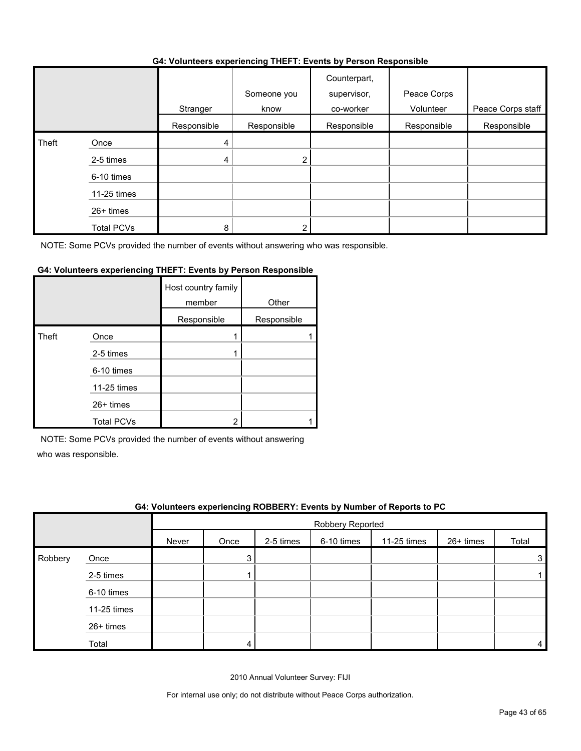#### G4: Volunteers experiencing THEFT: Events by Person Responsible

| | | Stranger | Someone you know | Counterpart, supervisor, co-worker | Peace Corps Volunteer | Peace Corps staff |
|---|---|---|---|---|---|---|
| | | Responsible | Responsible | Responsible | Responsible | Responsible |
| Theft | Once | 4 | | | | |
| | 2-5 times | 4 | 2 | | | |
| | 6-10 times | | | | | |
| | 11-25 times | | | | | |
| | 26+ times | | | | | |
| | Total PCVs | 8 | 2 | | | |

NOTE: Some PCVs provided the number of events without answering who was responsible.

#### G4: Volunteers experiencing THEFT: Events by Person Responsible

| | | Host country family member | Other |
|---|---|---|---|
| | | Responsible | Responsible |
| Theft | Once | 1 | 1 |
| | 2-5 times | 1 | |
| | 6-10 times | | |
| | 11-25 times | | |
| | 26+ times | | |
| | Total PCVs | 2 | 1 |

NOTE: Some PCVs provided the number of events without answering who was responsible.

#### G4: Volunteers experiencing ROBBERY: Events by Number of Reports to PC

| | | Robbery Reported | | | | | | |
|---|---|---|---|---|---|---|---|---|
| | | Never | Once | 2-5 times | 6-10 times | 11-25 times | 26+ times | Total |
| Robbery | Once | | 3 | | | | | 3 |
| | 2-5 times | | 1 | | | | | 1 |
| | 6-10 times | | | | | | | |
| | 11-25 times | | | | | | | |
| | 26+ times | | | | | | | |
| | Total | | 4 | | | | | 4 |

2010 Annual Volunteer Survey: FIJI

For internal use only; do not distribute without Peace Corps authorization.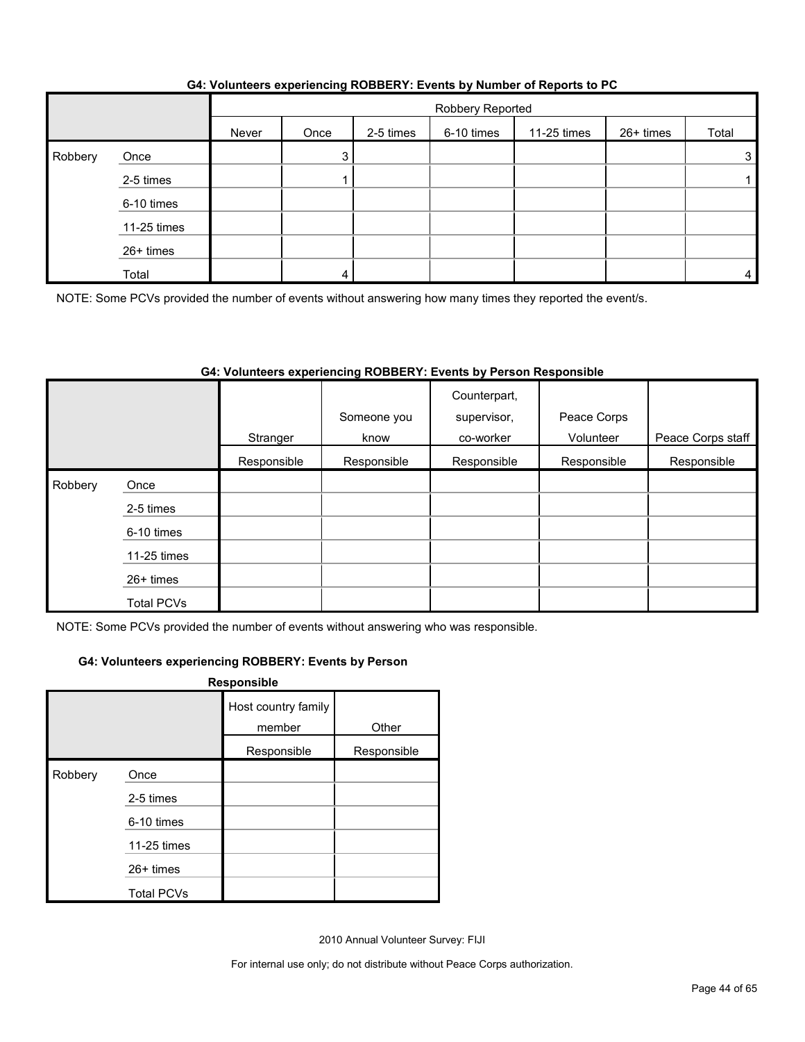**G4: Volunteers experiencing ROBBERY: Events by Number of Reports to PC**

| | | Robbery Reported | | | | | | |
|---|---|---|---|---|---|---|---|---|
| | | Never | Once | 2-5 times | 6-10 times | 11-25 times | 26+ times | Total |
| Robbery | Once | | 3 | | | | | 3 |
| | 2-5 times | | 1 | | | | | 1 |
| | 6-10 times | | | | | | | |
| | 11-25 times | | | | | | | |
| | 26+ times | | | | | | | |
| | Total | | 4 | | | | | 4 |

NOTE: Some PCVs provided the number of events without answering how many times they reported the event/s.

**G4: Volunteers experiencing ROBBERY: Events by Person Responsible**

| | | Stranger | Someone you know | Counterpart, supervisor, co-worker | Peace Corps Volunteer | Peace Corps staff |
|---|---|---|---|---|---|---|
| | | Responsible | Responsible | Responsible | Responsible | Responsible |
| Robbery | Once | | | | | |
| | 2-5 times | | | | | |
| | 6-10 times | | | | | |
| | 11-25 times | | | | | |
| | 26+ times | | | | | |
| | Total PCVs | | | | | |

NOTE: Some PCVs provided the number of events without answering who was responsible.

**G4: Volunteers experiencing ROBBERY: Events by Person Responsible**

| | | Host country family member | Other |
|---|---|---|---|
| | | Responsible | Responsible |
| Robbery | Once | | |
| | 2-5 times | | |
| | 6-10 times | | |
| | 11-25 times | | |
| | 26+ times | | |
| | Total PCVs | | |

2010 Annual Volunteer Survey: FIJI

For internal use only; do not distribute without Peace Corps authorization.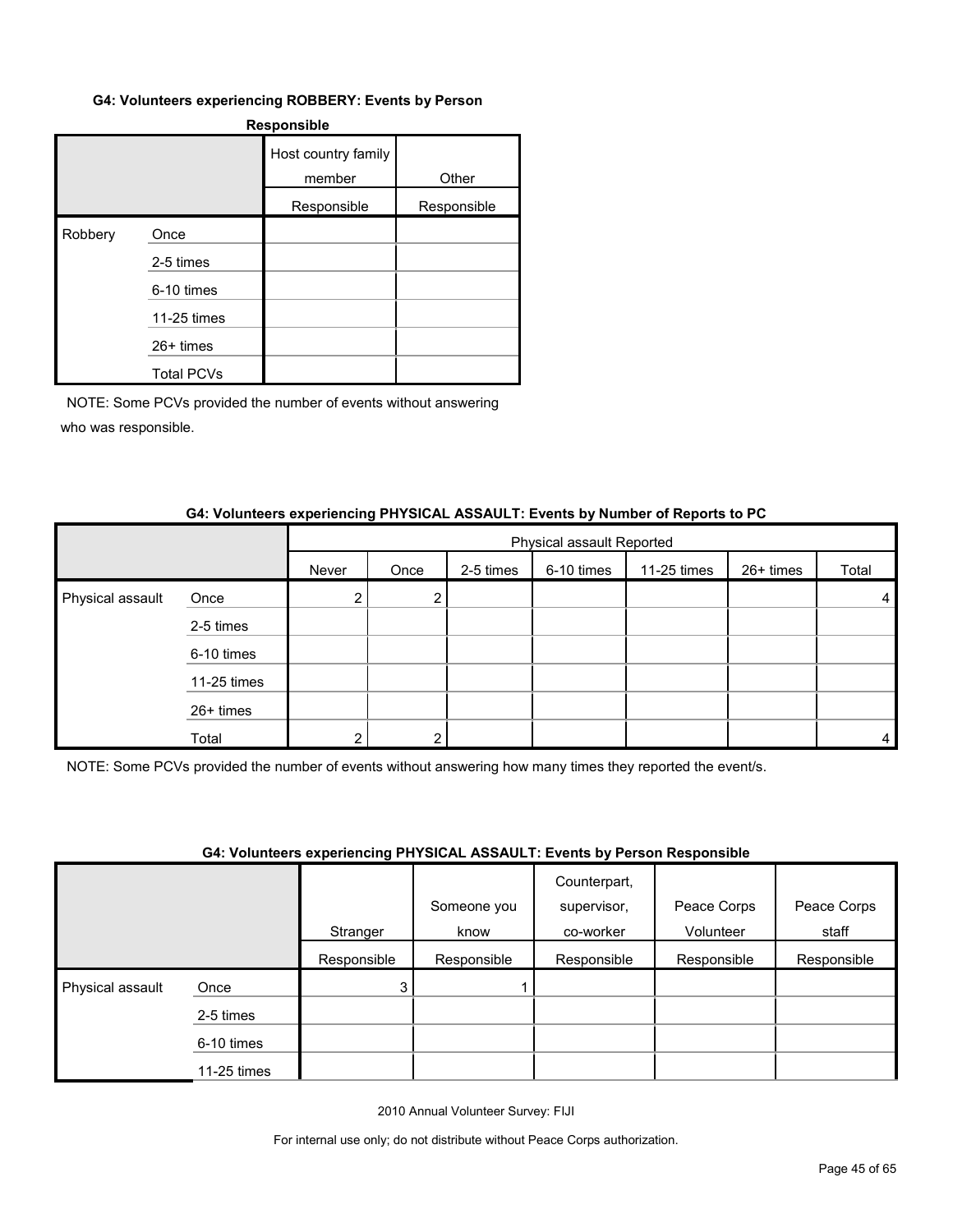#### G4: Volunteers experiencing ROBBERY: Events by Person Responsible

| | | Host country family member | Other |
|---|---|---|---|
| | | Responsible | Responsible |
| Robbery | Once | | |
| | 2-5 times | | |
| | 6-10 times | | |
| | 11-25 times | | |
| | 26+ times | | |
| | Total PCVs | | |

NOTE: Some PCVs provided the number of events without answering who was responsible.

#### G4: Volunteers experiencing PHYSICAL ASSAULT: Events by Number of Reports to PC

| | | Physical assault Reported | | | | | | |
|---|---|---|---|---|---|---|---|---|
| | | Never | Once | 2-5 times | 6-10 times | 11-25 times | 26+ times | Total |
| Physical assault | Once | 2 | 2 | | | | | 4 |
| | 2-5 times | | | | | | | |
| | 6-10 times | | | | | | | |
| | 11-25 times | | | | | | | |
| | 26+ times | | | | | | | |
| | Total | 2 | 2 | | | | | 4 |

NOTE: Some PCVs provided the number of events without answering how many times they reported the event/s.

#### G4: Volunteers experiencing PHYSICAL ASSAULT: Events by Person Responsible

| | | Stranger | Someone you know | Counterpart, supervisor, co-worker | Peace Corps Volunteer | Peace Corps staff |
|---|---|---|---|---|---|---|
| | | Responsible | Responsible | Responsible | Responsible | Responsible |
| Physical assault | Once | 3 | 1 | | | |
| | 2-5 times | | | | | |
| | 6-10 times | | | | | |
| | 11-25 times | | | | | |

2010 Annual Volunteer Survey: FIJI

For internal use only; do not distribute without Peace Corps authorization.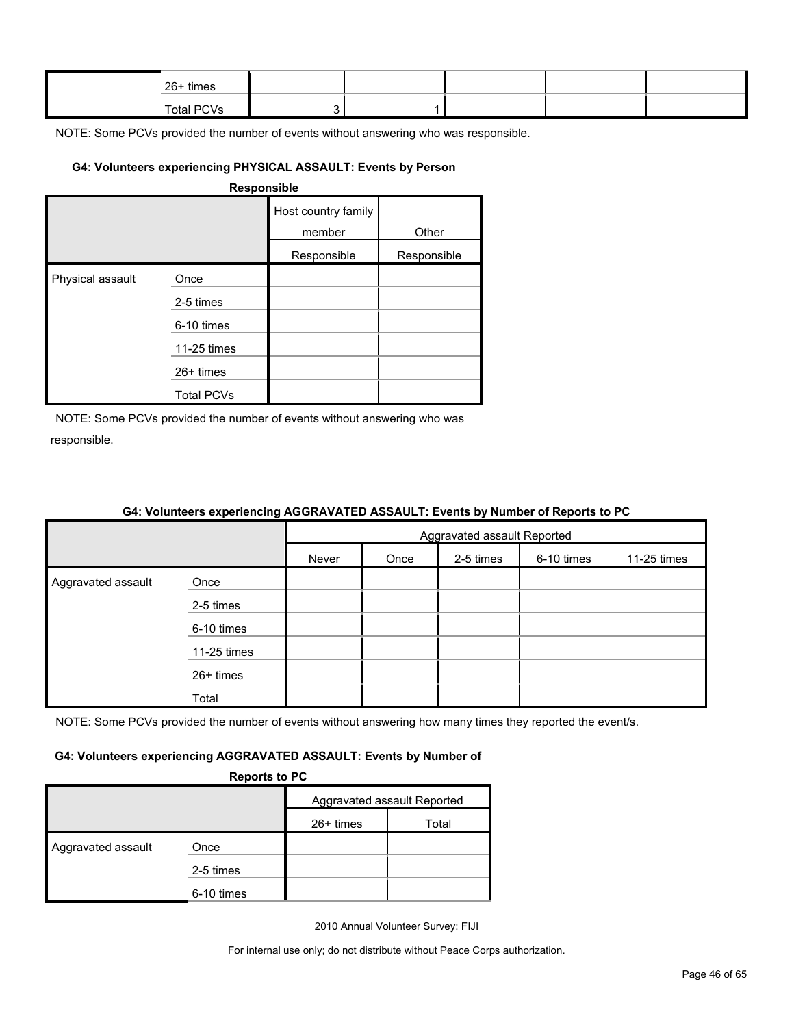| | | | | | | |
|---|---|---|---|---|---|---|
| | 26+ times | | | | | |
| | Total PCVs | 3 | 1 | | | |

NOTE: Some PCVs provided the number of events without answering who was responsible.

#### G4: Volunteers experiencing PHYSICAL ASSAULT: Events by Person Responsible

| | | Host country family member | Other |
|---|---|---|---|
| | | Responsible | Responsible |
| Physical assault | Once | | |
| | 2-5 times | | |
| | 6-10 times | | |
| | 11-25 times | | |
| | 26+ times | | |
| | Total PCVs | | |

NOTE: Some PCVs provided the number of events without answering who was responsible.

#### G4: Volunteers experiencing AGGRAVATED ASSAULT: Events by Number of Reports to PC

| | | Aggravated assault Reported | | | | |
|---|---|---|---|---|---|---|
| | | Never | Once | 2-5 times | 6-10 times | 11-25 times |
| Aggravated assault | Once | | | | | |
| | 2-5 times | | | | | |
| | 6-10 times | | | | | |
| | 11-25 times | | | | | |
| | 26+ times | | | | | |
| | Total | | | | | |

NOTE: Some PCVs provided the number of events without answering how many times they reported the event/s.

#### G4: Volunteers experiencing AGGRAVATED ASSAULT: Events by Number of Reports to PC

| | | Aggravated assault Reported | |
|---|---|---|---|
| | | 26+ times | Total |
| Aggravated assault | Once | | |
| | 2-5 times | | |
| | 6-10 times | | |

2010 Annual Volunteer Survey: FIJI

For internal use only; do not distribute without Peace Corps authorization.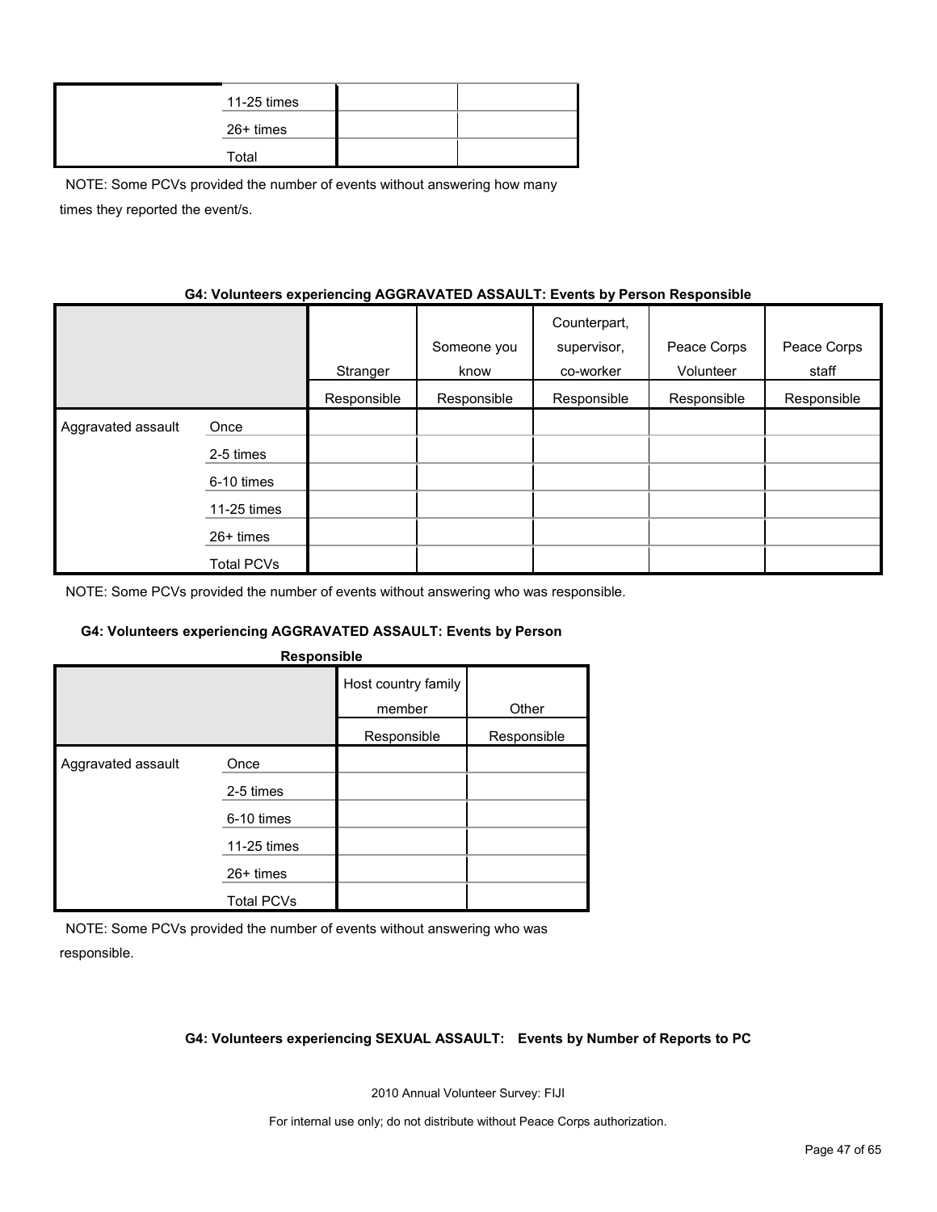| | | | |
|---|---|---|---|
| | 11-25 times | | |
| | 26+ times | | |
| | Total | | |

NOTE: Some PCVs provided the number of events without answering how many times they reported the event/s.

**G4: Volunteers experiencing AGGRAVATED ASSAULT: Events by Person Responsible**

| | | Stranger | Someone you know | Counterpart, supervisor, co-worker | Peace Corps Volunteer | Peace Corps staff |
|---|---|---|---|---|---|---|
| | | Responsible | Responsible | Responsible | Responsible | Responsible |
| Aggravated assault | Once | | | | | |
| | 2-5 times | | | | | |
| | 6-10 times | | | | | |
| | 11-25 times | | | | | |
| | 26+ times | | | | | |
| | Total PCVs | | | | | |

NOTE: Some PCVs provided the number of events without answering who was responsible.

**G4: Volunteers experiencing AGGRAVATED ASSAULT: Events by Person Responsible**

| | | Host country family member | Other |
|---|---|---|---|
| | | Responsible | Responsible |
| Aggravated assault | Once | | |
| | 2-5 times | | |
| | 6-10 times | | |
| | 11-25 times | | |
| | 26+ times | | |
| | Total PCVs | | |

NOTE: Some PCVs provided the number of events without answering who was responsible.

**G4: Volunteers experiencing SEXUAL ASSAULT: Events by Number of Reports to PC**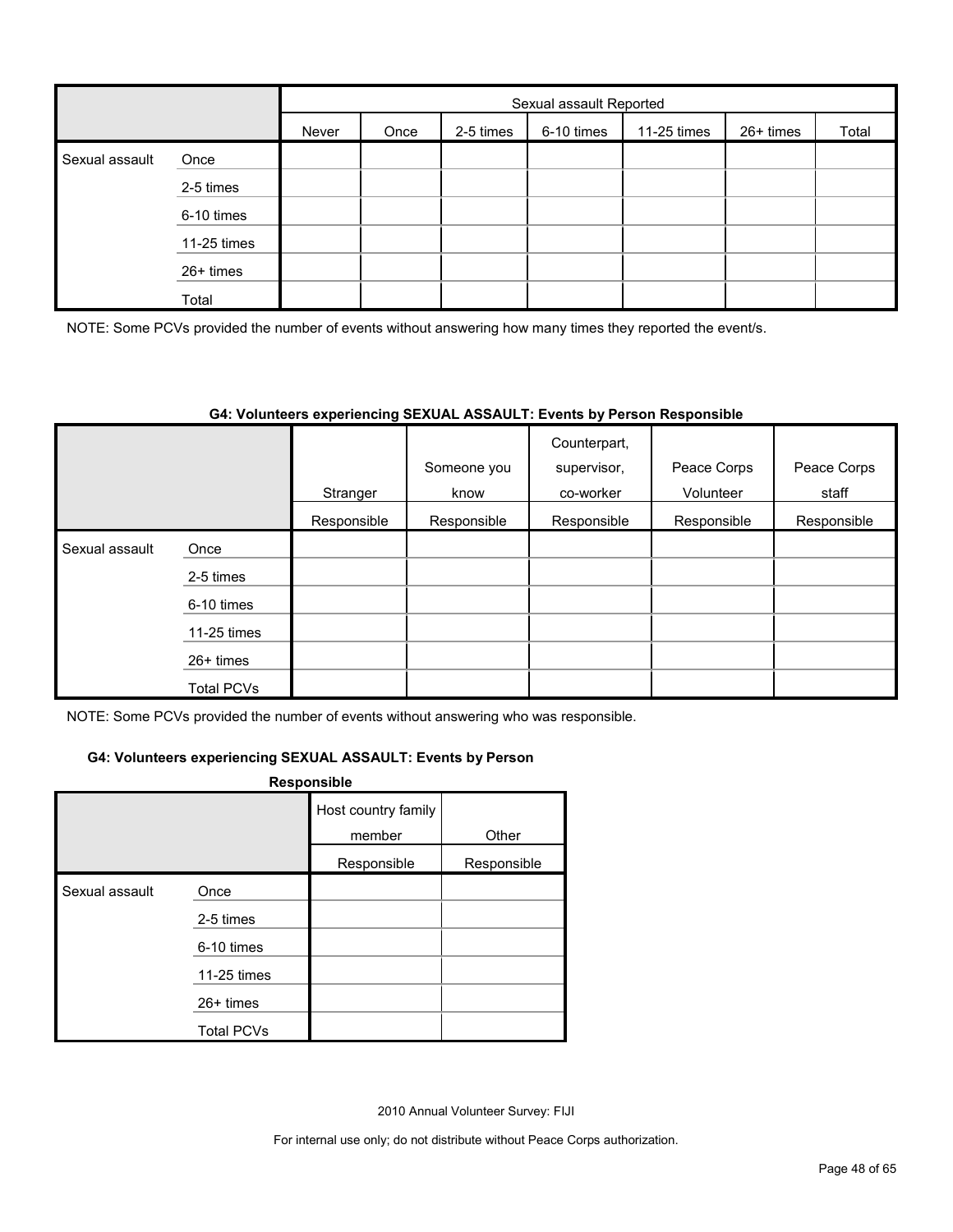| | | Sexual assault Reported | | | | | | |
|---|---|---|---|---|---|---|---|---|
| | | Never | Once | 2-5 times | 6-10 times | 11-25 times | 26+ times | Total |
| Sexual assault | Once | | | | | | | |
| | 2-5 times | | | | | | | |
| | 6-10 times | | | | | | | |
| | 11-25 times | | | | | | | |
| | 26+ times | | | | | | | |
| | Total | | | | | | | |

NOTE: Some PCVs provided the number of events without answering how many times they reported the event/s.

**G4: Volunteers experiencing SEXUAL ASSAULT: Events by Person Responsible**

| | | Stranger | Someone you know | Counterpart, supervisor, co-worker | Peace Corps Volunteer | Peace Corps staff |
|---|---|---|---|---|---|---|
| | | Responsible | Responsible | Responsible | Responsible | Responsible |
| Sexual assault | Once | | | | | |
| | 2-5 times | | | | | |
| | 6-10 times | | | | | |
| | 11-25 times | | | | | |
| | 26+ times | | | | | |
| | Total PCVs | | | | | |

NOTE: Some PCVs provided the number of events without answering who was responsible.

**G4: Volunteers experiencing SEXUAL ASSAULT: Events by Person Responsible**

| | | Host country family member | Other |
|---|---|---|---|
| | | Responsible | Responsible |
| Sexual assault | Once | | |
| | 2-5 times | | |
| | 6-10 times | | |
| | 11-25 times | | |
| | 26+ times | | |
| | Total PCVs | | |

2010 Annual Volunteer Survey: FIJI

For internal use only; do not distribute without Peace Corps authorization.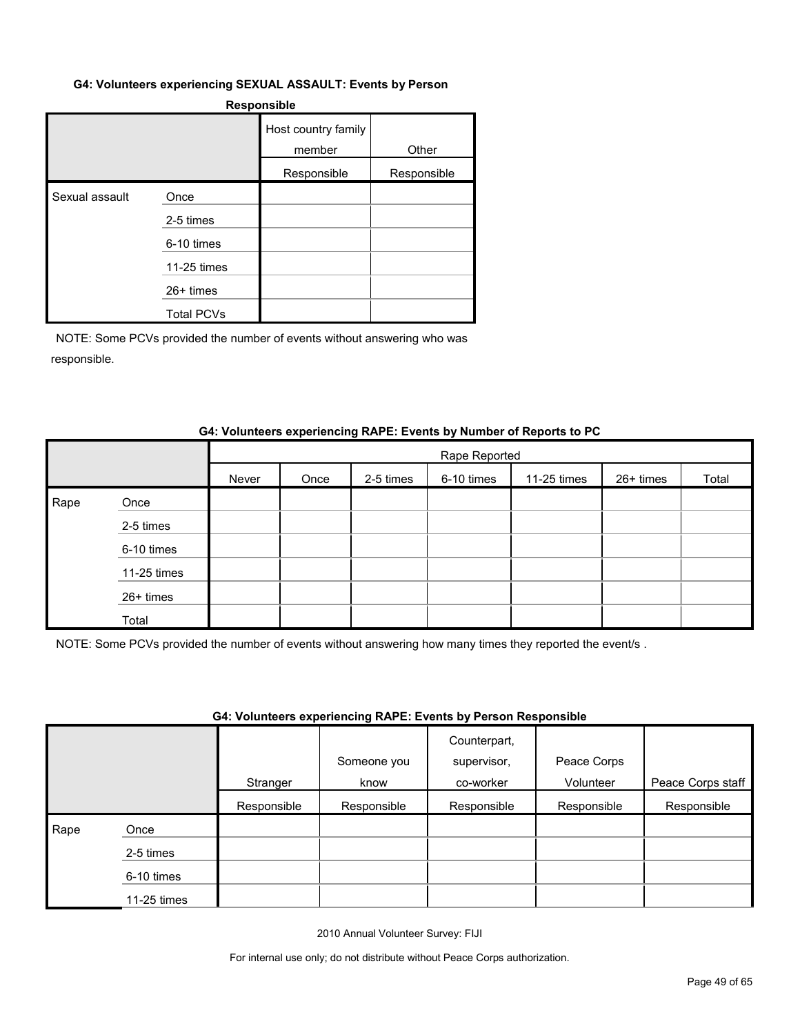**G4: Volunteers experiencing SEXUAL ASSAULT: Events by Person Responsible**

| | | Host country family member | Other |
|---|---|---|---|
| | | Responsible | Responsible |
| Sexual assault | Once | | |
| | 2-5 times | | |
| | 6-10 times | | |
| | 11-25 times | | |
| | 26+ times | | |
| | Total PCVs | | |

NOTE: Some PCVs provided the number of events without answering who was responsible.

**G4: Volunteers experiencing RAPE: Events by Number of Reports to PC**

| | | Rape Reported | | | | | | |
|---|---|---|---|---|---|---|---|---|
| | | Never | Once | 2-5 times | 6-10 times | 11-25 times | 26+ times | Total |
| Rape | Once | | | | | | | |
| | 2-5 times | | | | | | | |
| | 6-10 times | | | | | | | |
| | 11-25 times | | | | | | | |
| | 26+ times | | | | | | | |
| | Total | | | | | | | |

NOTE: Some PCVs provided the number of events without answering how many times they reported the event/s .

**G4: Volunteers experiencing RAPE: Events by Person Responsible**

| | | Stranger | Someone you know | Counterpart, supervisor, co-worker | Peace Corps Volunteer | Peace Corps staff |
|---|---|---|---|---|---|---|
| | | Responsible | Responsible | Responsible | Responsible | Responsible |
| Rape | Once | | | | | |
| | 2-5 times | | | | | |
| | 6-10 times | | | | | |
| | 11-25 times | | | | | |

2010 Annual Volunteer Survey: FIJI

For internal use only; do not distribute without Peace Corps authorization.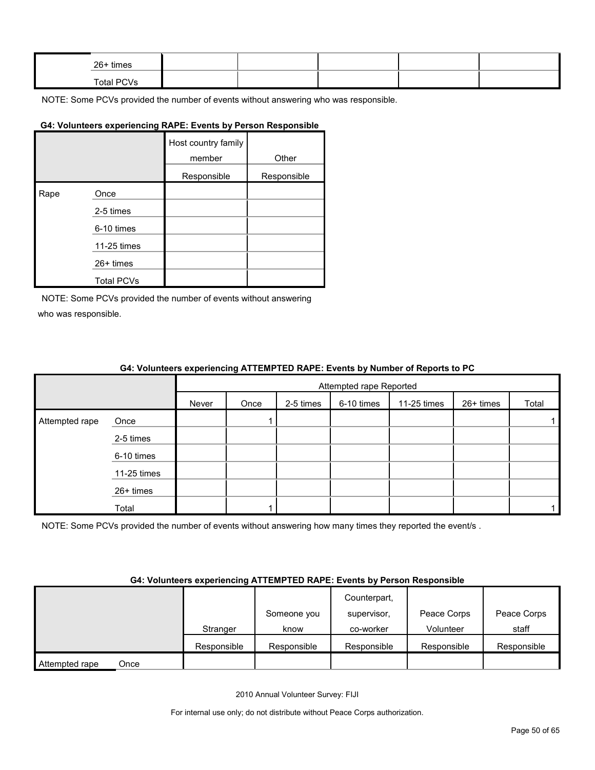| | | | | | | |
|---|---|---|---|---|---|---|
| | 26+ times | | | | | |
| | Total PCVs | | | | | |

NOTE: Some PCVs provided the number of events without answering who was responsible.

**G4: Volunteers experiencing RAPE: Events by Person Responsible**

| | | Host country family member | Other |
|---|---|---|---|
| | | Responsible | Responsible |
| Rape | Once | | |
| | 2-5 times | | |
| | 6-10 times | | |
| | 11-25 times | | |
| | 26+ times | | |
| | Total PCVs | | |

NOTE: Some PCVs provided the number of events without answering who was responsible.

**G4: Volunteers experiencing ATTEMPTED RAPE: Events by Number of Reports to PC**

| | | Attempted rape Reported | | | | | | |
|---|---|---|---|---|---|---|---|---|
| | | Never | Once | 2-5 times | 6-10 times | 11-25 times | 26+ times | Total |
| Attempted rape | Once | | 1 | | | | | 1 |
| | 2-5 times | | | | | | | |
| | 6-10 times | | | | | | | |
| | 11-25 times | | | | | | | |
| | 26+ times | | | | | | | |
| | Total | | 1 | | | | | 1 |

NOTE: Some PCVs provided the number of events without answering how many times they reported the event/s .

**G4: Volunteers experiencing ATTEMPTED RAPE: Events by Person Responsible**

| | | Stranger | Someone you know | Counterpart, supervisor, co-worker | Peace Corps Volunteer | Peace Corps staff |
|---|---|---|---|---|---|---|
| | | Responsible | Responsible | Responsible | Responsible | Responsible |
| Attempted rape | Once | | | | | |

2010 Annual Volunteer Survey: FIJI

For internal use only; do not distribute without Peace Corps authorization.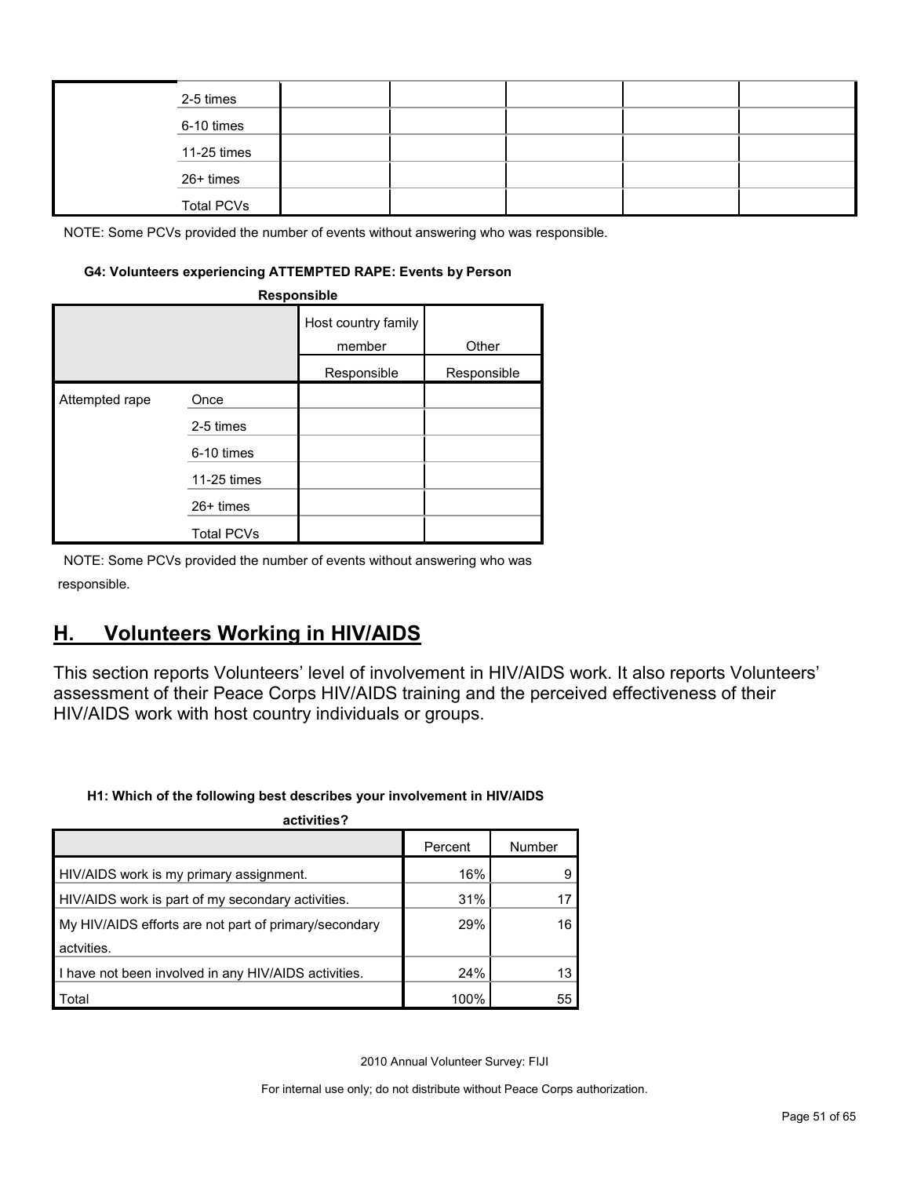| | | | | | | |
|---|---|---|---|---|---|---|
| | 2-5 times | | | | | |
| | 6-10 times | | | | | |
| | 11-25 times | | | | | |
| | 26+ times | | | | | |
| | Total PCVs | | | | | |

NOTE: Some PCVs provided the number of events without answering who was responsible.

**G4: Volunteers experiencing ATTEMPTED RAPE: Events by Person Responsible**

| | | Host country family member | Other |
|---|---|---|---|
| | | Responsible | Responsible |
| Attempted rape | Once | | |
| | 2-5 times | | |
| | 6-10 times | | |
| | 11-25 times | | |
| | 26+ times | | |
| | Total PCVs | | |

NOTE: Some PCVs provided the number of events without answering who was responsible.

## H. Volunteers Working in HIV/AIDS

This section reports Volunteers' level of involvement in HIV/AIDS work. It also reports Volunteers' assessment of their Peace Corps HIV/AIDS training and the perceived effectiveness of their HIV/AIDS work with host country individuals or groups.

**H1: Which of the following best describes your involvement in HIV/AIDS activities?**

| | Percent | Number |
|---|---|---|
| HIV/AIDS work is my primary assignment. | 16% | 9 |
| HIV/AIDS work is part of my secondary activities. | 31% | 17 |
| My HIV/AIDS efforts are not part of primary/secondary actvities. | 29% | 16 |
| I have not been involved in any HIV/AIDS activities. | 24% | 13 |
| Total | 100% | 55 |

2010 Annual Volunteer Survey: FIJI

For internal use only; do not distribute without Peace Corps authorization.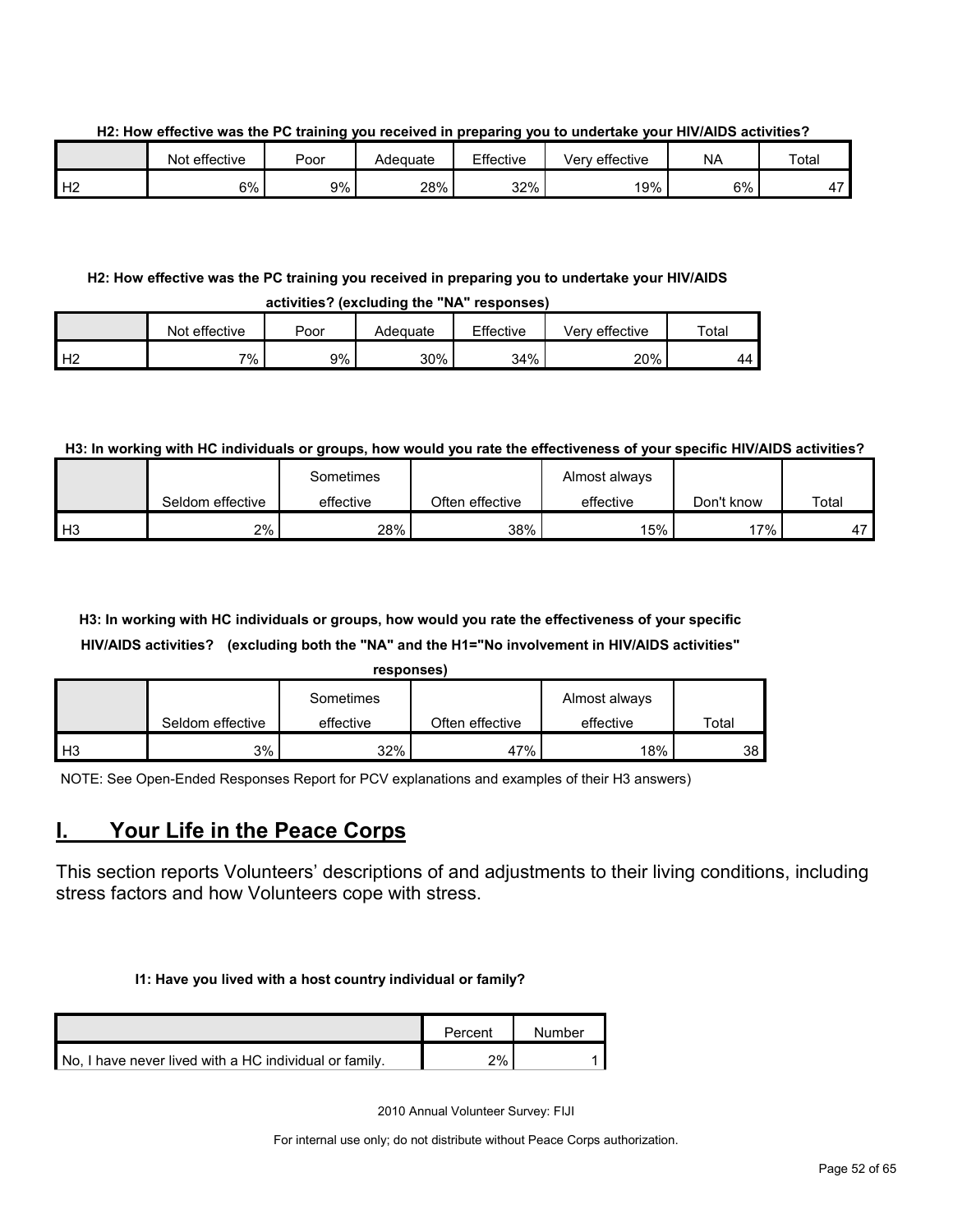**H2: How effective was the PC training you received in preparing you to undertake your HIV/AIDS activities?**

| | Not effective | Poor | Adequate | Effective | Very effective | NA | Total |
|---|---|---|---|---|---|---|---|
| H2 | 6% | 9% | 28% | 32% | 19% | 6% | 47 |

**H2: How effective was the PC training you received in preparing you to undertake your HIV/AIDS activities? (excluding the "NA" responses)**

| | Not effective | Poor | Adequate | Effective | Very effective | Total |
|---|---|---|---|---|---|---|
| H2 | 7% | 9% | 30% | 34% | 20% | 44 |

**H3: In working with HC individuals or groups, how would you rate the effectiveness of your specific HIV/AIDS activities?**

| | Seldom effective | Sometimes effective | Often effective | Almost always effective | Don't know | Total |
|---|---|---|---|---|---|---|
| H3 | 2% | 28% | 38% | 15% | 17% | 47 |

**H3: In working with HC individuals or groups, how would you rate the effectiveness of your specific HIV/AIDS activities? (excluding both the "NA" and the H1="No involvement in HIV/AIDS activities" responses)**

| | Seldom effective | Sometimes effective | Often effective | Almost always effective | Total |
|---|---|---|---|---|---|
| H3 | 3% | 32% | 47% | 18% | 38 |

NOTE: See Open-Ended Responses Report for PCV explanations and examples of their H3 answers)

# I. Your Life in the Peace Corps

This section reports Volunteers' descriptions of and adjustments to their living conditions, including stress factors and how Volunteers cope with stress.

**I1: Have you lived with a host country individual or family?**

| | Percent | Number |
|---|---|---|
| No, I have never lived with a HC individual or family. | 2% | 1 |

2010 Annual Volunteer Survey: FIJI

For internal use only; do not distribute without Peace Corps authorization.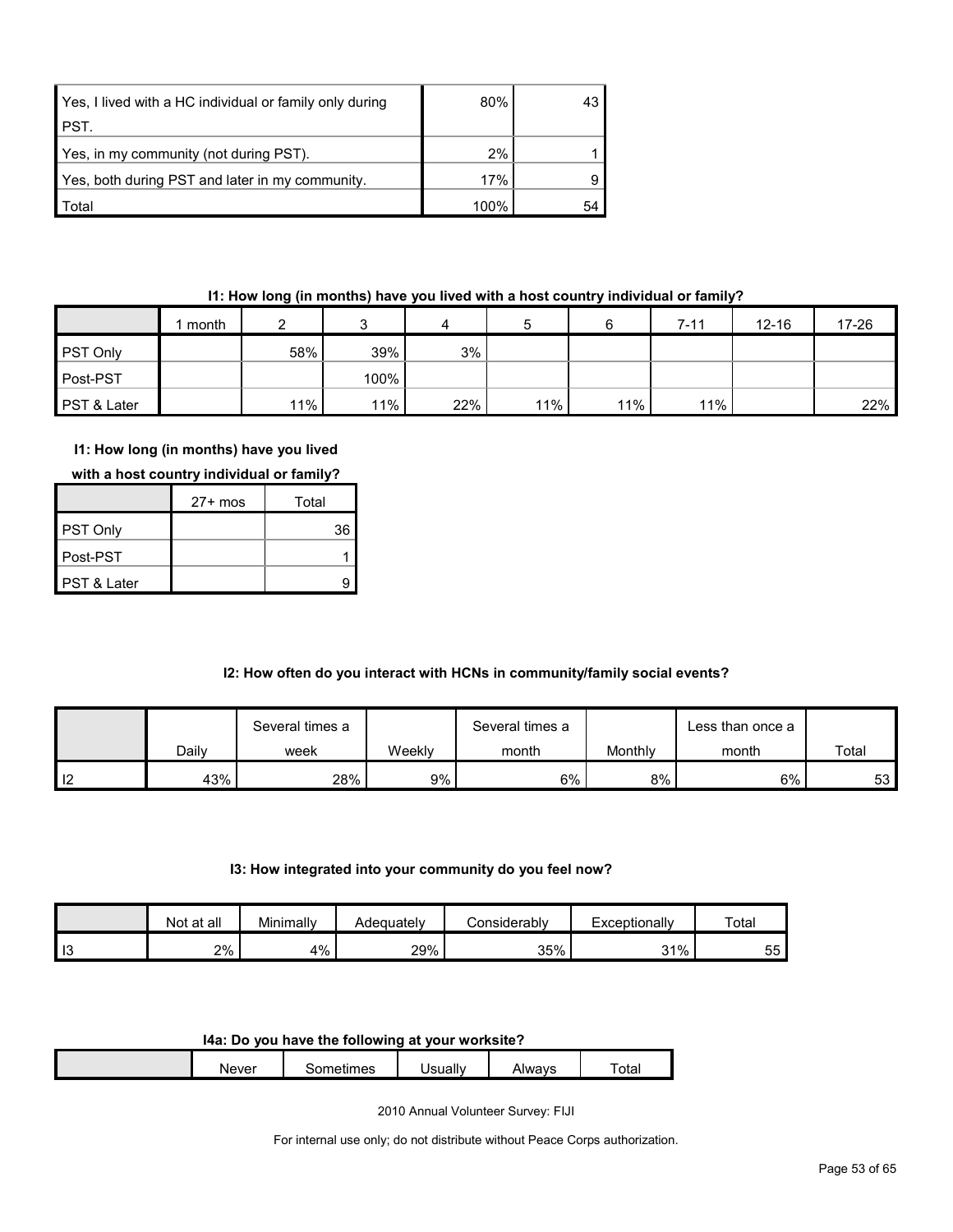| | | |
|---|---|---|
| Yes, I lived with a HC individual or family only during PST. | 80% | 43 |
| Yes, in my community (not during PST). | 2% | 1 |
| Yes, both during PST and later in my community. | 17% | 9 |
| Total | 100% | 54 |

**I1: How long (in months) have you lived with a host country individual or family?**

| | 1 month | 2 | 3 | 4 | 5 | 6 | 7-11 | 12-16 | 17-26 | 27+ mos | Total |
|---|---|---|---|---|---|---|---|---|---|---|---|
| PST Only | | 58% | 39% | 3% | | | | | | | 36 |
| Post-PST | | | 100% | | | | | | | | 1 |
| PST & Later | | 11% | 11% | 22% | 11% | 11% | 11% | | 22% | | 9 |

**I2: How often do you interact with HCNs in community/family social events?**

| | Daily | Several times a week | Weekly | Several times a month | Monthly | Less than once a month | Total |
|---|---|---|---|---|---|---|---|
| I2 | 43% | 28% | 9% | 6% | 8% | 6% | 53 |

**I3: How integrated into your community do you feel now?**

| | Not at all | Minimally | Adequately | Considerably | Exceptionally | Total |
|---|---|---|---|---|---|---|
| I3 | 2% | 4% | 29% | 35% | 31% | 55 |

**I4a: Do you have the following at your worksite?**

| | Never | Sometimes | Usually | Always | Total |
|---|---|---|---|---|---|

2010 Annual Volunteer Survey: FIJI

For internal use only; do not distribute without Peace Corps authorization.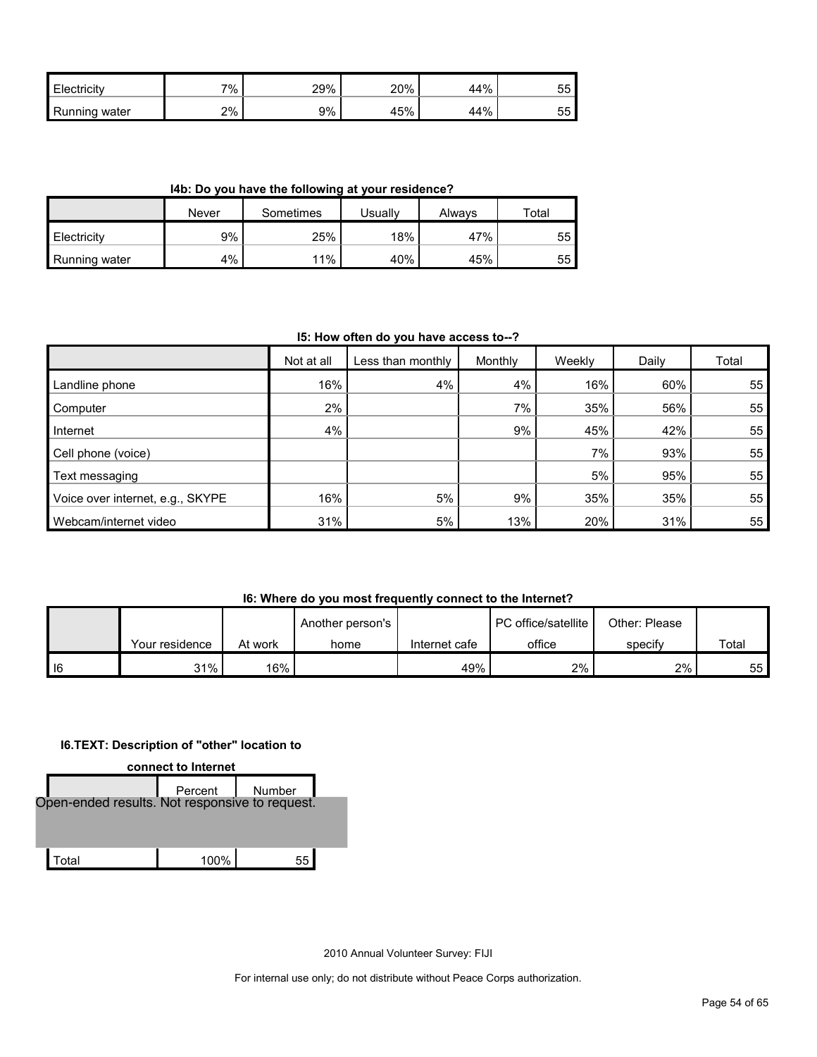| | | | | | |
|---|---|---|---|---|---|
| Electricity | 7% | 29% | 20% | 44% | 55 |
| Running water | 2% | 9% | 45% | 44% | 55 |

**I4b: Do you have the following at your residence?**

| | Never | Sometimes | Usually | Always | Total |
|---|---|---|---|---|---|
| Electricity | 9% | 25% | 18% | 47% | 55 |
| Running water | 4% | 11% | 40% | 45% | 55 |

**I5: How often do you have access to--?**

| | Not at all | Less than monthly | Monthly | Weekly | Daily | Total |
|---|---|---|---|---|---|---|
| Landline phone | 16% | 4% | 4% | 16% | 60% | 55 |
| Computer | 2% | | 7% | 35% | 56% | 55 |
| Internet | 4% | | 9% | 45% | 42% | 55 |
| Cell phone (voice) | | | | 7% | 93% | 55 |
| Text messaging | | | | 5% | 95% | 55 |
| Voice over internet, e.g., SKYPE | 16% | 5% | 9% | 35% | 35% | 55 |
| Webcam/internet video | 31% | 5% | 13% | 20% | 31% | 55 |

**I6: Where do you most frequently connect to the Internet?**

| | Your residence | At work | Another person's home | Internet cafe | PC office/satellite office | Other: Please specify | Total |
|---|---|---|---|---|---|---|---|
| I6 | 31% | 16% | | 49% | 2% | 2% | 55 |

**I6.TEXT: Description of "other" location to connect to Internet**

| | Percent | Number |
|---|---|---|
| Open-ended results. Not responsive to request. | | |
| Total | 100% | 55 |

2010 Annual Volunteer Survey: FIJI

For internal use only; do not distribute without Peace Corps authorization.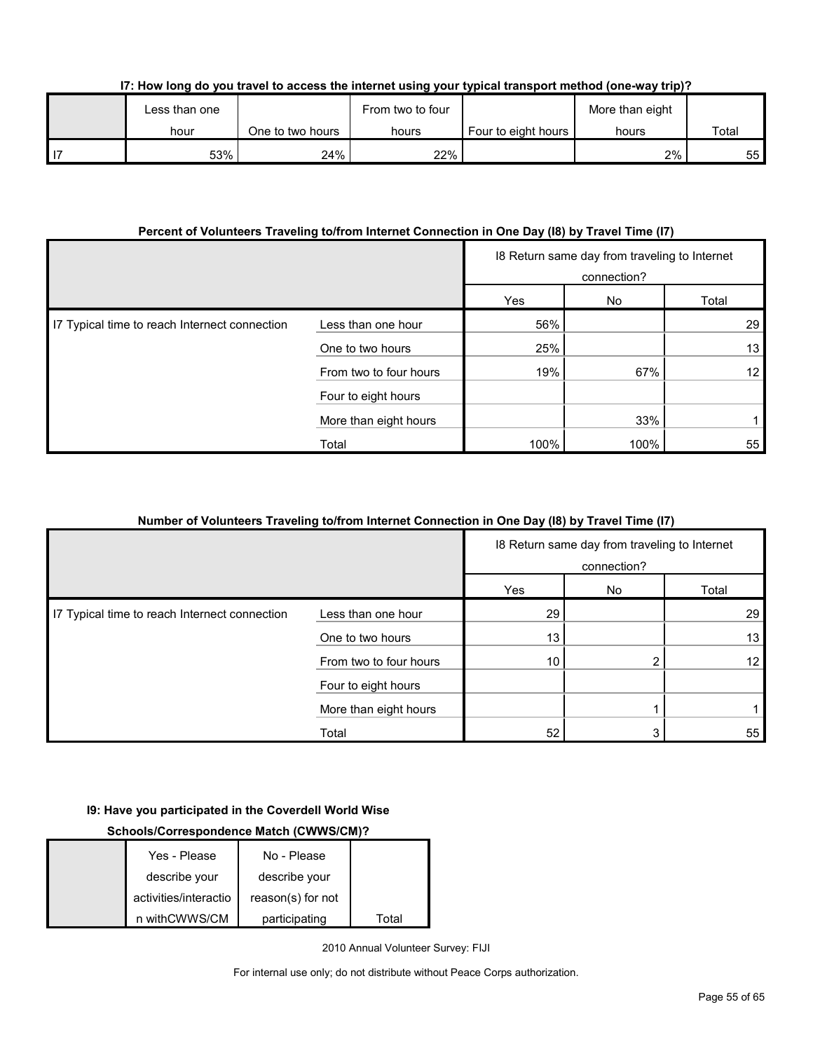**I7: How long do you travel to access the internet using your typical transport method (one-way trip)?**

| | Less than one hour | One to two hours | From two to four hours | Four to eight hours | More than eight hours | Total |
|---|---|---|---|---|---|---|
| I7 | 53% | 24% | 22% | | 2% | 55 |

**Percent of Volunteers Traveling to/from Internet Connection in One Day (I8) by Travel Time (I7)**

| | | I8 Return same day from traveling to Internet connection? | | |
|---|---|---|---|---|
| | | Yes | No | Total |
| I7 Typical time to reach Internet connection | Less than one hour | 56% | | 29 |
| | One to two hours | 25% | | 13 |
| | From two to four hours | 19% | 67% | 12 |
| | Four to eight hours | | | |
| | More than eight hours | | 33% | 1 |
| | Total | 100% | 100% | 55 |

**Number of Volunteers Traveling to/from Internet Connection in One Day (I8) by Travel Time (I7)**

| | | I8 Return same day from traveling to Internet connection? | | |
|---|---|---|---|---|
| | | Yes | No | Total |
| I7 Typical time to reach Internet connection | Less than one hour | 29 | | 29 |
| | One to two hours | 13 | | 13 |
| | From two to four hours | 10 | 2 | 12 |
| | Four to eight hours | | | |
| | More than eight hours | | 1 | 1 |
| | Total | 52 | 3 | 55 |

**I9: Have you participated in the Coverdell World Wise Schools/Correspondence Match (CWWS/CM)?**

| | Yes - Please describe your activities/interaction withCWWS/CM | No - Please describe your reason(s) for not participating | Total |
|---|---|---|---|

2010 Annual Volunteer Survey: FIJI

For internal use only; do not distribute without Peace Corps authorization.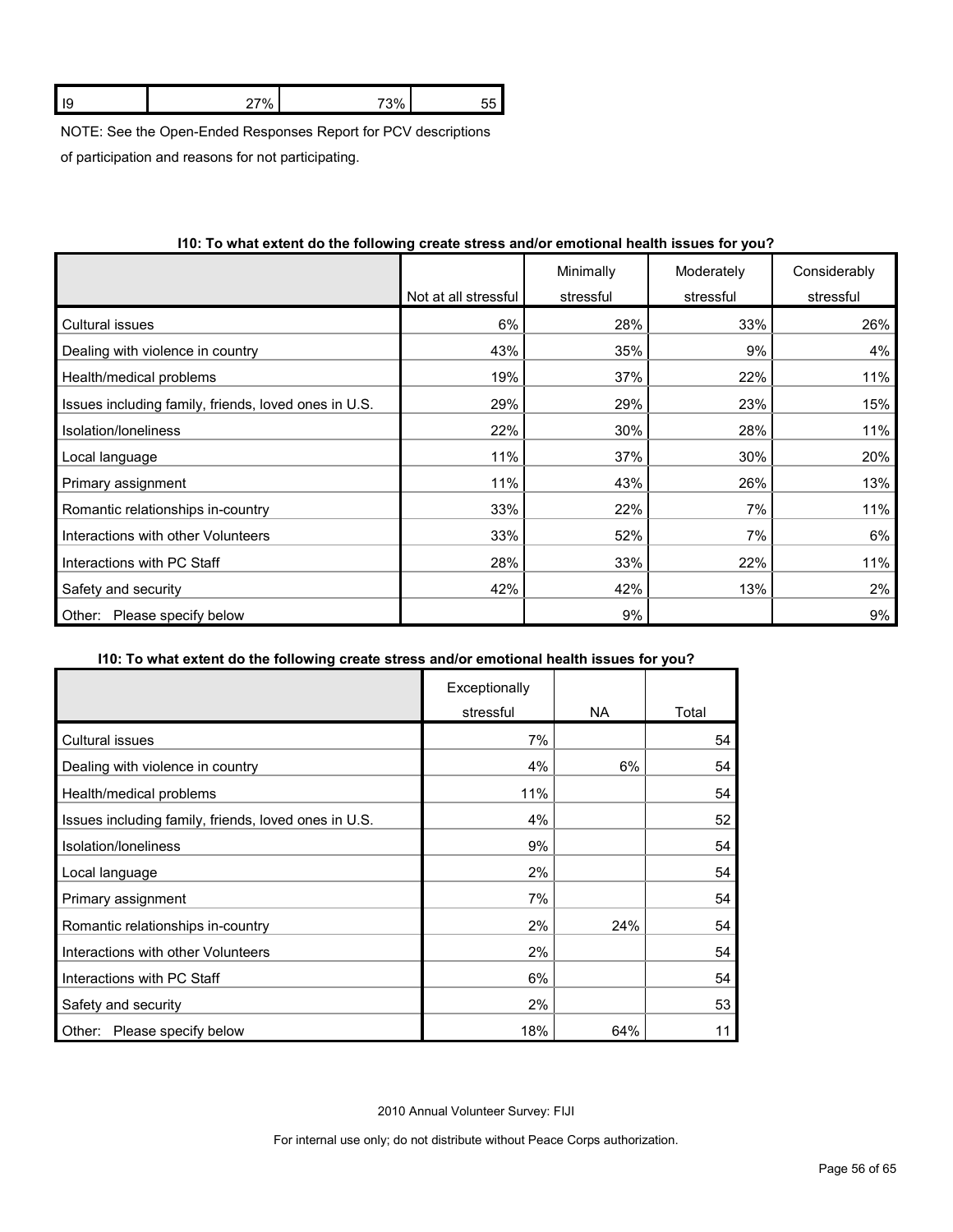| I9 | 27% | 73% | 55 |
|---|---|---|---|

NOTE: See the Open-Ended Responses Report for PCV descriptions of participation and reasons for not participating.

**I10: To what extent do the following create stress and/or emotional health issues for you?**

| | Not at all stressful | Minimally stressful | Moderately stressful | Considerably stressful | Exceptionally stressful | NA | Total |
|---|---|---|---|---|---|---|---|
| Cultural issues | 6% | 28% | 33% | 26% | 7% | | 54 |
| Dealing with violence in country | 43% | 35% | 9% | 4% | 4% | 6% | 54 |
| Health/medical problems | 19% | 37% | 22% | 11% | 11% | | 54 |
| Issues including family, friends, loved ones in U.S. | 29% | 29% | 23% | 15% | 4% | | 52 |
| Isolation/loneliness | 22% | 30% | 28% | 11% | 9% | | 54 |
| Local language | 11% | 37% | 30% | 20% | 2% | | 54 |
| Primary assignment | 11% | 43% | 26% | 13% | 7% | | 54 |
| Romantic relationships in-country | 33% | 22% | 7% | 11% | 2% | 24% | 54 |
| Interactions with other Volunteers | 33% | 52% | 7% | 6% | 2% | | 54 |
| Interactions with PC Staff | 28% | 33% | 22% | 11% | 6% | | 54 |
| Safety and security | 42% | 42% | 13% | 2% | 2% | | 53 |
| Other: Please specify below | | 9% | | 9% | 18% | 64% | 11 |

2010 Annual Volunteer Survey: FIJI

For internal use only; do not distribute without Peace Corps authorization.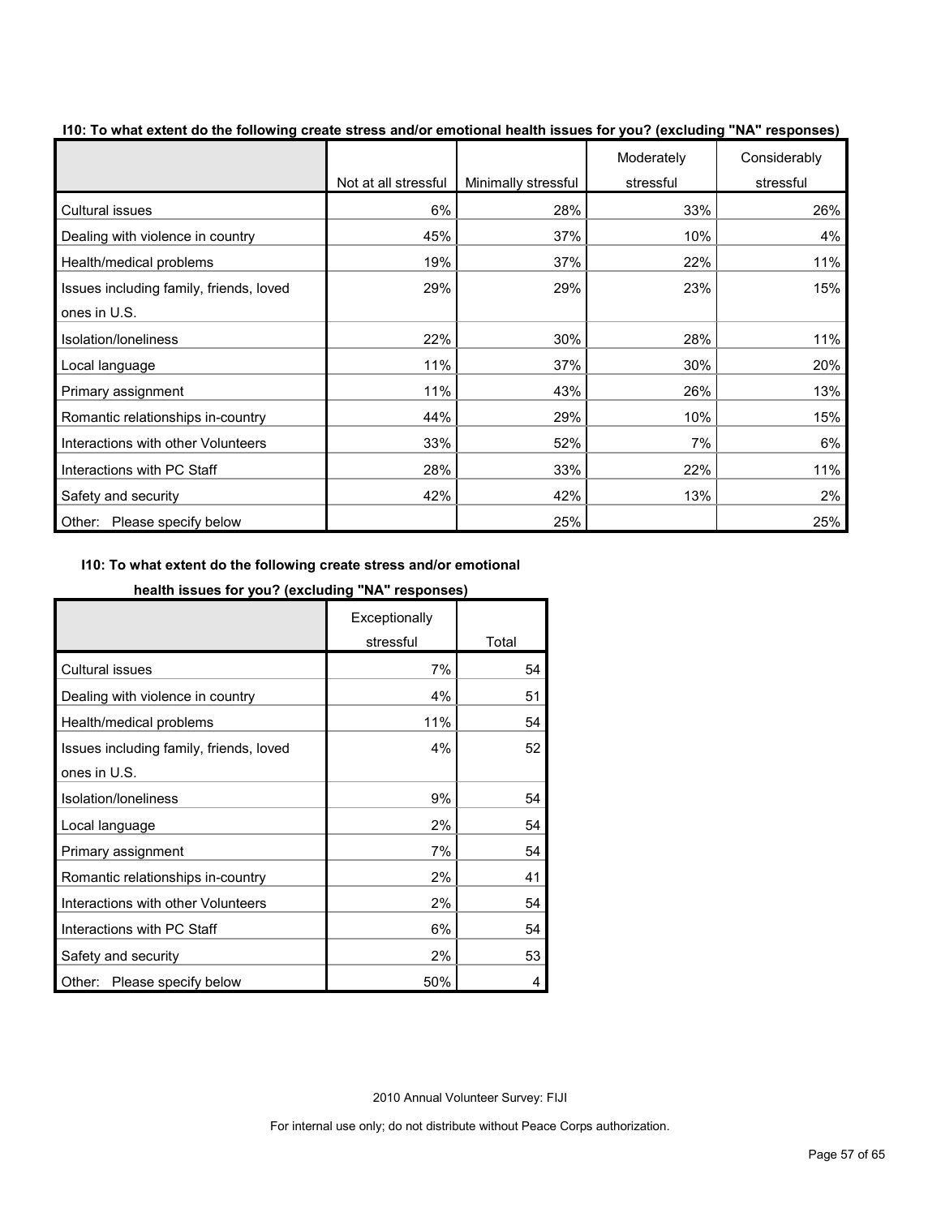**I10: To what extent do the following create stress and/or emotional health issues for you? (excluding "NA" responses)**

| | Not at all stressful | Minimally stressful | Moderately stressful | Considerably stressful |
|---|---|---|---|---|
| Cultural issues | 6% | 28% | 33% | 26% |
| Dealing with violence in country | 45% | 37% | 10% | 4% |
| Health/medical problems | 19% | 37% | 22% | 11% |
| Issues including family, friends, loved ones in U.S. | 29% | 29% | 23% | 15% |
| Isolation/loneliness | 22% | 30% | 28% | 11% |
| Local language | 11% | 37% | 30% | 20% |
| Primary assignment | 11% | 43% | 26% | 13% |
| Romantic relationships in-country | 44% | 29% | 10% | 15% |
| Interactions with other Volunteers | 33% | 52% | 7% | 6% |
| Interactions with PC Staff | 28% | 33% | 22% | 11% |
| Safety and security | 42% | 42% | 13% | 2% |
| Other: Please specify below | | 25% | | 25% |

**I10: To what extent do the following create stress and/or emotional health issues for you? (excluding "NA" responses)**

| | Exceptionally stressful | Total |
|---|---|---|
| Cultural issues | 7% | 54 |
| Dealing with violence in country | 4% | 51 |
| Health/medical problems | 11% | 54 |
| Issues including family, friends, loved ones in U.S. | 4% | 52 |
| Isolation/loneliness | 9% | 54 |
| Local language | 2% | 54 |
| Primary assignment | 7% | 54 |
| Romantic relationships in-country | 2% | 41 |
| Interactions with other Volunteers | 2% | 54 |
| Interactions with PC Staff | 6% | 54 |
| Safety and security | 2% | 53 |
| Other: Please specify below | 50% | 4 |

2010 Annual Volunteer Survey: FIJI

For internal use only; do not distribute without Peace Corps authorization.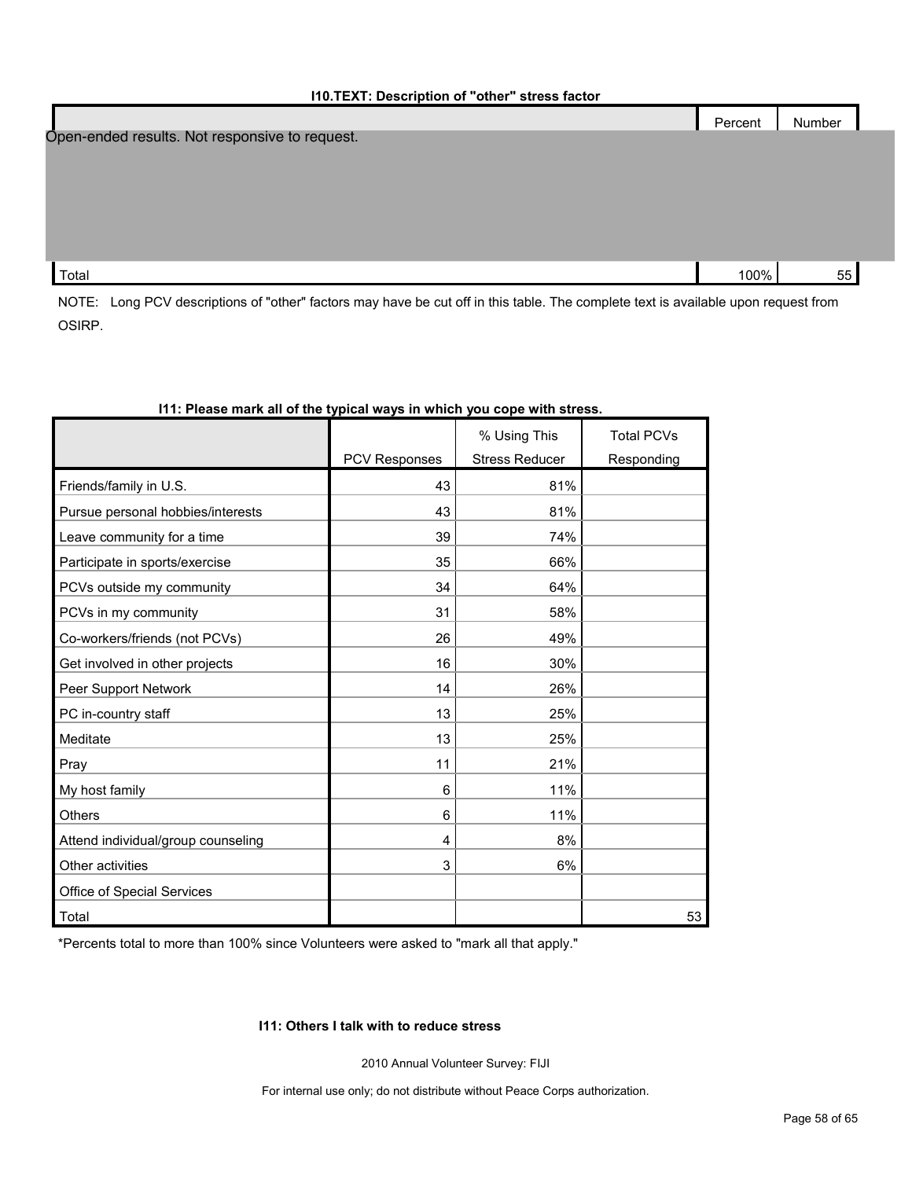**I10.TEXT: Description of "other" stress factor**

| | Percent | Number |
|---|---|---|
| Open-ended results. Not responsive to request. | | |
| Total | 100% | 55 |

NOTE: Long PCV descriptions of "other" factors may have be cut off in this table. The complete text is available upon request from OSIRP.

**I11: Please mark all of the typical ways in which you cope with stress.**

| | PCV Responses | % Using This Stress Reducer | Total PCVs Responding |
|---|---|---|---|
| Friends/family in U.S. | 43 | 81% | |
| Pursue personal hobbies/interests | 43 | 81% | |
| Leave community for a time | 39 | 74% | |
| Participate in sports/exercise | 35 | 66% | |
| PCVs outside my community | 34 | 64% | |
| PCVs in my community | 31 | 58% | |
| Co-workers/friends (not PCVs) | 26 | 49% | |
| Get involved in other projects | 16 | 30% | |
| Peer Support Network | 14 | 26% | |
| PC in-country staff | 13 | 25% | |
| Meditate | 13 | 25% | |
| Pray | 11 | 21% | |
| My host family | 6 | 11% | |
| Others | 6 | 11% | |
| Attend individual/group counseling | 4 | 8% | |
| Other activities | 3 | 6% | |
| Office of Special Services | | | |
| Total | | | 53 |

*Percents total to more than 100% since Volunteers were asked to "mark all that apply."

**I11: Others I talk with to reduce stress**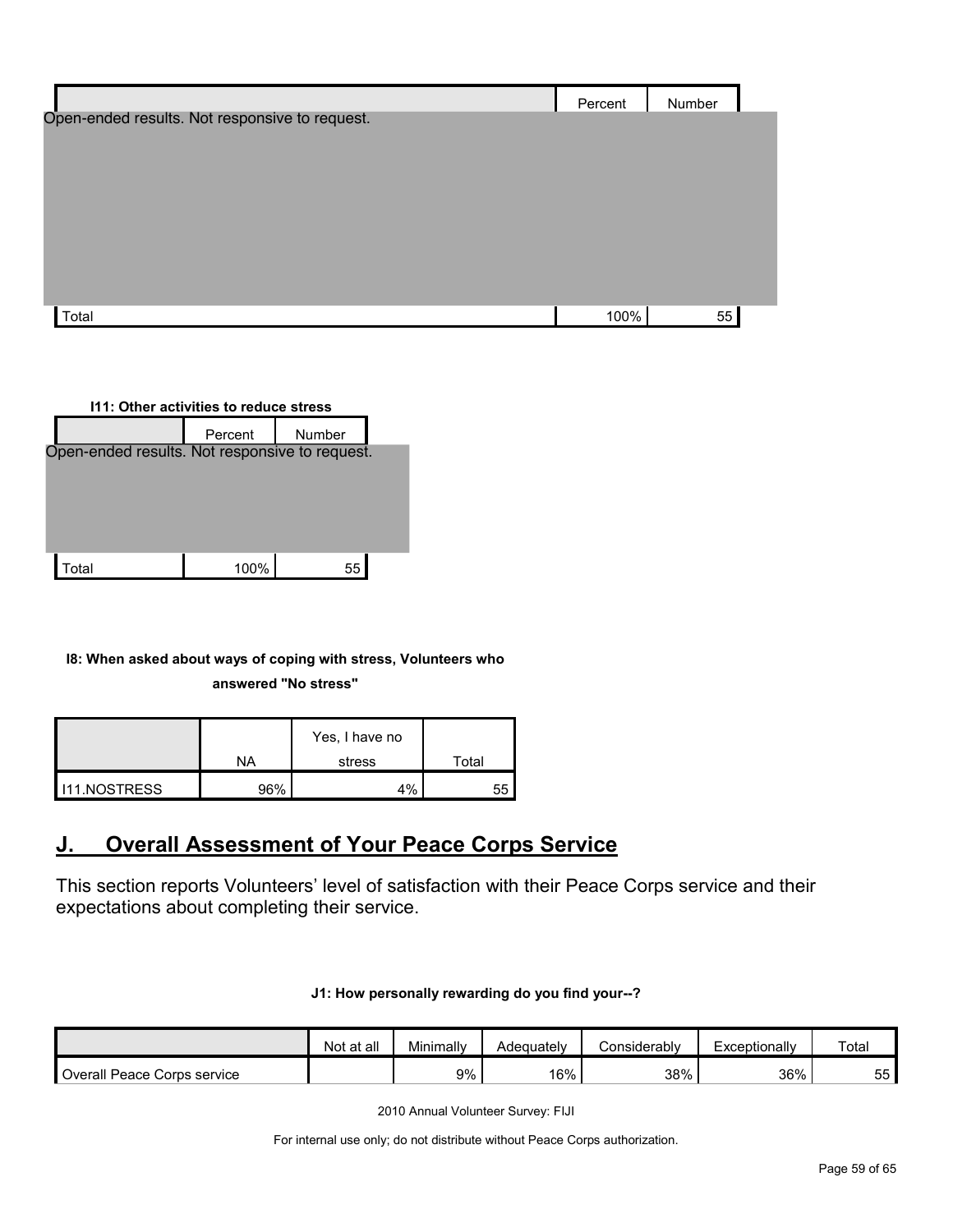| | Percent | Number |
|---|---|---|
| Open-ended results. Not responsive to request. | | |
| Total | 100% | 55 |

**I11: Other activities to reduce stress**

| | Percent | Number |
|---|---|---|
| Open-ended results. Not responsive to request. | | |
| Total | 100% | 55 |

**I8: When asked about ways of coping with stress, Volunteers who answered "No stress"**

| | NA | Yes, I have no stress | Total |
|---|---|---|---|
| I11.NOSTRESS | 96% | 4% | 55 |

## J. Overall Assessment of Your Peace Corps Service

This section reports Volunteers' level of satisfaction with their Peace Corps service and their expectations about completing their service.

**J1: How personally rewarding do you find your--?**

| | Not at all | Minimally | Adequately | Considerably | Exceptionally | Total |
|---|---|---|---|---|---|---|
| Overall Peace Corps service | | 9% | 16% | 38% | 36% | 55 |

2010 Annual Volunteer Survey: FIJI

For internal use only; do not distribute without Peace Corps authorization.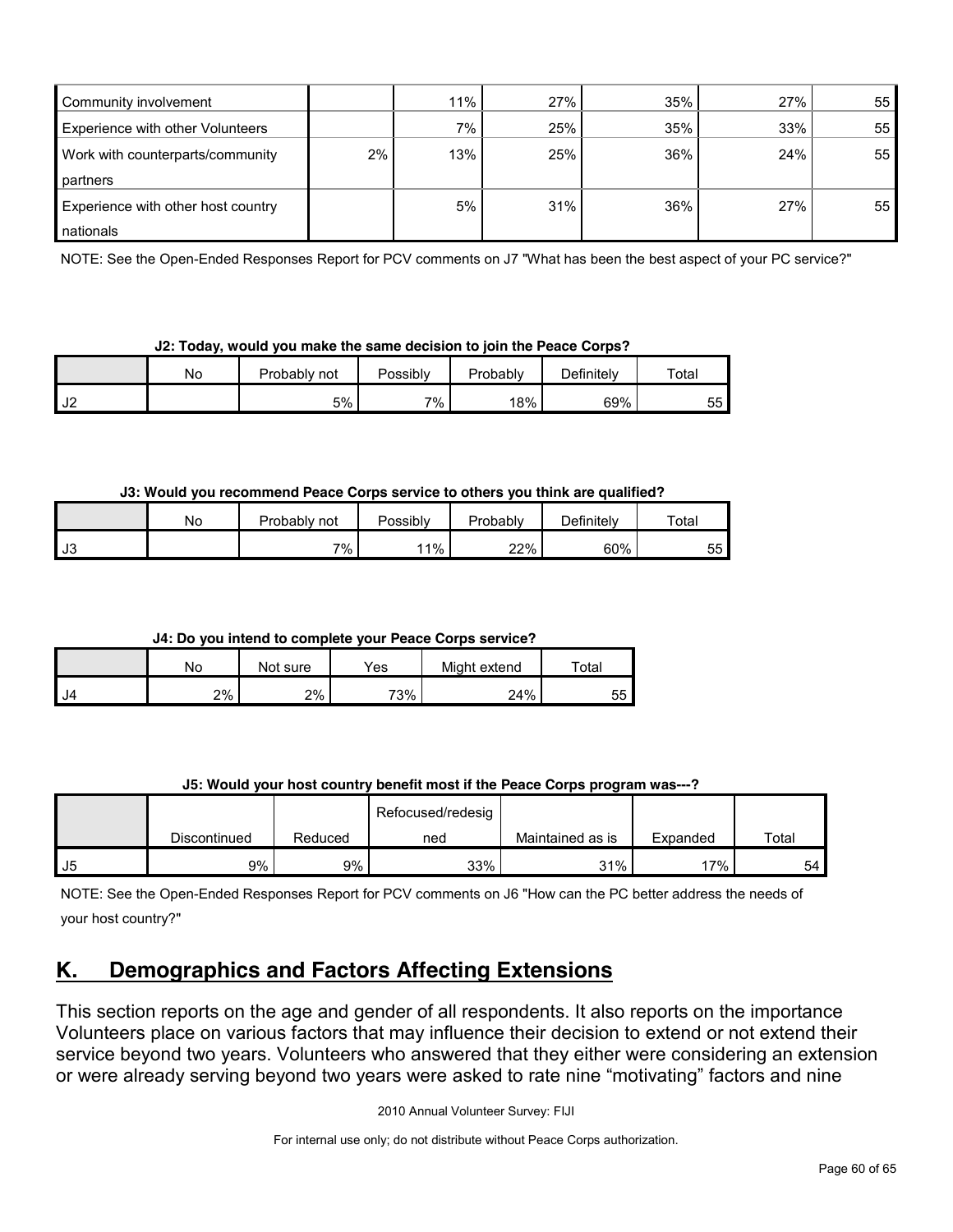| | | | | | | |
|---|---|---|---|---|---|---|
| Community involvement | | 11% | 27% | 35% | 27% | 55 |
| Experience with other Volunteers | | 7% | 25% | 35% | 33% | 55 |
| Work with counterparts/community partners | 2% | 13% | 25% | 36% | 24% | 55 |
| Experience with other host country nationals | | 5% | 31% | 36% | 27% | 55 |

NOTE: See the Open-Ended Responses Report for PCV comments on J7 "What has been the best aspect of your PC service?"

**J2: Today, would you make the same decision to join the Peace Corps?**

| | No | Probably not | Possibly | Probably | Definitely | Total |
|---|---|---|---|---|---|---|
| J2 | | 5% | 7% | 18% | 69% | 55 |

**J3: Would you recommend Peace Corps service to others you think are qualified?**

| | No | Probably not | Possibly | Probably | Definitely | Total |
|---|---|---|---|---|---|---|
| J3 | | 7% | 11% | 22% | 60% | 55 |

**J4: Do you intend to complete your Peace Corps service?**

| | No | Not sure | Yes | Might extend | Total |
|---|---|---|---|---|---|
| J4 | 2% | 2% | 73% | 24% | 55 |

**J5: Would your host country benefit most if the Peace Corps program was---?**

| | Discontinued | Reduced | Refocused/redesigned | Maintained as is | Expanded | Total |
|---|---|---|---|---|---|---|
| J5 | 9% | 9% | 33% | 31% | 17% | 54 |

NOTE: See the Open-Ended Responses Report for PCV comments on J6 "How can the PC better address the needs of your host country?"

## K. Demographics and Factors Affecting Extensions

This section reports on the age and gender of all respondents. It also reports on the importance Volunteers place on various factors that may influence their decision to extend or not extend their service beyond two years. Volunteers who answered that they either were considering an extension or were already serving beyond two years were asked to rate nine "motivating" factors and nine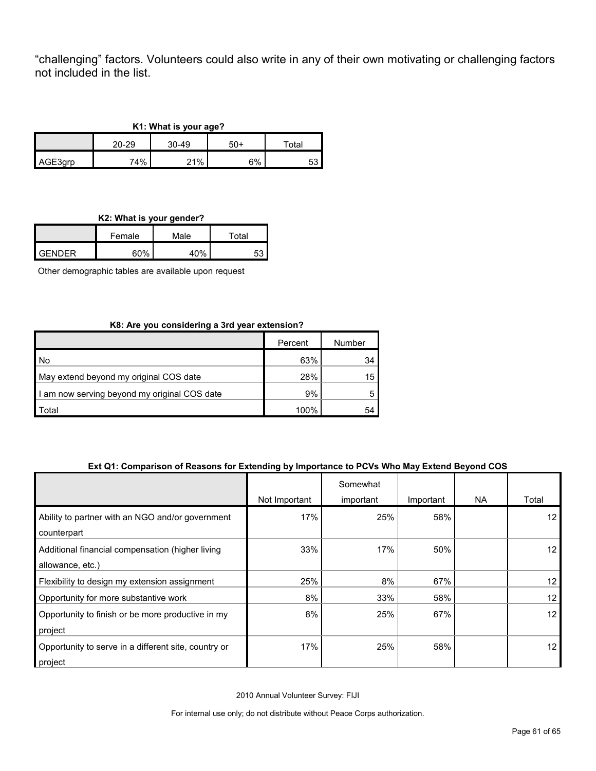“challenging” factors. Volunteers could also write in any of their own motivating or challenging factors not included in the list.

**K1: What is your age?**

| | 20-29 | 30-49 | 50+ | Total |
|---|---|---|---|---|
| AGE3grp | 74% | 21% | 6% | 53 |

**K2: What is your gender?**

| | Female | Male | Total |
|---|---|---|---|
| GENDER | 60% | 40% | 53 |

Other demographic tables are available upon request

**K8: Are you considering a 3rd year extension?**

| | Percent | Number |
|---|---|---|
| No | 63% | 34 |
| May extend beyond my original COS date | 28% | 15 |
| I am now serving beyond my original COS date | 9% | 5 |
| Total | 100% | 54 |

**Ext Q1: Comparison of Reasons for Extending by Importance to PCVs Who May Extend Beyond COS**

| | Not Important | Somewhat important | Important | NA | Total |
|---|---|---|---|---|---|
| Ability to partner with an NGO and/or government counterpart | 17% | 25% | 58% | | 12 |
| Additional financial compensation (higher living allowance, etc.) | 33% | 17% | 50% | | 12 |
| Flexibility to design my extension assignment | 25% | 8% | 67% | | 12 |
| Opportunity for more substantive work | 8% | 33% | 58% | | 12 |
| Opportunity to finish or be more productive in my project | 8% | 25% | 67% | | 12 |
| Opportunity to serve in a different site, country or project | 17% | 25% | 58% | | 12 |

2010 Annual Volunteer Survey: FIJI

For internal use only; do not distribute without Peace Corps authorization.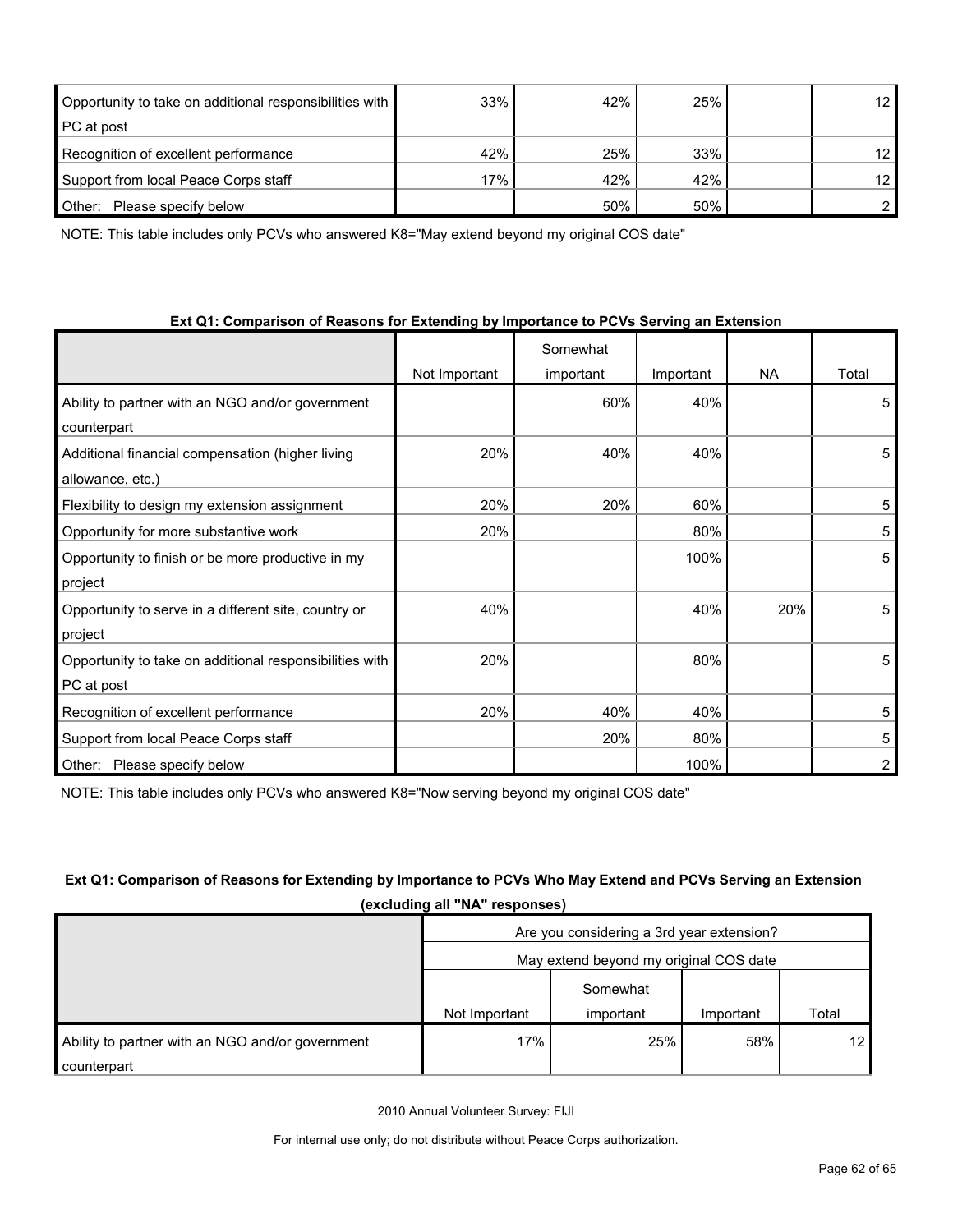| | | | | | |
|---|---|---|---|---|---|
| Opportunity to take on additional responsibilities with PC at post | 33% | 42% | 25% | | 12 |
| Recognition of excellent performance | 42% | 25% | 33% | | 12 |
| Support from local Peace Corps staff | 17% | 42% | 42% | | 12 |
| Other: Please specify below | | 50% | 50% | | 2 |

NOTE: This table includes only PCVs who answered K8="May extend beyond my original COS date"

**Ext Q1: Comparison of Reasons for Extending by Importance to PCVs Serving an Extension**

| | Not Important | Somewhat important | Important | NA | Total |
|---|---|---|---|---|---|
| Ability to partner with an NGO and/or government counterpart | | 60% | 40% | | 5 |
| Additional financial compensation (higher living allowance, etc.) | 20% | 40% | 40% | | 5 |
| Flexibility to design my extension assignment | 20% | 20% | 60% | | 5 |
| Opportunity for more substantive work | 20% | | 80% | | 5 |
| Opportunity to finish or be more productive in my project | | | 100% | | 5 |
| Opportunity to serve in a different site, country or project | 40% | | 40% | 20% | 5 |
| Opportunity to take on additional responsibilities with PC at post | 20% | | 80% | | 5 |
| Recognition of excellent performance | 20% | 40% | 40% | | 5 |
| Support from local Peace Corps staff | | 20% | 80% | | 5 |
| Other: Please specify below | | | 100% | | 2 |

NOTE: This table includes only PCVs who answered K8="Now serving beyond my original COS date"

**Ext Q1: Comparison of Reasons for Extending by Importance to PCVs Who May Extend and PCVs Serving an Extension (excluding all "NA" responses)**

| | Are you considering a 3rd year extension? | | | |
|---|---|---|---|---|
| | May extend beyond my original COS date | | | |
| | Not Important | Somewhat important | Important | Total |
| Ability to partner with an NGO and/or government counterpart | 17% | 25% | 58% | 12 |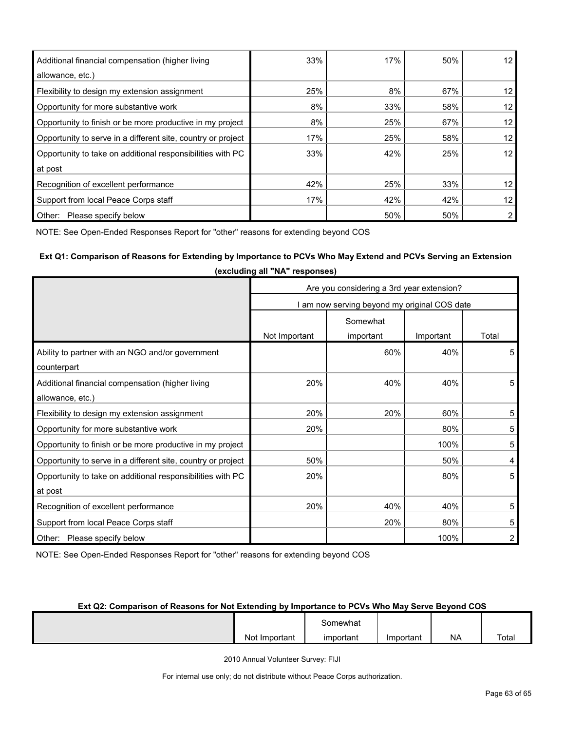| | | | | |
|---|---|---|---|---|
| Additional financial compensation (higher living allowance, etc.) | 33% | 17% | 50% | 12 |
| Flexibility to design my extension assignment | 25% | 8% | 67% | 12 |
| Opportunity for more substantive work | 8% | 33% | 58% | 12 |
| Opportunity to finish or be more productive in my project | 8% | 25% | 67% | 12 |
| Opportunity to serve in a different site, country or project | 17% | 25% | 58% | 12 |
| Opportunity to take on additional responsibilities with PC at post | 33% | 42% | 25% | 12 |
| Recognition of excellent performance | 42% | 25% | 33% | 12 |
| Support from local Peace Corps staff | 17% | 42% | 42% | 12 |
| Other: Please specify below | | 50% | 50% | 2 |

NOTE: See Open-Ended Responses Report for "other" reasons for extending beyond COS

**Ext Q1: Comparison of Reasons for Extending by Importance to PCVs Who May Extend and PCVs Serving an Extension (excluding all "NA" responses)**

| | Are you considering a 3rd year extension? | | | |
|---|---|---|---|---|
| | I am now serving beyond my original COS date | | | |
| | Not Important | Somewhat important | Important | Total |
| Ability to partner with an NGO and/or government counterpart | | 60% | 40% | 5 |
| Additional financial compensation (higher living allowance, etc.) | 20% | 40% | 40% | 5 |
| Flexibility to design my extension assignment | 20% | 20% | 60% | 5 |
| Opportunity for more substantive work | 20% | | 80% | 5 |
| Opportunity to finish or be more productive in my project | | | 100% | 5 |
| Opportunity to serve in a different site, country or project | 50% | | 50% | 4 |
| Opportunity to take on additional responsibilities with PC at post | 20% | | 80% | 5 |
| Recognition of excellent performance | 20% | 40% | 40% | 5 |
| Support from local Peace Corps staff | | 20% | 80% | 5 |
| Other: Please specify below | | | 100% | 2 |

NOTE: See Open-Ended Responses Report for "other" reasons for extending beyond COS

**Ext Q2: Comparison of Reasons for Not Extending by Importance to PCVs Who May Serve Beyond COS**

| | Not Important | Somewhat important | Important | NA | Total |
|---|---|---|---|---|---|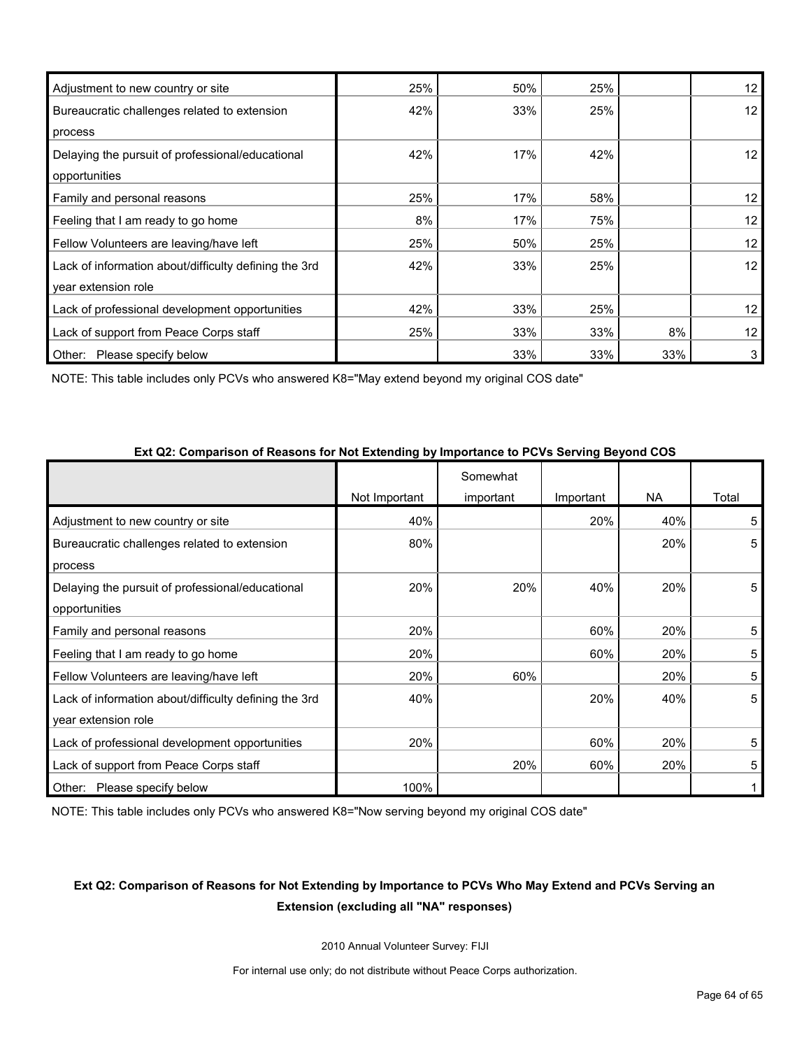| | Not Important | Somewhat important | Important | NA | Total |
|---|---|---|---|---|---|
| Adjustment to new country or site | 25% | 50% | 25% | | 12 |
| Bureaucratic challenges related to extension process | 42% | 33% | 25% | | 12 |
| Delaying the pursuit of professional/educational opportunities | 42% | 17% | 42% | | 12 |
| Family and personal reasons | 25% | 17% | 58% | | 12 |
| Feeling that I am ready to go home | 8% | 17% | 75% | | 12 |
| Fellow Volunteers are leaving/have left | 25% | 50% | 25% | | 12 |
| Lack of information about/difficulty defining the 3rd year extension role | 42% | 33% | 25% | | 12 |
| Lack of professional development opportunities | 42% | 33% | 25% | | 12 |
| Lack of support from Peace Corps staff | 25% | 33% | 33% | 8% | 12 |
| Other: Please specify below | | 33% | 33% | 33% | 3 |

NOTE: This table includes only PCVs who answered K8="May extend beyond my original COS date"

**Ext Q2: Comparison of Reasons for Not Extending by Importance to PCVs Serving Beyond COS**

| | Not Important | Somewhat important | Important | NA | Total |
|---|---|---|---|---|---|
| Adjustment to new country or site | 40% | | 20% | 40% | 5 |
| Bureaucratic challenges related to extension process | 80% | | | 20% | 5 |
| Delaying the pursuit of professional/educational opportunities | 20% | 20% | 40% | 20% | 5 |
| Family and personal reasons | 20% | | 60% | 20% | 5 |
| Feeling that I am ready to go home | 20% | | 60% | 20% | 5 |
| Fellow Volunteers are leaving/have left | 20% | 60% | | 20% | 5 |
| Lack of information about/difficulty defining the 3rd year extension role | 40% | | 20% | 40% | 5 |
| Lack of professional development opportunities | 20% | | 60% | 20% | 5 |
| Lack of support from Peace Corps staff | | 20% | 60% | 20% | 5 |
| Other: Please specify below | 100% | | | | 1 |

NOTE: This table includes only PCVs who answered K8="Now serving beyond my original COS date"

**Ext Q2: Comparison of Reasons for Not Extending by Importance to PCVs Who May Extend and PCVs Serving an Extension (excluding all "NA" responses)**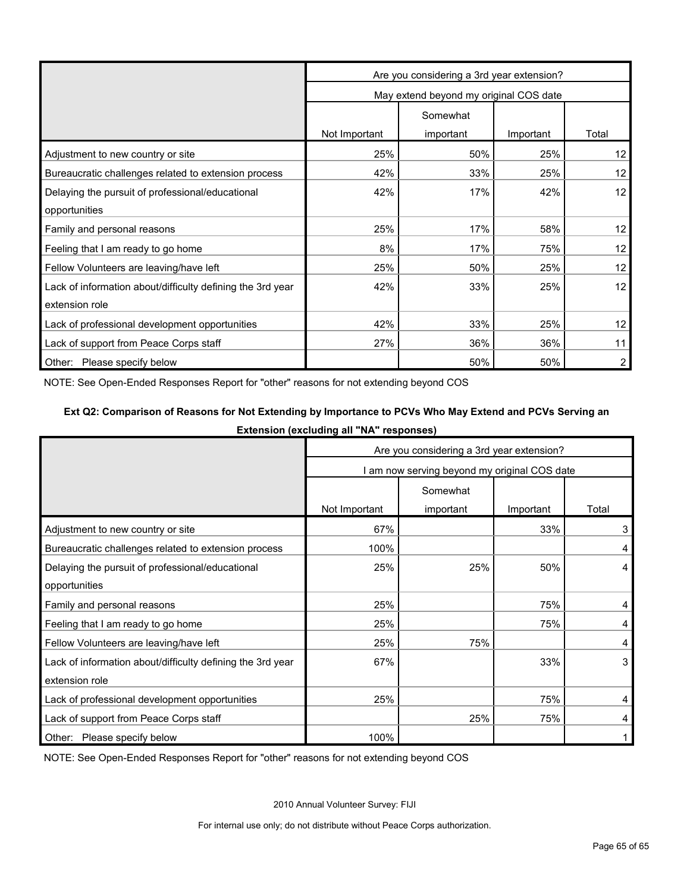| | Are you considering a 3rd year extension? | | | |
|---|---|---|---|---|
| | May extend beyond my original COS date | | | |
| | Not Important | Somewhat important | Important | Total |
| Adjustment to new country or site | 25% | 50% | 25% | 12 |
| Bureaucratic challenges related to extension process | 42% | 33% | 25% | 12 |
| Delaying the pursuit of professional/educational opportunities | 42% | 17% | 42% | 12 |
| Family and personal reasons | 25% | 17% | 58% | 12 |
| Feeling that I am ready to go home | 8% | 17% | 75% | 12 |
| Fellow Volunteers are leaving/have left | 25% | 50% | 25% | 12 |
| Lack of information about/difficulty defining the 3rd year extension role | 42% | 33% | 25% | 12 |
| Lack of professional development opportunities | 42% | 33% | 25% | 12 |
| Lack of support from Peace Corps staff | 27% | 36% | 36% | 11 |
| Other: Please specify below | | 50% | 50% | 2 |

NOTE: See Open-Ended Responses Report for "other" reasons for not extending beyond COS

**Ext Q2: Comparison of Reasons for Not Extending by Importance to PCVs Who May Extend and PCVs Serving an Extension (excluding all "NA" responses)**

| | Are you considering a 3rd year extension? | | | |
|---|---|---|---|---|
| | I am now serving beyond my original COS date | | | |
| | Not Important | Somewhat important | Important | Total |
| Adjustment to new country or site | 67% | | 33% | 3 |
| Bureaucratic challenges related to extension process | 100% | | | 4 |
| Delaying the pursuit of professional/educational opportunities | 25% | 25% | 50% | 4 |
| Family and personal reasons | 25% | | 75% | 4 |
| Feeling that I am ready to go home | 25% | | 75% | 4 |
| Fellow Volunteers are leaving/have left | 25% | 75% | | 4 |
| Lack of information about/difficulty defining the 3rd year extension role | 67% | | 33% | 3 |
| Lack of professional development opportunities | 25% | | 75% | 4 |
| Lack of support from Peace Corps staff | | 25% | 75% | 4 |
| Other: Please specify below | 100% | | | 1 |

NOTE: See Open-Ended Responses Report for "other" reasons for not extending beyond COS

2010 Annual Volunteer Survey: FIJI

For internal use only; do not distribute without Peace Corps authorization.